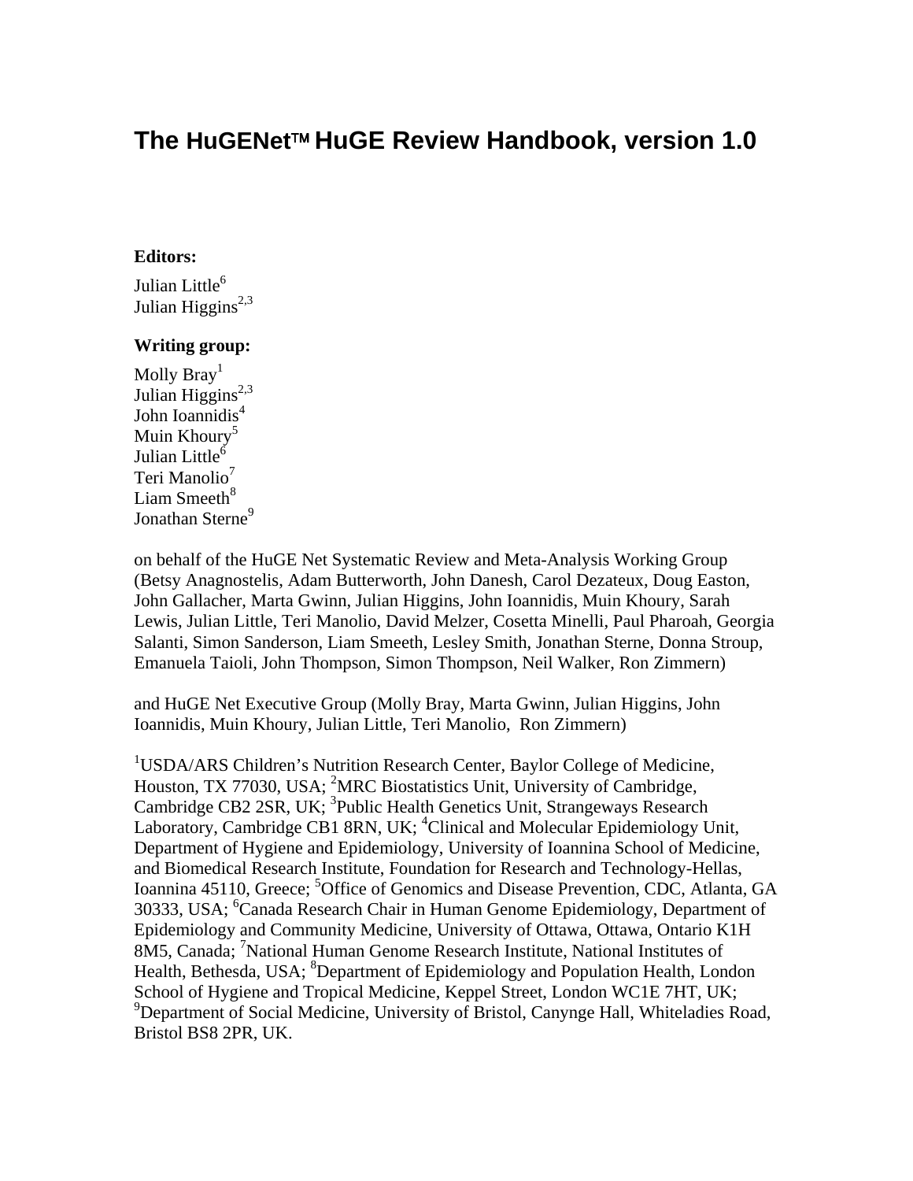# The HuGENet™ HuGE Review Handbook, version 1.0

**Editors:**

Julian Little[6]
Julian Higgins[2,3]

**Writing group:**

Molly Bray[1]
Julian Higgins[2,3]
John Ioannidis[4]
Muin Khoury[5]
Julian Little[6]
Teri Manolio[7]
Liam Smeeth[8]
Jonathan Sterne[9]

on behalf of the HuGE Net Systematic Review and Meta-Analysis Working Group (Betsy Anagnostelis, Adam Butterworth, John Danesh, Carol Dezateux, Doug Easton, John Gallacher, Marta Gwinn, Julian Higgins, John Ioannidis, Muin Khoury, Sarah Lewis, Julian Little, Teri Manolio, David Melzer, Cosetta Minelli, Paul Pharoah, Georgia Salanti, Simon Sanderson, Liam Smeeth, Lesley Smith, Jonathan Sterne, Donna Stroup, Emanuela Taioli, John Thompson, Simon Thompson, Neil Walker, Ron Zimmern)

and HuGE Net Executive Group (Molly Bray, Marta Gwinn, Julian Higgins, John Ioannidis, Muin Khoury, Julian Little, Teri Manolio, Ron Zimmern)

[1]USDA/ARS Children's Nutrition Research Center, Baylor College of Medicine, Houston, TX 77030, USA; [2]MRC Biostatistics Unit, University of Cambridge, Cambridge CB2 2SR, UK; [3]Public Health Genetics Unit, Strangeways Research Laboratory, Cambridge CB1 8RN, UK; [4]Clinical and Molecular Epidemiology Unit, Department of Hygiene and Epidemiology, University of Ioannina School of Medicine, and Biomedical Research Institute, Foundation for Research and Technology-Hellas, Ioannina 45110, Greece; [5]Office of Genomics and Disease Prevention, CDC, Atlanta, GA 30333, USA; [6]Canada Research Chair in Human Genome Epidemiology, Department of Epidemiology and Community Medicine, University of Ottawa, Ottawa, Ontario K1H 8M5, Canada; [7]National Human Genome Research Institute, National Institutes of Health, Bethesda, USA; [8]Department of Epidemiology and Population Health, London School of Hygiene and Tropical Medicine, Keppel Street, London WC1E 7HT, UK; [9]Department of Social Medicine, University of Bristol, Canynge Hall, Whiteladies Road, Bristol BS8 2PR, UK.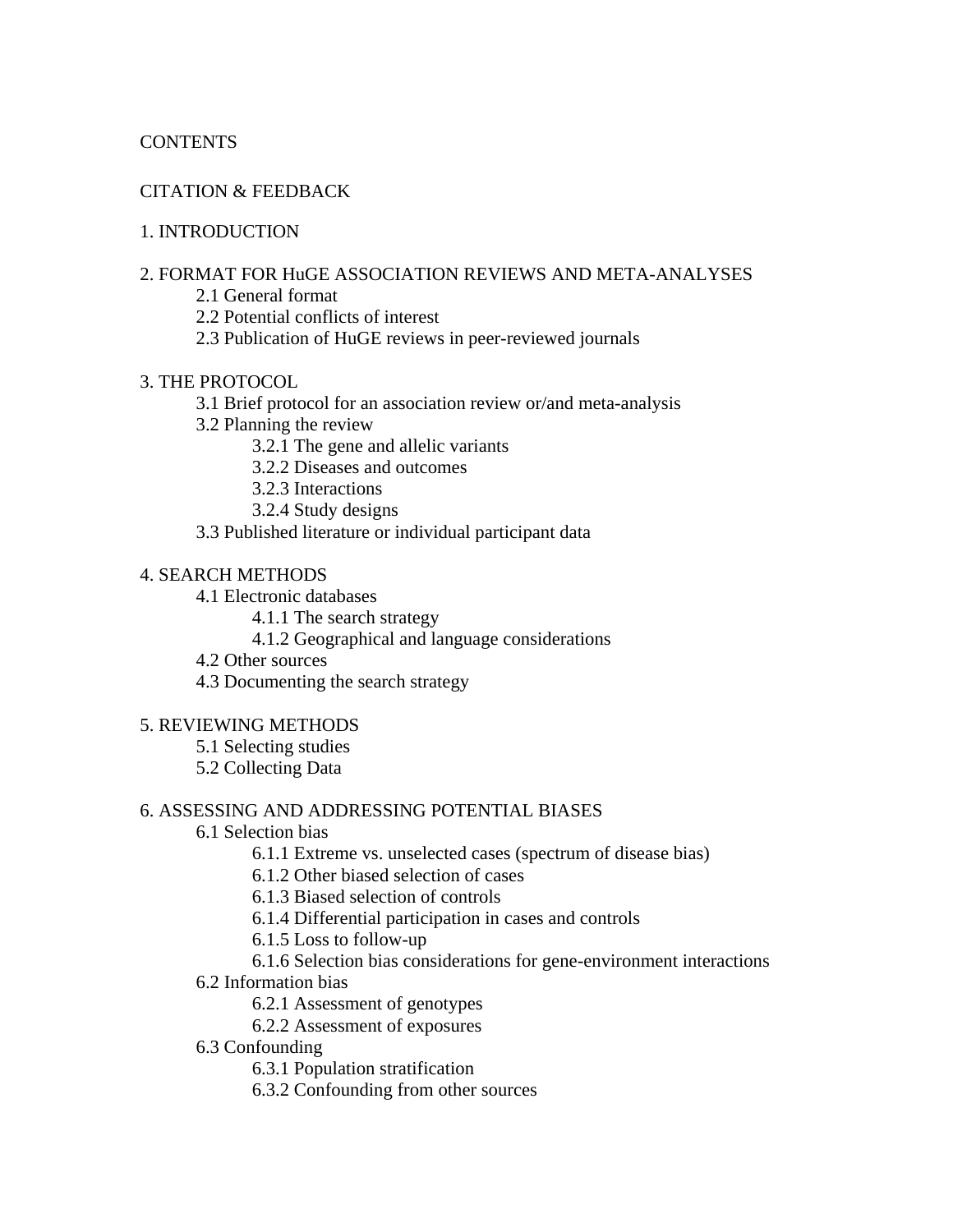CONTENTS

CITATION & FEEDBACK

1. INTRODUCTION

2. FORMAT FOR HuGE ASSOCIATION REVIEWS AND META-ANALYSES
    - 2.1 General format
    - 2.2 Potential conflicts of interest
    - 2.3 Publication of HuGE reviews in peer-reviewed journals

3. THE PROTOCOL
    - 3.1 Brief protocol for an association review or/and meta-analysis
    - 3.2 Planning the review
        - 3.2.1 The gene and allelic variants
        - 3.2.2 Diseases and outcomes
        - 3.2.3 Interactions
        - 3.2.4 Study designs
    - 3.3 Published literature or individual participant data

4. SEARCH METHODS
    - 4.1 Electronic databases
        - 4.1.1 The search strategy
        - 4.1.2 Geographical and language considerations
    - 4.2 Other sources
    - 4.3 Documenting the search strategy

5. REVIEWING METHODS
    - 5.1 Selecting studies
    - 5.2 Collecting Data

6. ASSESSING AND ADDRESSING POTENTIAL BIASES
    - 6.1 Selection bias
        - 6.1.1 Extreme vs. unselected cases (spectrum of disease bias)
        - 6.1.2 Other biased selection of cases
        - 6.1.3 Biased selection of controls
        - 6.1.4 Differential participation in cases and controls
        - 6.1.5 Loss to follow-up
        - 6.1.6 Selection bias considerations for gene-environment interactions
    - 6.2 Information bias
        - 6.2.1 Assessment of genotypes
        - 6.2.2 Assessment of exposures
    - 6.3 Confounding
        - 6.3.1 Population stratification
        - 6.3.2 Confounding from other sources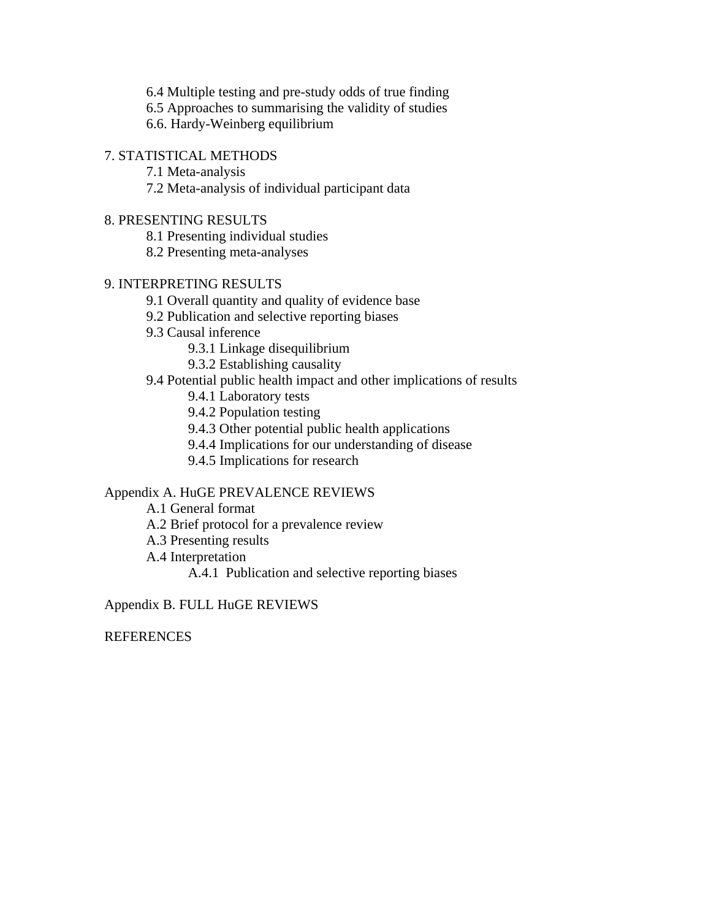6.4 Multiple testing and pre-study odds of true finding
6.5 Approaches to summarising the validity of studies
6.6. Hardy-Weinberg equilibrium

7. STATISTICAL METHODS
- 7.1 Meta-analysis
- 7.2 Meta-analysis of individual participant data

8. PRESENTING RESULTS
- 8.1 Presenting individual studies
- 8.2 Presenting meta-analyses

9. INTERPRETING RESULTS
- 9.1 Overall quantity and quality of evidence base
- 9.2 Publication and selective reporting biases
- 9.3 Causal inference
  - 9.3.1 Linkage disequilibrium
  - 9.3.2 Establishing causality
- 9.4 Potential public health impact and other implications of results
  - 9.4.1 Laboratory tests
  - 9.4.2 Population testing
  - 9.4.3 Other potential public health applications
  - 9.4.4 Implications for our understanding of disease
  - 9.4.5 Implications for research

Appendix A. HuGE PREVALENCE REVIEWS
- A.1 General format
- A.2 Brief protocol for a prevalence review
- A.3 Presenting results
- A.4 Interpretation
  - A.4.1 Publication and selective reporting biases

Appendix B. FULL HuGE REVIEWS

REFERENCES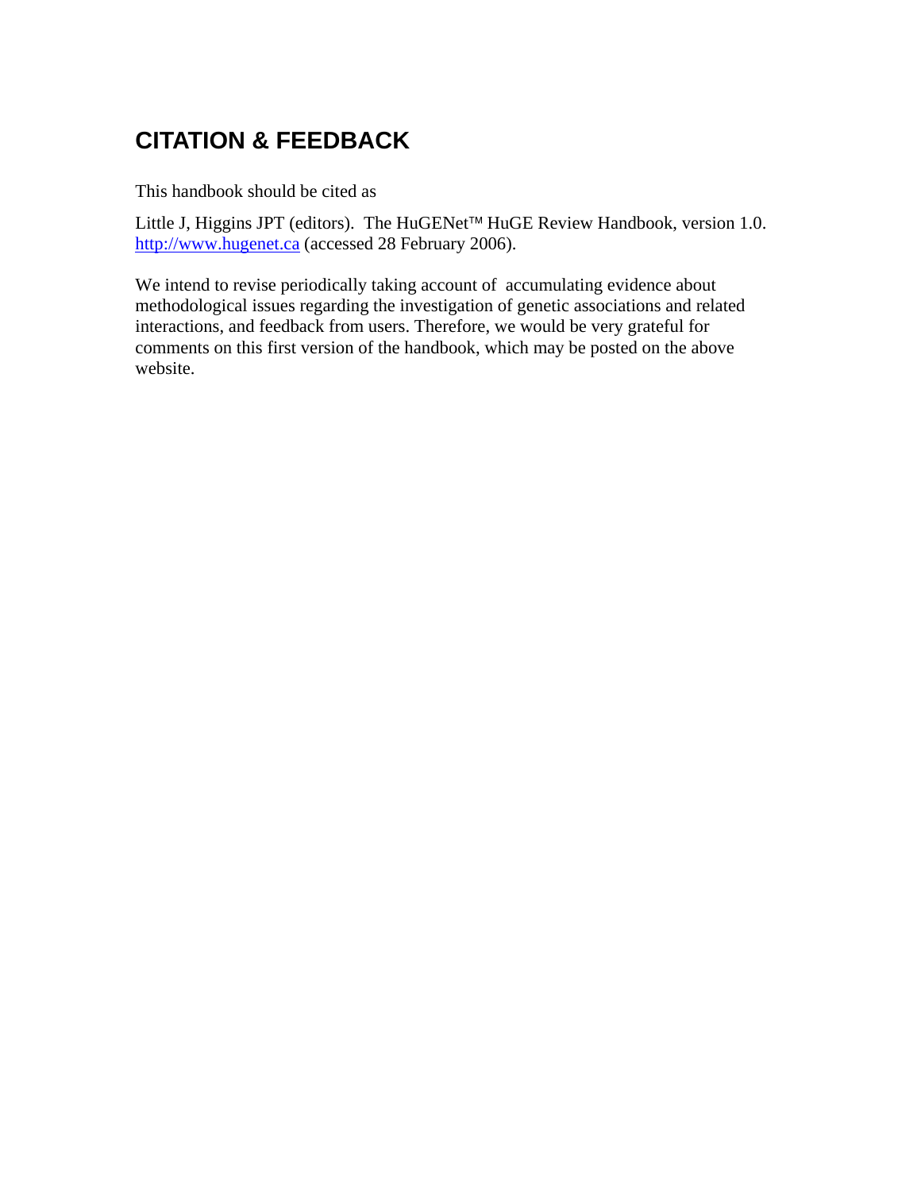# CITATION & FEEDBACK

This handbook should be cited as

Little J, Higgins JPT (editors). The HuGENet™ HuGE Review Handbook, version 1.0. [http://www.hugenet.ca](http://www.hugenet.ca) (accessed 28 February 2006).

We intend to revise periodically taking account of accumulating evidence about methodological issues regarding the investigation of genetic associations and related interactions, and feedback from users. Therefore, we would be very grateful for comments on this first version of the handbook, which may be posted on the above website.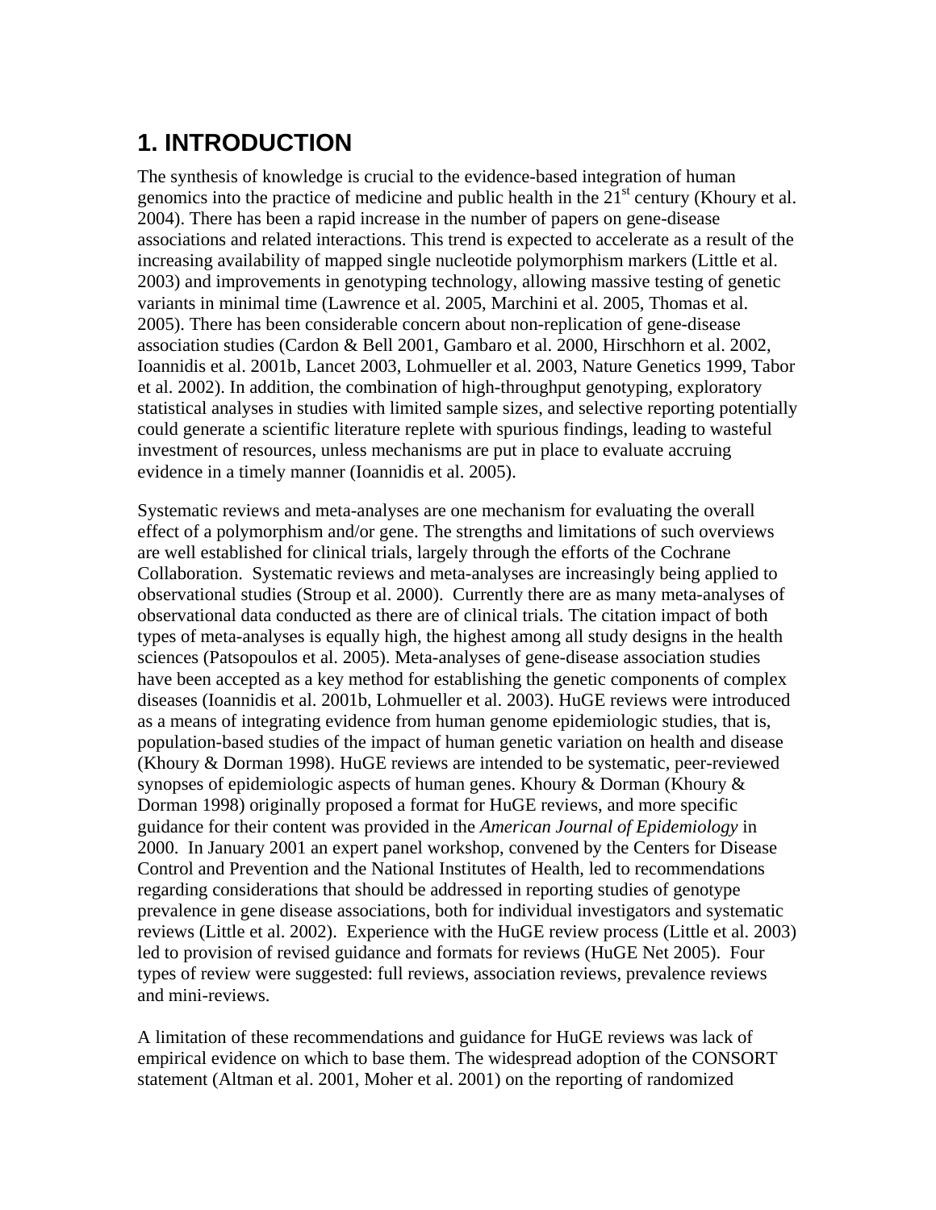# 1. INTRODUCTION

The synthesis of knowledge is crucial to the evidence-based integration of human genomics into the practice of medicine and public health in the 21st century (Khoury et al. 2004). There has been a rapid increase in the number of papers on gene-disease associations and related interactions. This trend is expected to accelerate as a result of the increasing availability of mapped single nucleotide polymorphism markers (Little et al. 2003) and improvements in genotyping technology, allowing massive testing of genetic variants in minimal time (Lawrence et al. 2005, Marchini et al. 2005, Thomas et al. 2005). There has been considerable concern about non-replication of gene-disease association studies (Cardon & Bell 2001, Gambaro et al. 2000, Hirschhorn et al. 2002, Ioannidis et al. 2001b, Lancet 2003, Lohmueller et al. 2003, Nature Genetics 1999, Tabor et al. 2002). In addition, the combination of high-throughput genotyping, exploratory statistical analyses in studies with limited sample sizes, and selective reporting potentially could generate a scientific literature replete with spurious findings, leading to wasteful investment of resources, unless mechanisms are put in place to evaluate accruing evidence in a timely manner (Ioannidis et al. 2005).

Systematic reviews and meta-analyses are one mechanism for evaluating the overall effect of a polymorphism and/or gene. The strengths and limitations of such overviews are well established for clinical trials, largely through the efforts of the Cochrane Collaboration. Systematic reviews and meta-analyses are increasingly being applied to observational studies (Stroup et al. 2000). Currently there are as many meta-analyses of observational data conducted as there are of clinical trials. The citation impact of both types of meta-analyses is equally high, the highest among all study designs in the health sciences (Patsopoulos et al. 2005). Meta-analyses of gene-disease association studies have been accepted as a key method for establishing the genetic components of complex diseases (Ioannidis et al. 2001b, Lohmueller et al. 2003). HuGE reviews were introduced as a means of integrating evidence from human genome epidemiologic studies, that is, population-based studies of the impact of human genetic variation on health and disease (Khoury & Dorman 1998). HuGE reviews are intended to be systematic, peer-reviewed synopses of epidemiologic aspects of human genes. Khoury & Dorman (Khoury & Dorman 1998) originally proposed a format for HuGE reviews, and more specific guidance for their content was provided in the *American Journal of Epidemiology* in 2000. In January 2001 an expert panel workshop, convened by the Centers for Disease Control and Prevention and the National Institutes of Health, led to recommendations regarding considerations that should be addressed in reporting studies of genotype prevalence in gene disease associations, both for individual investigators and systematic reviews (Little et al. 2002). Experience with the HuGE review process (Little et al. 2003) led to provision of revised guidance and formats for reviews (HuGE Net 2005). Four types of review were suggested: full reviews, association reviews, prevalence reviews and mini-reviews.

A limitation of these recommendations and guidance for HuGE reviews was lack of empirical evidence on which to base them. The widespread adoption of the CONSORT statement (Altman et al. 2001, Moher et al. 2001) on the reporting of randomized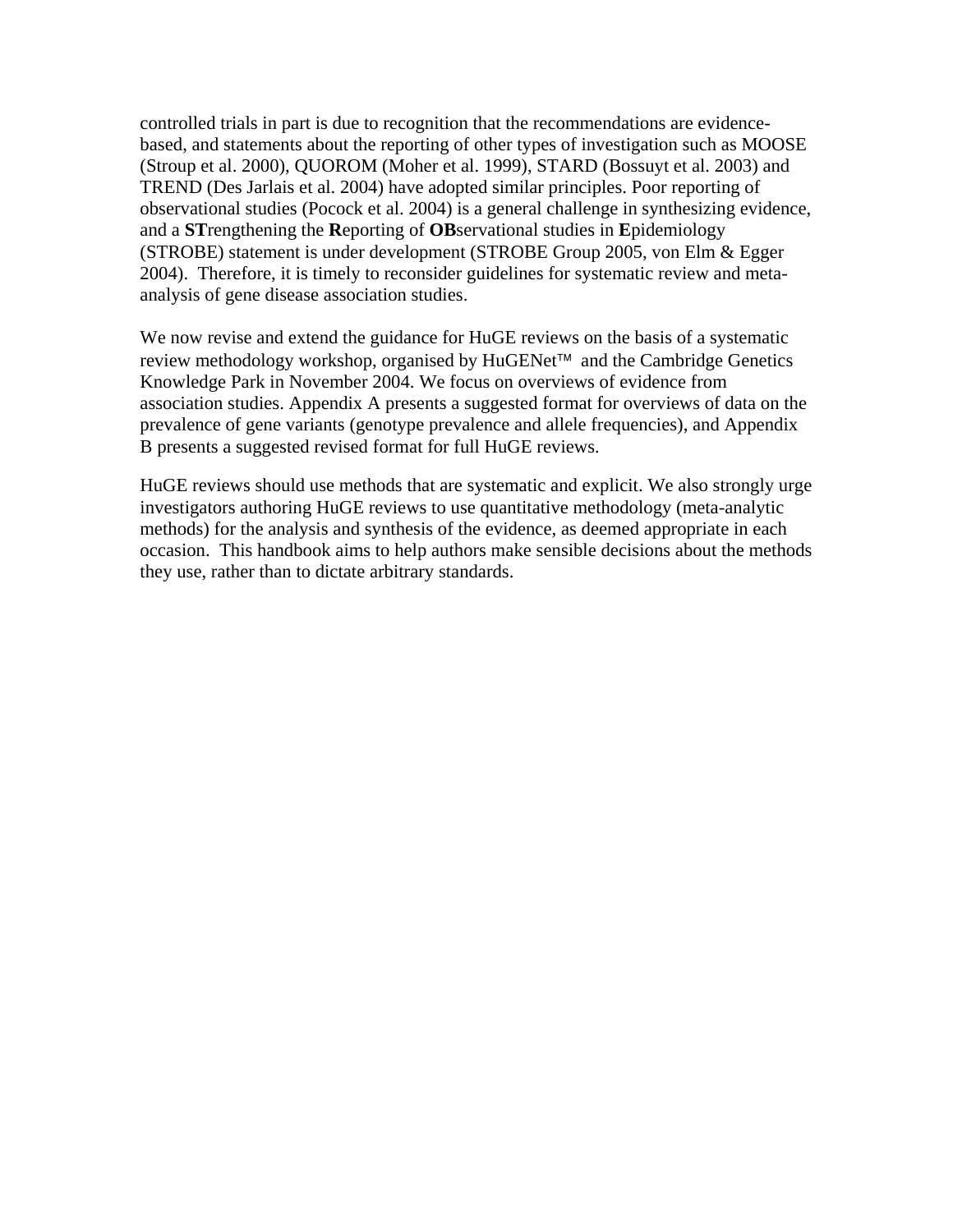controlled trials in part is due to recognition that the recommendations are evidence-based, and statements about the reporting of other types of investigation such as MOOSE (Stroup et al. 2000), QUOROM (Moher et al. 1999), STARD (Bossuyt et al. 2003) and TREND (Des Jarlais et al. 2004) have adopted similar principles. Poor reporting of observational studies (Pocock et al. 2004) is a general challenge in synthesizing evidence, and a **ST**rengthening the **R**eporting of **OB**servational studies in **E**pidemiology (STROBE) statement is under development (STROBE Group 2005, von Elm & Egger 2004). Therefore, it is timely to reconsider guidelines for systematic review and meta-analysis of gene disease association studies.

We now revise and extend the guidance for HuGE reviews on the basis of a systematic review methodology workshop, organised by HuGENet™ and the Cambridge Genetics Knowledge Park in November 2004. We focus on overviews of evidence from association studies. Appendix A presents a suggested format for overviews of data on the prevalence of gene variants (genotype prevalence and allele frequencies), and Appendix B presents a suggested revised format for full HuGE reviews.

HuGE reviews should use methods that are systematic and explicit. We also strongly urge investigators authoring HuGE reviews to use quantitative methodology (meta-analytic methods) for the analysis and synthesis of the evidence, as deemed appropriate in each occasion. This handbook aims to help authors make sensible decisions about the methods they use, rather than to dictate arbitrary standards.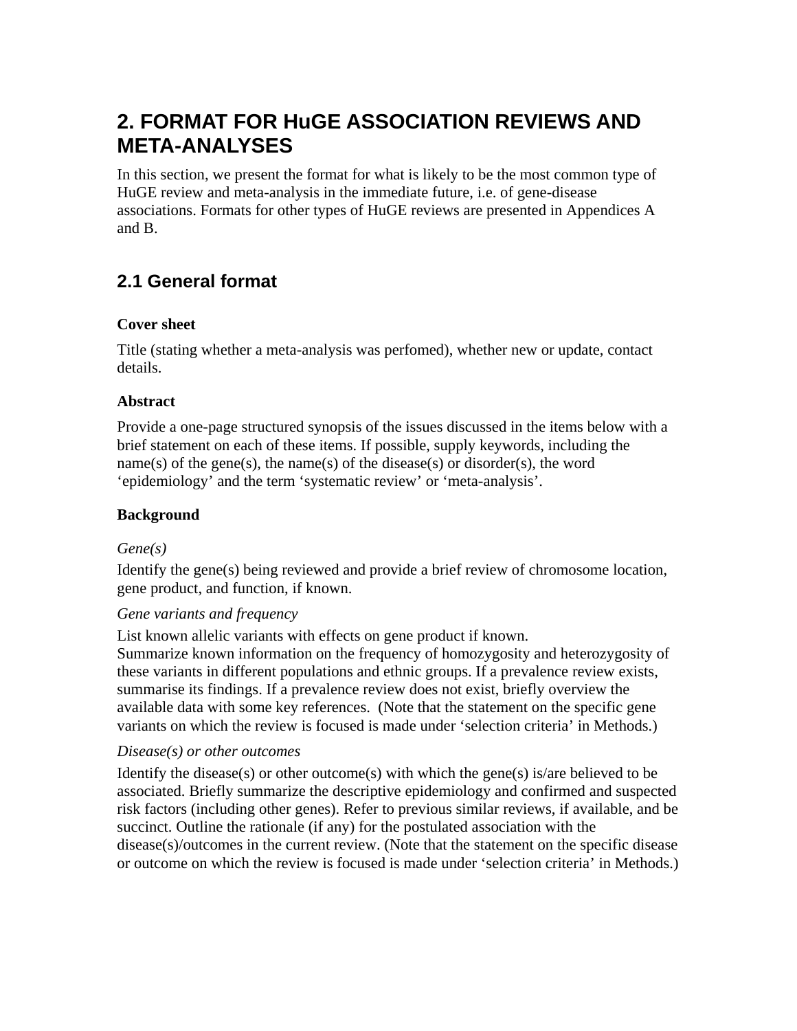# 2. FORMAT FOR HuGE ASSOCIATION REVIEWS AND META-ANALYSES

In this section, we present the format for what is likely to be the most common type of HuGE review and meta-analysis in the immediate future, i.e. of gene-disease associations. Formats for other types of HuGE reviews are presented in Appendices A and B.

## 2.1 General format

**Cover sheet**

Title (stating whether a meta-analysis was perfomed), whether new or update, contact details.

**Abstract**

Provide a one-page structured synopsis of the issues discussed in the items below with a brief statement on each of these items. If possible, supply keywords, including the name(s) of the gene(s), the name(s) of the disease(s) or disorder(s), the word 'epidemiology' and the term 'systematic review' or 'meta-analysis'.

**Background**

*Gene(s)*

Identify the gene(s) being reviewed and provide a brief review of chromosome location, gene product, and function, if known.

*Gene variants and frequency*

List known allelic variants with effects on gene product if known.
Summarize known information on the frequency of homozygosity and heterozygosity of these variants in different populations and ethnic groups. If a prevalence review exists, summarise its findings. If a prevalence review does not exist, briefly overview the available data with some key references. (Note that the statement on the specific gene variants on which the review is focused is made under 'selection criteria' in Methods.)

*Disease(s) or other outcomes*

Identify the disease(s) or other outcome(s) with which the gene(s) is/are believed to be associated. Briefly summarize the descriptive epidemiology and confirmed and suspected risk factors (including other genes). Refer to previous similar reviews, if available, and be succinct. Outline the rationale (if any) for the postulated association with the disease(s)/outcomes in the current review. (Note that the statement on the specific disease or outcome on which the review is focused is made under 'selection criteria' in Methods.)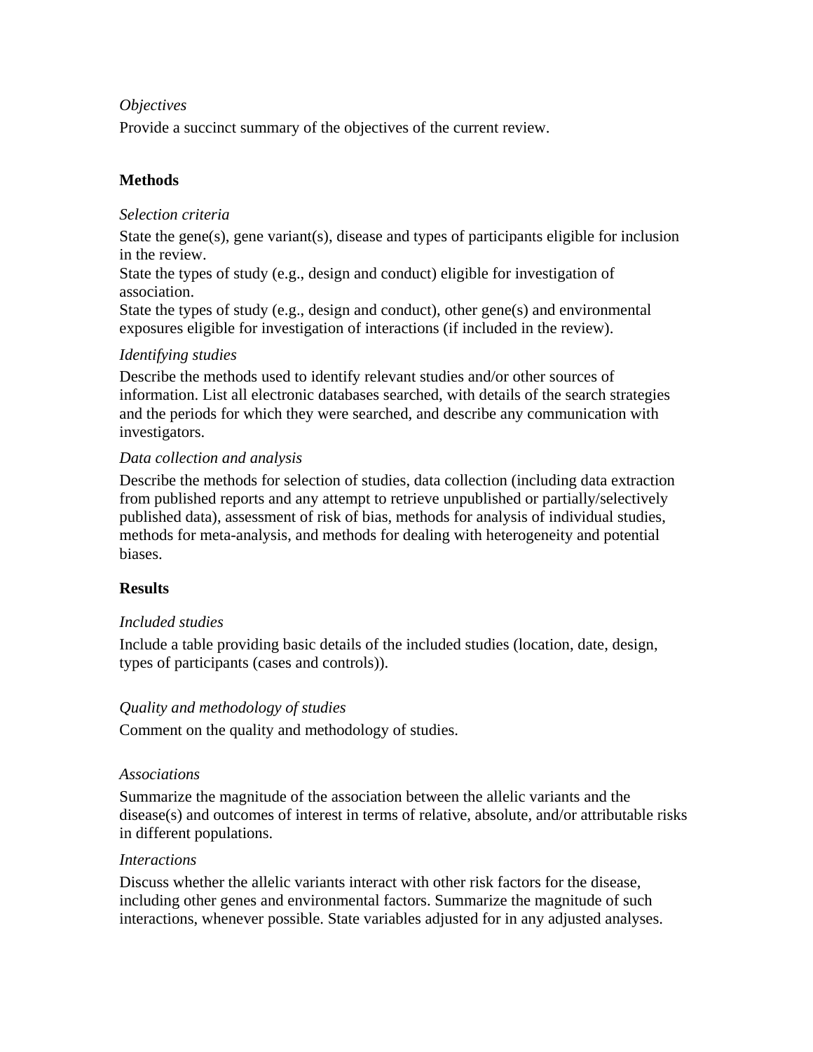*Objectives*

Provide a succinct summary of the objectives of the current review.

**Methods**

*Selection criteria*

State the gene(s), gene variant(s), disease and types of participants eligible for inclusion in the review.
State the types of study (e.g., design and conduct) eligible for investigation of association.
State the types of study (e.g., design and conduct), other gene(s) and environmental exposures eligible for investigation of interactions (if included in the review).

*Identifying studies*

Describe the methods used to identify relevant studies and/or other sources of information. List all electronic databases searched, with details of the search strategies and the periods for which they were searched, and describe any communication with investigators.

*Data collection and analysis*

Describe the methods for selection of studies, data collection (including data extraction from published reports and any attempt to retrieve unpublished or partially/selectively published data), assessment of risk of bias, methods for analysis of individual studies, methods for meta-analysis, and methods for dealing with heterogeneity and potential biases.

**Results**

*Included studies*

Include a table providing basic details of the included studies (location, date, design, types of participants (cases and controls)).

*Quality and methodology of studies*

Comment on the quality and methodology of studies.

*Associations*

Summarize the magnitude of the association between the allelic variants and the disease(s) and outcomes of interest in terms of relative, absolute, and/or attributable risks in different populations.

*Interactions*

Discuss whether the allelic variants interact with other risk factors for the disease, including other genes and environmental factors. Summarize the magnitude of such interactions, whenever possible. State variables adjusted for in any adjusted analyses.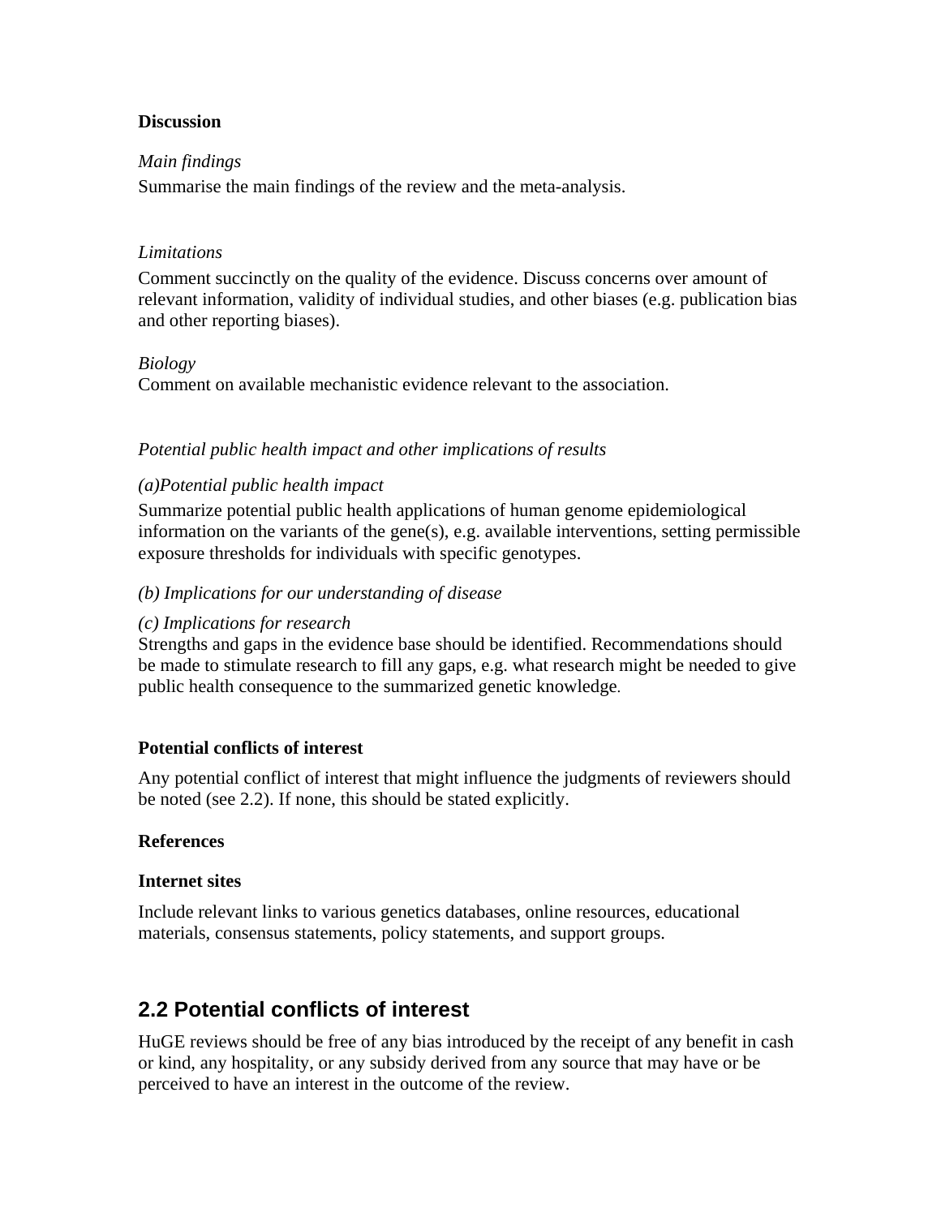**Discussion**

*Main findings*

Summarise the main findings of the review and the meta-analysis.

*Limitations*

Comment succinctly on the quality of the evidence. Discuss concerns over amount of relevant information, validity of individual studies, and other biases (e.g. publication bias and other reporting biases).

*Biology*

Comment on available mechanistic evidence relevant to the association.

*Potential public health impact and other implications of results*

*(a)Potential public health impact*

Summarize potential public health applications of human genome epidemiological information on the variants of the gene(s), e.g. available interventions, setting permissible exposure thresholds for individuals with specific genotypes.

*(b) Implications for our understanding of disease*

*(c) Implications for research*

Strengths and gaps in the evidence base should be identified. Recommendations should be made to stimulate research to fill any gaps, e.g. what research might be needed to give public health consequence to the summarized genetic knowledge.

**Potential conflicts of interest**

Any potential conflict of interest that might influence the judgments of reviewers should be noted (see 2.2). If none, this should be stated explicitly.

**References**

**Internet sites**

Include relevant links to various genetics databases, online resources, educational materials, consensus statements, policy statements, and support groups.

## 2.2 Potential conflicts of interest

HuGE reviews should be free of any bias introduced by the receipt of any benefit in cash or kind, any hospitality, or any subsidy derived from any source that may have or be perceived to have an interest in the outcome of the review.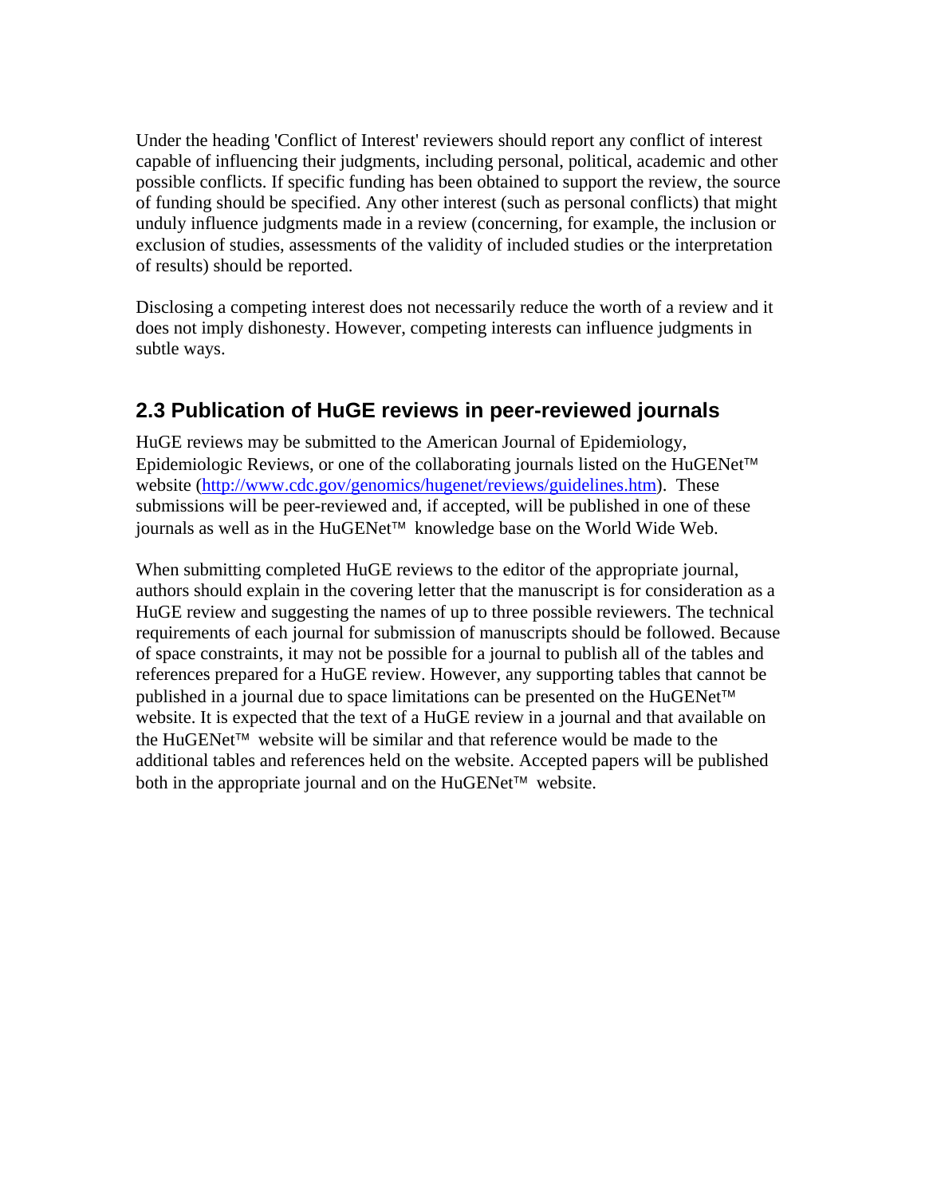Under the heading 'Conflict of Interest' reviewers should report any conflict of interest capable of influencing their judgments, including personal, political, academic and other possible conflicts. If specific funding has been obtained to support the review, the source of funding should be specified. Any other interest (such as personal conflicts) that might unduly influence judgments made in a review (concerning, for example, the inclusion or exclusion of studies, assessments of the validity of included studies or the interpretation of results) should be reported.

Disclosing a competing interest does not necessarily reduce the worth of a review and it does not imply dishonesty. However, competing interests can influence judgments in subtle ways.

## 2.3 Publication of HuGE reviews in peer-reviewed journals

HuGE reviews may be submitted to the American Journal of Epidemiology, Epidemiologic Reviews, or one of the collaborating journals listed on the HuGENet™ website (http://www.cdc.gov/genomics/hugenet/reviews/guidelines.htm). These submissions will be peer-reviewed and, if accepted, will be published in one of these journals as well as in the HuGENet™ knowledge base on the World Wide Web.

When submitting completed HuGE reviews to the editor of the appropriate journal, authors should explain in the covering letter that the manuscript is for consideration as a HuGE review and suggesting the names of up to three possible reviewers. The technical requirements of each journal for submission of manuscripts should be followed. Because of space constraints, it may not be possible for a journal to publish all of the tables and references prepared for a HuGE review. However, any supporting tables that cannot be published in a journal due to space limitations can be presented on the HuGENet™ website. It is expected that the text of a HuGE review in a journal and that available on the HuGENet™ website will be similar and that reference would be made to the additional tables and references held on the website. Accepted papers will be published both in the appropriate journal and on the HuGENet™ website.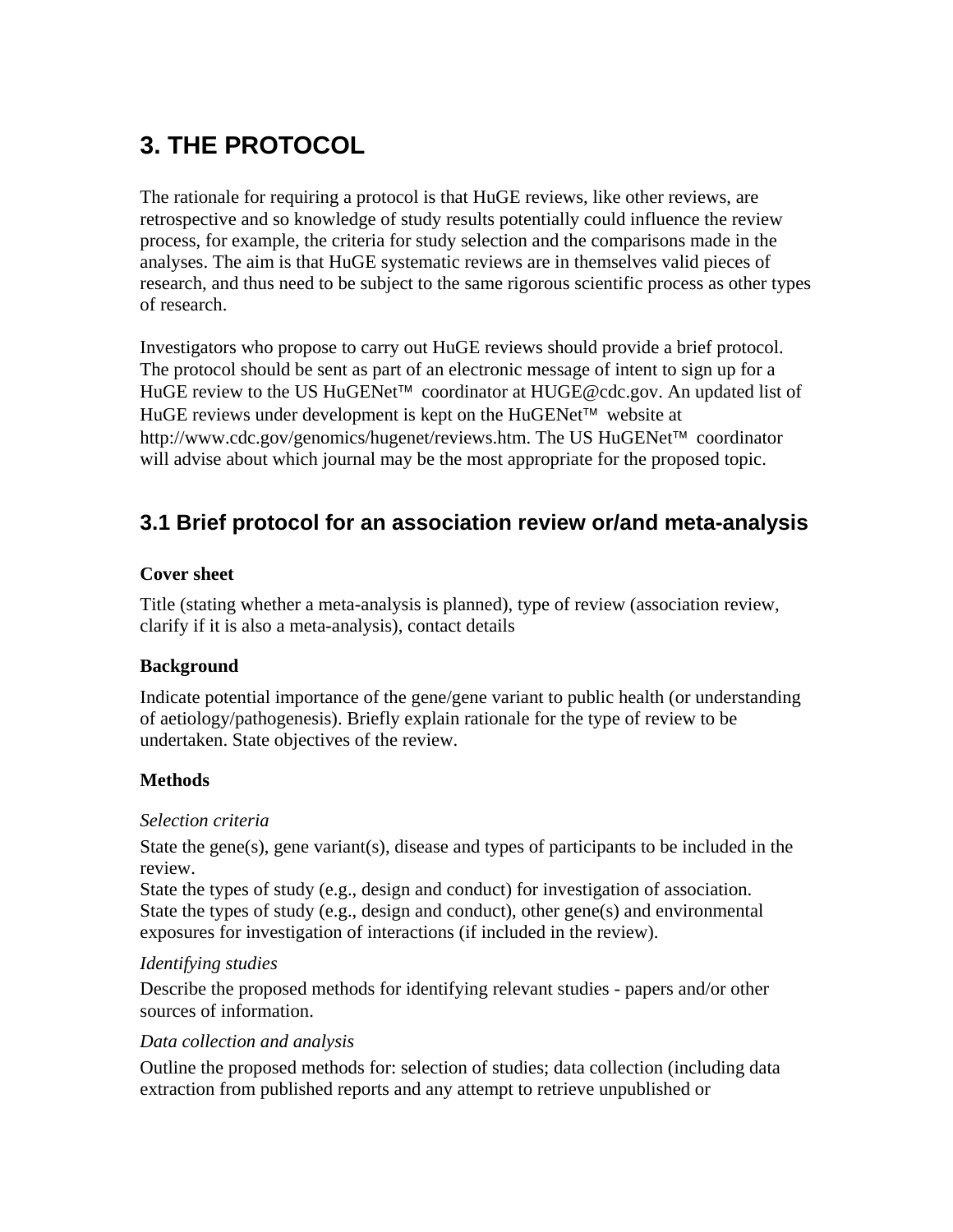# 3. THE PROTOCOL

The rationale for requiring a protocol is that HuGE reviews, like other reviews, are retrospective and so knowledge of study results potentially could influence the review process, for example, the criteria for study selection and the comparisons made in the analyses. The aim is that HuGE systematic reviews are in themselves valid pieces of research, and thus need to be subject to the same rigorous scientific process as other types of research.

Investigators who propose to carry out HuGE reviews should provide a brief protocol. The protocol should be sent as part of an electronic message of intent to sign up for a HuGE review to the US HuGENet™ coordinator at HUGE@cdc.gov. An updated list of HuGE reviews under development is kept on the HuGENet™ website at http://www.cdc.gov/genomics/hugenet/reviews.htm. The US HuGENet™ coordinator will advise about which journal may be the most appropriate for the proposed topic.

## 3.1 Brief protocol for an association review or/and meta-analysis

**Cover sheet**

Title (stating whether a meta-analysis is planned), type of review (association review, clarify if it is also a meta-analysis), contact details

**Background**

Indicate potential importance of the gene/gene variant to public health (or understanding of aetiology/pathogenesis). Briefly explain rationale for the type of review to be undertaken. State objectives of the review.

**Methods**

*Selection criteria*

State the gene(s), gene variant(s), disease and types of participants to be included in the review.
State the types of study (e.g., design and conduct) for investigation of association.
State the types of study (e.g., design and conduct), other gene(s) and environmental exposures for investigation of interactions (if included in the review).

*Identifying studies*

Describe the proposed methods for identifying relevant studies - papers and/or other sources of information.

*Data collection and analysis*

Outline the proposed methods for: selection of studies; data collection (including data extraction from published reports and any attempt to retrieve unpublished or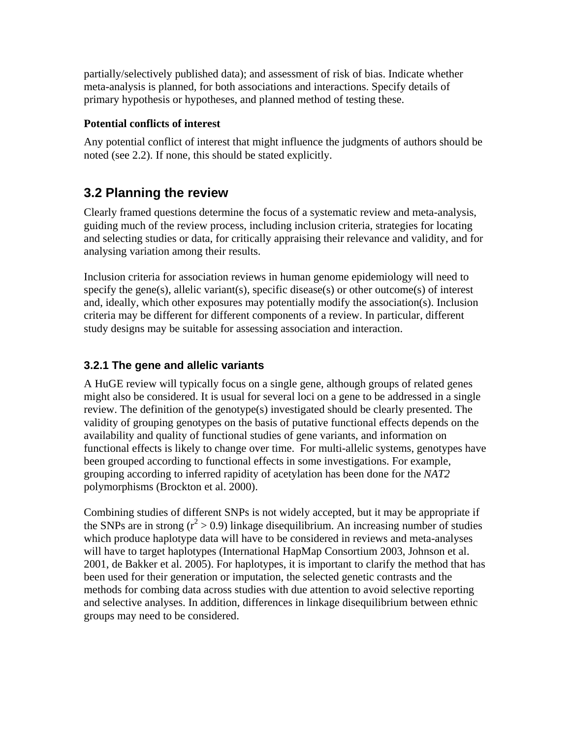partially/selectively published data); and assessment of risk of bias. Indicate whether meta-analysis is planned, for both associations and interactions. Specify details of primary hypothesis or hypotheses, and planned method of testing these.

**Potential conflicts of interest**

Any potential conflict of interest that might influence the judgments of authors should be noted (see 2.2). If none, this should be stated explicitly.

## 3.2 Planning the review

Clearly framed questions determine the focus of a systematic review and meta-analysis, guiding much of the review process, including inclusion criteria, strategies for locating and selecting studies or data, for critically appraising their relevance and validity, and for analysing variation among their results.

Inclusion criteria for association reviews in human genome epidemiology will need to specify the gene(s), allelic variant(s), specific disease(s) or other outcome(s) of interest and, ideally, which other exposures may potentially modify the association(s). Inclusion criteria may be different for different components of a review. In particular, different study designs may be suitable for assessing association and interaction.

### 3.2.1 The gene and allelic variants

A HuGE review will typically focus on a single gene, although groups of related genes might also be considered. It is usual for several loci on a gene to be addressed in a single review. The definition of the genotype(s) investigated should be clearly presented. The validity of grouping genotypes on the basis of putative functional effects depends on the availability and quality of functional studies of gene variants, and information on functional effects is likely to change over time. For multi-allelic systems, genotypes have been grouped according to functional effects in some investigations. For example, grouping according to inferred rapidity of acetylation has been done for the *NAT2* polymorphisms (Brockton et al. 2000).

Combining studies of different SNPs is not widely accepted, but it may be appropriate if the SNPs are in strong ($r^2 > 0.9$) linkage disequilibrium. An increasing number of studies which produce haplotype data will have to be considered in reviews and meta-analyses will have to target haplotypes (International HapMap Consortium 2003, Johnson et al. 2001, de Bakker et al. 2005). For haplotypes, it is important to clarify the method that has been used for their generation or imputation, the selected genetic contrasts and the methods for combing data across studies with due attention to avoid selective reporting and selective analyses. In addition, differences in linkage disequilibrium between ethnic groups may need to be considered.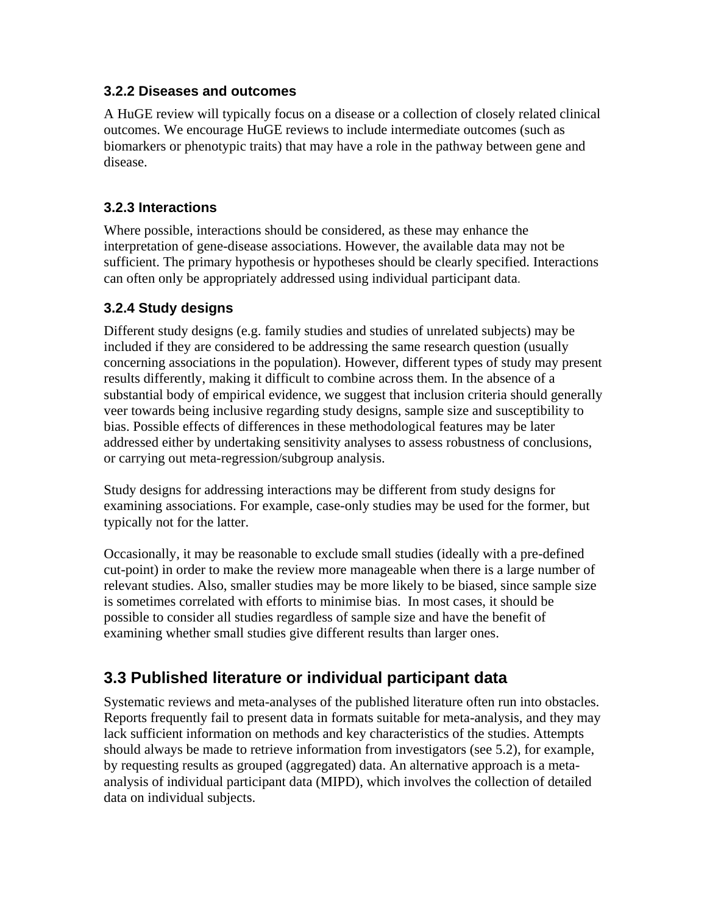### 3.2.2 Diseases and outcomes

A HuGE review will typically focus on a disease or a collection of closely related clinical outcomes. We encourage HuGE reviews to include intermediate outcomes (such as biomarkers or phenotypic traits) that may have a role in the pathway between gene and disease.

### 3.2.3 Interactions

Where possible, interactions should be considered, as these may enhance the interpretation of gene-disease associations. However, the available data may not be sufficient. The primary hypothesis or hypotheses should be clearly specified. Interactions can often only be appropriately addressed using individual participant data.

### 3.2.4 Study designs

Different study designs (e.g. family studies and studies of unrelated subjects) may be included if they are considered to be addressing the same research question (usually concerning associations in the population). However, different types of study may present results differently, making it difficult to combine across them. In the absence of a substantial body of empirical evidence, we suggest that inclusion criteria should generally veer towards being inclusive regarding study designs, sample size and susceptibility to bias. Possible effects of differences in these methodological features may be later addressed either by undertaking sensitivity analyses to assess robustness of conclusions, or carrying out meta-regression/subgroup analysis.

Study designs for addressing interactions may be different from study designs for examining associations. For example, case-only studies may be used for the former, but typically not for the latter.

Occasionally, it may be reasonable to exclude small studies (ideally with a pre-defined cut-point) in order to make the review more manageable when there is a large number of relevant studies. Also, smaller studies may be more likely to be biased, since sample size is sometimes correlated with efforts to minimise bias. In most cases, it should be possible to consider all studies regardless of sample size and have the benefit of examining whether small studies give different results than larger ones.

## 3.3 Published literature or individual participant data

Systematic reviews and meta-analyses of the published literature often run into obstacles. Reports frequently fail to present data in formats suitable for meta-analysis, and they may lack sufficient information on methods and key characteristics of the studies. Attempts should always be made to retrieve information from investigators (see 5.2), for example, by requesting results as grouped (aggregated) data. An alternative approach is a meta-analysis of individual participant data (MIPD), which involves the collection of detailed data on individual subjects.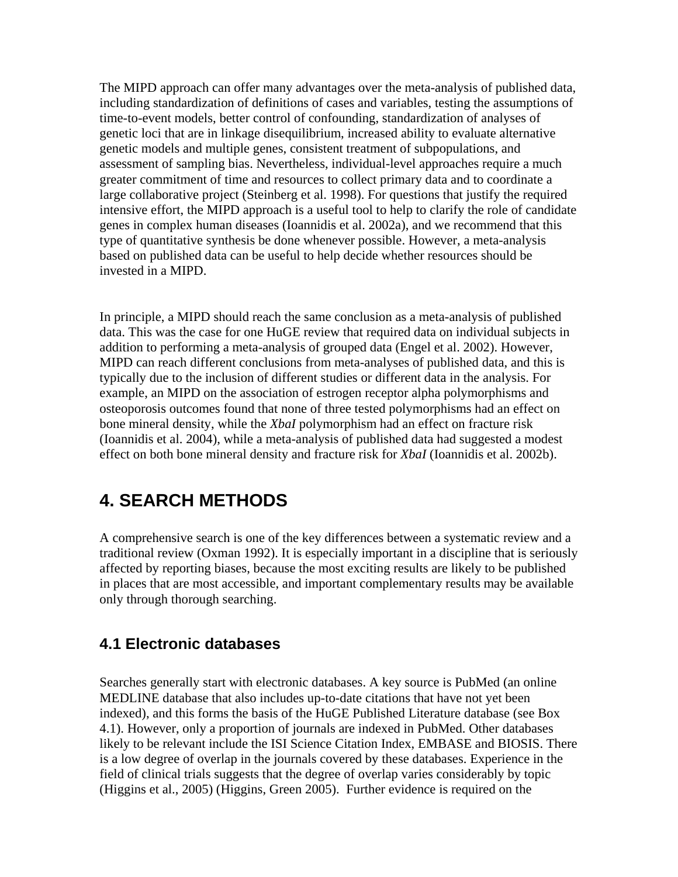The MIPD approach can offer many advantages over the meta-analysis of published data, including standardization of definitions of cases and variables, testing the assumptions of time-to-event models, better control of confounding, standardization of analyses of genetic loci that are in linkage disequilibrium, increased ability to evaluate alternative genetic models and multiple genes, consistent treatment of subpopulations, and assessment of sampling bias. Nevertheless, individual-level approaches require a much greater commitment of time and resources to collect primary data and to coordinate a large collaborative project (Steinberg et al. 1998). For questions that justify the required intensive effort, the MIPD approach is a useful tool to help to clarify the role of candidate genes in complex human diseases (Ioannidis et al. 2002a), and we recommend that this type of quantitative synthesis be done whenever possible. However, a meta-analysis based on published data can be useful to help decide whether resources should be invested in a MIPD.

In principle, a MIPD should reach the same conclusion as a meta-analysis of published data. This was the case for one HuGE review that required data on individual subjects in addition to performing a meta-analysis of grouped data (Engel et al. 2002). However, MIPD can reach different conclusions from meta-analyses of published data, and this is typically due to the inclusion of different studies or different data in the analysis. For example, an MIPD on the association of estrogen receptor alpha polymorphisms and osteoporosis outcomes found that none of three tested polymorphisms had an effect on bone mineral density, while the *XbaI* polymorphism had an effect on fracture risk (Ioannidis et al. 2004), while a meta-analysis of published data had suggested a modest effect on both bone mineral density and fracture risk for *XbaI* (Ioannidis et al. 2002b).

# 4. SEARCH METHODS

A comprehensive search is one of the key differences between a systematic review and a traditional review (Oxman 1992). It is especially important in a discipline that is seriously affected by reporting biases, because the most exciting results are likely to be published in places that are most accessible, and important complementary results may be available only through thorough searching.

## 4.1 Electronic databases

Searches generally start with electronic databases. A key source is PubMed (an online MEDLINE database that also includes up-to-date citations that have not yet been indexed), and this forms the basis of the HuGE Published Literature database (see Box 4.1). However, only a proportion of journals are indexed in PubMed. Other databases likely to be relevant include the ISI Science Citation Index, EMBASE and BIOSIS. There is a low degree of overlap in the journals covered by these databases. Experience in the field of clinical trials suggests that the degree of overlap varies considerably by topic (Higgins et al., 2005) (Higgins, Green 2005). Further evidence is required on the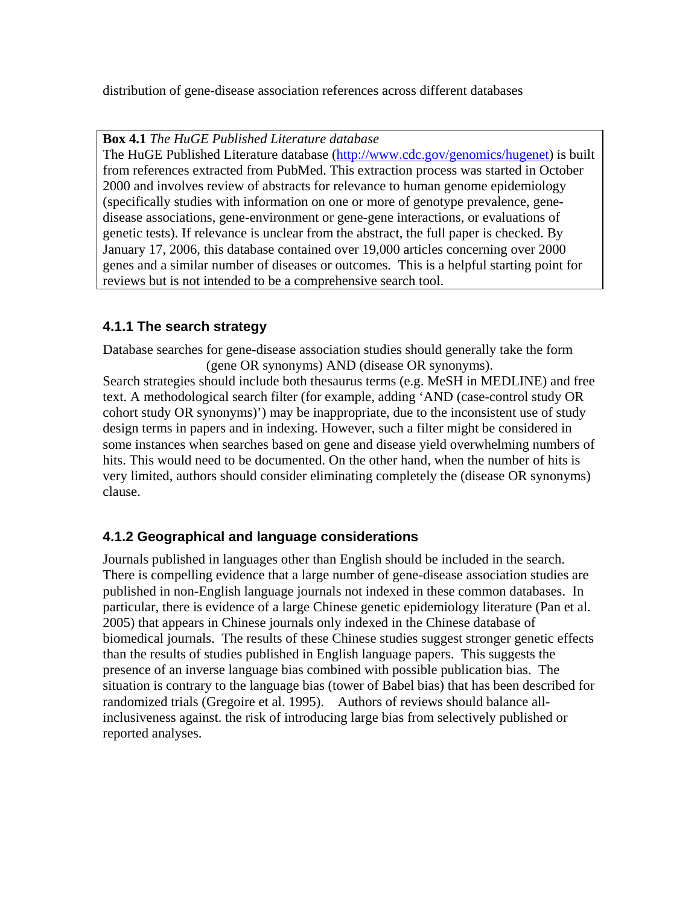distribution of gene-disease association references across different databases

> **Box 4.1** *The HuGE Published Literature database*
> The HuGE Published Literature database (http://www.cdc.gov/genomics/hugenet) is built from references extracted from PubMed. This extraction process was started in October 2000 and involves review of abstracts for relevance to human genome epidemiology (specifically studies with information on one or more of genotype prevalence, gene-disease associations, gene-environment or gene-gene interactions, or evaluations of genetic tests). If relevance is unclear from the abstract, the full paper is checked. By January 17, 2006, this database contained over 19,000 articles concerning over 2000 genes and a similar number of diseases or outcomes. This is a helpful starting point for reviews but is not intended to be a comprehensive search tool.

### 4.1.1 The search strategy

Database searches for gene-disease association studies should generally take the form

(gene OR synonyms) AND (disease OR synonyms).

Search strategies should include both thesaurus terms (e.g. MeSH in MEDLINE) and free text. A methodological search filter (for example, adding 'AND (case-control study OR cohort study OR synonyms)') may be inappropriate, due to the inconsistent use of study design terms in papers and in indexing. However, such a filter might be considered in some instances when searches based on gene and disease yield overwhelming numbers of hits. This would need to be documented. On the other hand, when the number of hits is very limited, authors should consider eliminating completely the (disease OR synonyms) clause.

### 4.1.2 Geographical and language considerations

Journals published in languages other than English should be included in the search. There is compelling evidence that a large number of gene-disease association studies are published in non-English language journals not indexed in these common databases. In particular, there is evidence of a large Chinese genetic epidemiology literature (Pan et al. 2005) that appears in Chinese journals only indexed in the Chinese database of biomedical journals. The results of these Chinese studies suggest stronger genetic effects than the results of studies published in English language papers. This suggests the presence of an inverse language bias combined with possible publication bias. The situation is contrary to the language bias (tower of Babel bias) that has been described for randomized trials (Gregoire et al. 1995). Authors of reviews should balance all-inclusiveness against. the risk of introducing large bias from selectively published or reported analyses.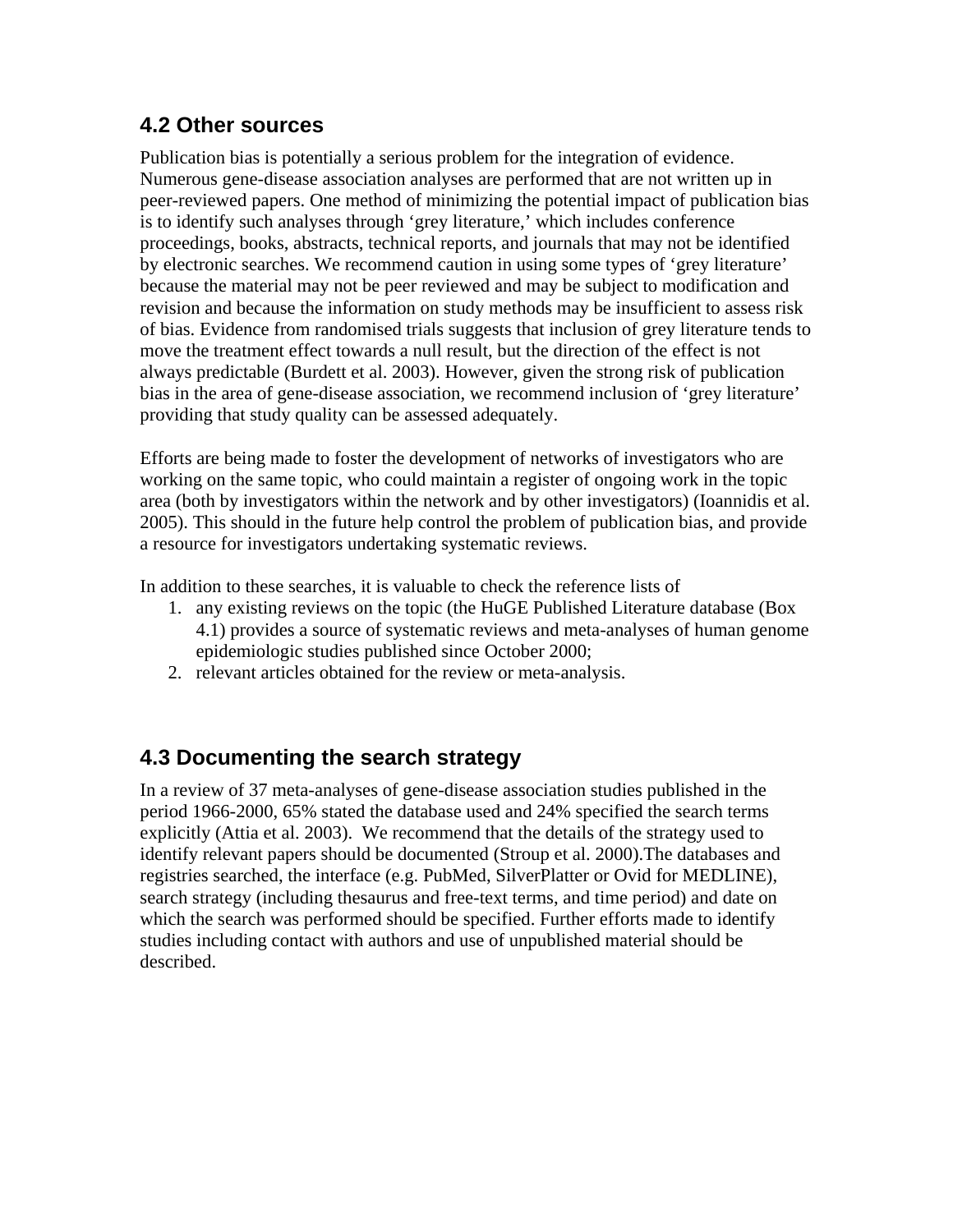## 4.2 Other sources

Publication bias is potentially a serious problem for the integration of evidence. Numerous gene-disease association analyses are performed that are not written up in peer-reviewed papers. One method of minimizing the potential impact of publication bias is to identify such analyses through 'grey literature,' which includes conference proceedings, books, abstracts, technical reports, and journals that may not be identified by electronic searches. We recommend caution in using some types of 'grey literature' because the material may not be peer reviewed and may be subject to modification and revision and because the information on study methods may be insufficient to assess risk of bias. Evidence from randomised trials suggests that inclusion of grey literature tends to move the treatment effect towards a null result, but the direction of the effect is not always predictable (Burdett et al. 2003). However, given the strong risk of publication bias in the area of gene-disease association, we recommend inclusion of 'grey literature' providing that study quality can be assessed adequately.

Efforts are being made to foster the development of networks of investigators who are working on the same topic, who could maintain a register of ongoing work in the topic area (both by investigators within the network and by other investigators) (Ioannidis et al. 2005). This should in the future help control the problem of publication bias, and provide a resource for investigators undertaking systematic reviews.

In addition to these searches, it is valuable to check the reference lists of

1. any existing reviews on the topic (the HuGE Published Literature database (Box 4.1) provides a source of systematic reviews and meta-analyses of human genome epidemiologic studies published since October 2000;
2. relevant articles obtained for the review or meta-analysis.

## 4.3 Documenting the search strategy

In a review of 37 meta-analyses of gene-disease association studies published in the period 1966-2000, 65% stated the database used and 24% specified the search terms explicitly (Attia et al. 2003). We recommend that the details of the strategy used to identify relevant papers should be documented (Stroup et al. 2000).The databases and registries searched, the interface (e.g. PubMed, SilverPlatter or Ovid for MEDLINE), search strategy (including thesaurus and free-text terms, and time period) and date on which the search was performed should be specified. Further efforts made to identify studies including contact with authors and use of unpublished material should be described.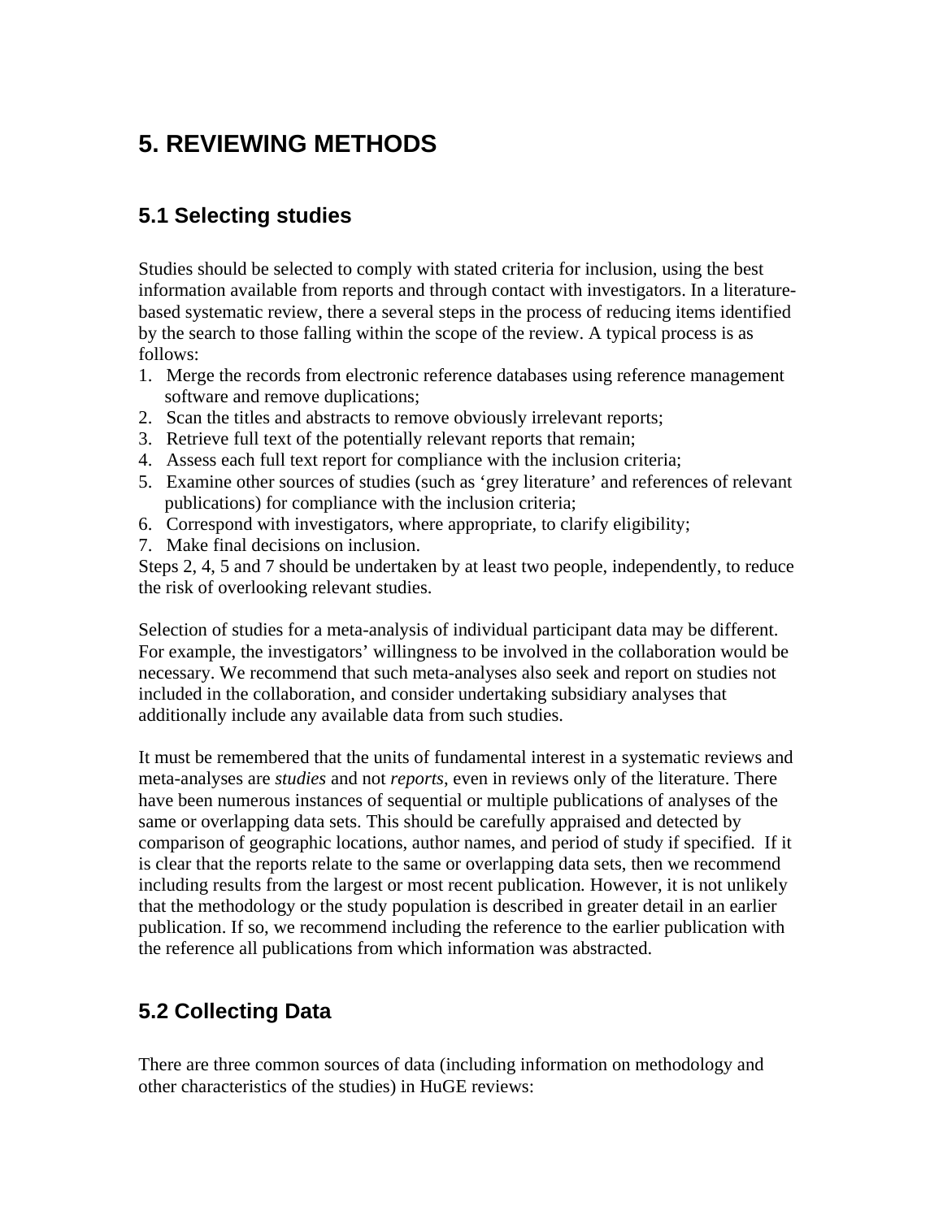# 5. REVIEWING METHODS

## 5.1 Selecting studies

Studies should be selected to comply with stated criteria for inclusion, using the best information available from reports and through contact with investigators. In a literature-based systematic review, there a several steps in the process of reducing items identified by the search to those falling within the scope of the review. A typical process is as follows:

1. Merge the records from electronic reference databases using reference management software and remove duplications;
2. Scan the titles and abstracts to remove obviously irrelevant reports;
3. Retrieve full text of the potentially relevant reports that remain;
4. Assess each full text report for compliance with the inclusion criteria;
5. Examine other sources of studies (such as 'grey literature' and references of relevant publications) for compliance with the inclusion criteria;
6. Correspond with investigators, where appropriate, to clarify eligibility;
7. Make final decisions on inclusion.

Steps 2, 4, 5 and 7 should be undertaken by at least two people, independently, to reduce the risk of overlooking relevant studies.

Selection of studies for a meta-analysis of individual participant data may be different. For example, the investigators' willingness to be involved in the collaboration would be necessary. We recommend that such meta-analyses also seek and report on studies not included in the collaboration, and consider undertaking subsidiary analyses that additionally include any available data from such studies.

It must be remembered that the units of fundamental interest in a systematic reviews and meta-analyses are *studies* and not *reports*, even in reviews only of the literature. There have been numerous instances of sequential or multiple publications of analyses of the same or overlapping data sets. This should be carefully appraised and detected by comparison of geographic locations, author names, and period of study if specified. If it is clear that the reports relate to the same or overlapping data sets, then we recommend including results from the largest or most recent publication. However, it is not unlikely that the methodology or the study population is described in greater detail in an earlier publication. If so, we recommend including the reference to the earlier publication with the reference all publications from which information was abstracted.

## 5.2 Collecting Data

There are three common sources of data (including information on methodology and other characteristics of the studies) in HuGE reviews: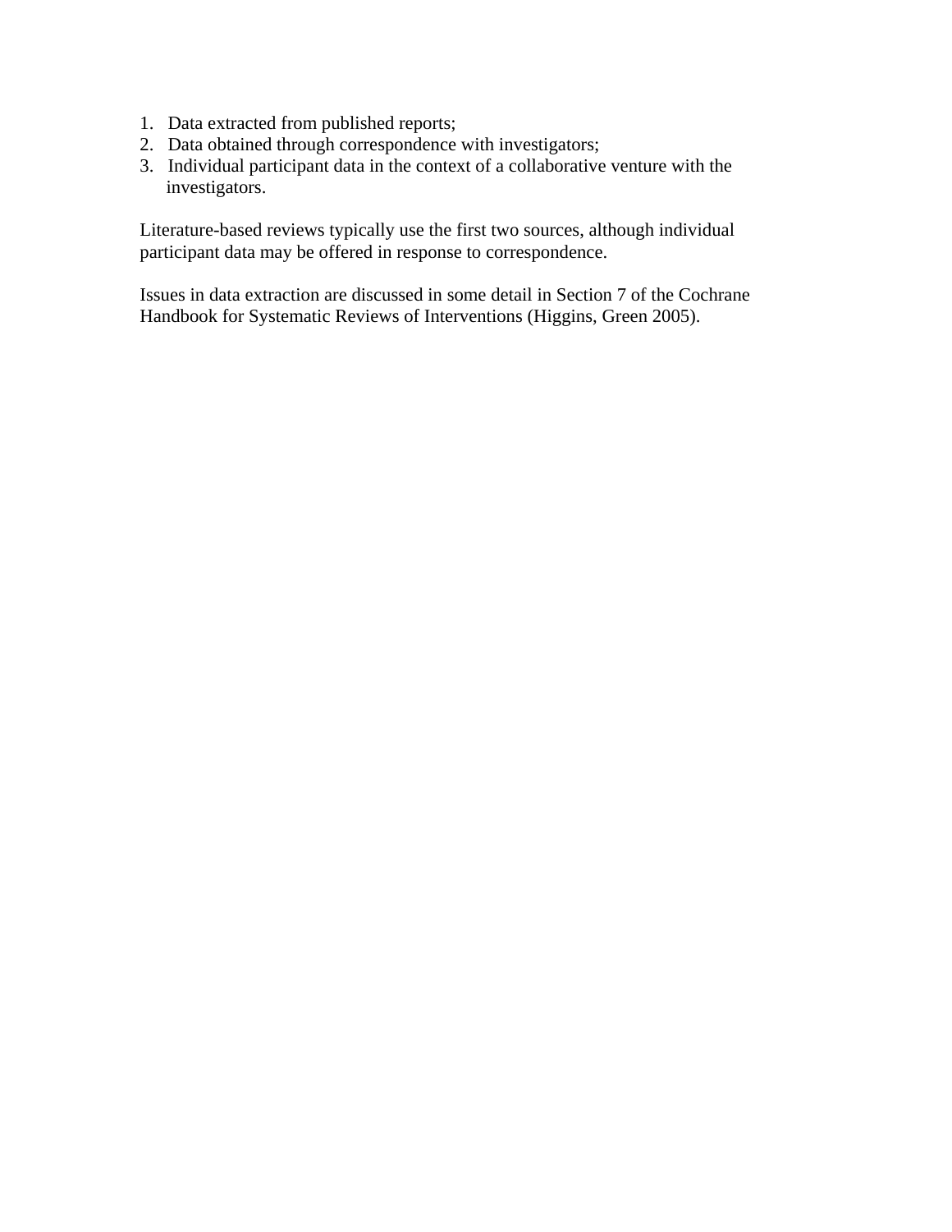1. Data extracted from published reports;
2. Data obtained through correspondence with investigators;
3. Individual participant data in the context of a collaborative venture with the investigators.

Literature-based reviews typically use the first two sources, although individual participant data may be offered in response to correspondence.

Issues in data extraction are discussed in some detail in Section 7 of the Cochrane Handbook for Systematic Reviews of Interventions (Higgins, Green 2005).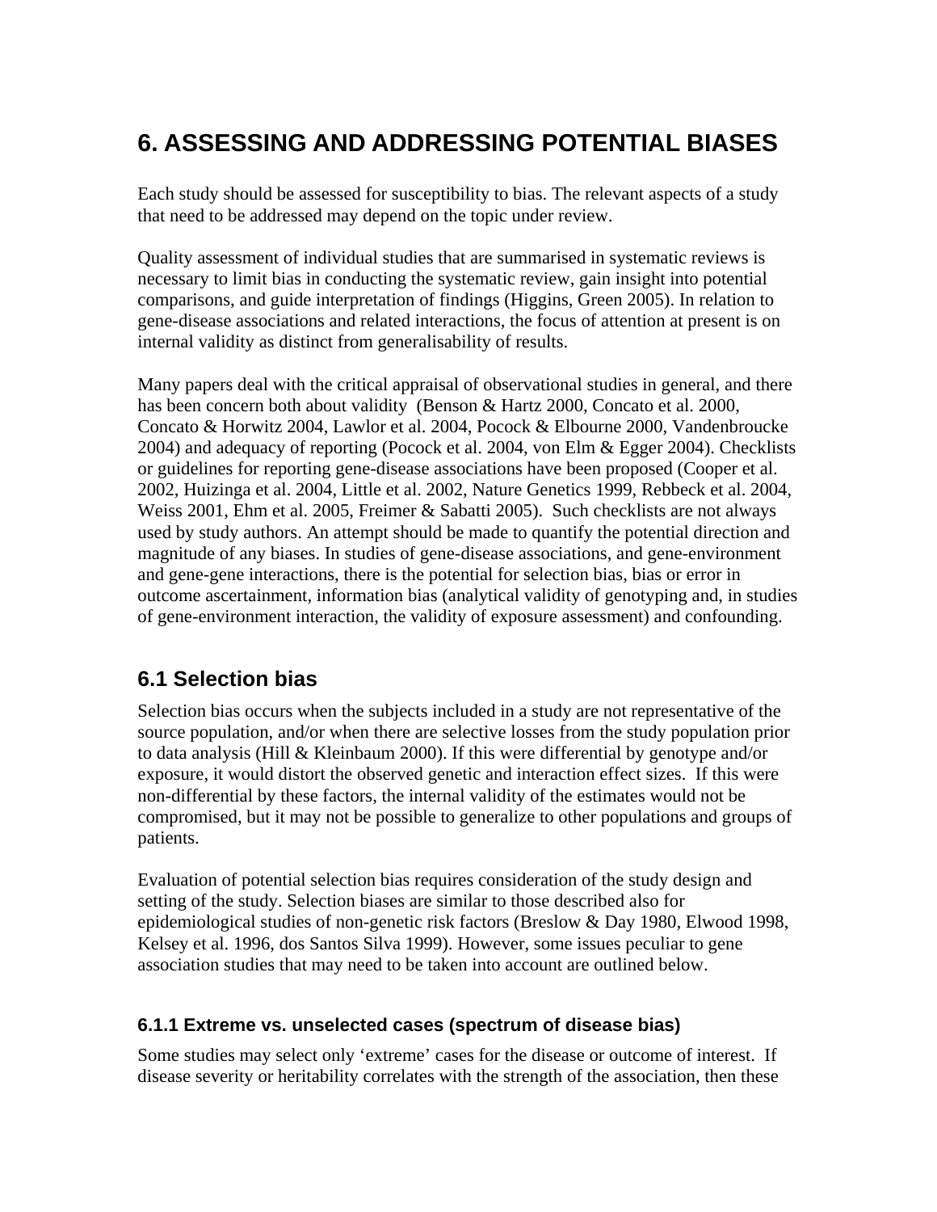# 6. ASSESSING AND ADDRESSING POTENTIAL BIASES

Each study should be assessed for susceptibility to bias. The relevant aspects of a study that need to be addressed may depend on the topic under review.

Quality assessment of individual studies that are summarised in systematic reviews is necessary to limit bias in conducting the systematic review, gain insight into potential comparisons, and guide interpretation of findings (Higgins, Green 2005). In relation to gene-disease associations and related interactions, the focus of attention at present is on internal validity as distinct from generalisability of results.

Many papers deal with the critical appraisal of observational studies in general, and there has been concern both about validity (Benson & Hartz 2000, Concato et al. 2000, Concato & Horwitz 2004, Lawlor et al. 2004, Pocock & Elbourne 2000, Vandenbroucke 2004) and adequacy of reporting (Pocock et al. 2004, von Elm & Egger 2004). Checklists or guidelines for reporting gene-disease associations have been proposed (Cooper et al. 2002, Huizinga et al. 2004, Little et al. 2002, Nature Genetics 1999, Rebbeck et al. 2004, Weiss 2001, Ehm et al. 2005, Freimer & Sabatti 2005). Such checklists are not always used by study authors. An attempt should be made to quantify the potential direction and magnitude of any biases. In studies of gene-disease associations, and gene-environment and gene-gene interactions, there is the potential for selection bias, bias or error in outcome ascertainment, information bias (analytical validity of genotyping and, in studies of gene-environment interaction, the validity of exposure assessment) and confounding.

## 6.1 Selection bias

Selection bias occurs when the subjects included in a study are not representative of the source population, and/or when there are selective losses from the study population prior to data analysis (Hill & Kleinbaum 2000). If this were differential by genotype and/or exposure, it would distort the observed genetic and interaction effect sizes. If this were non-differential by these factors, the internal validity of the estimates would not be compromised, but it may not be possible to generalize to other populations and groups of patients.

Evaluation of potential selection bias requires consideration of the study design and setting of the study. Selection biases are similar to those described also for epidemiological studies of non-genetic risk factors (Breslow & Day 1980, Elwood 1998, Kelsey et al. 1996, dos Santos Silva 1999). However, some issues peculiar to gene association studies that may need to be taken into account are outlined below.

### 6.1.1 Extreme vs. unselected cases (spectrum of disease bias)

Some studies may select only 'extreme' cases for the disease or outcome of interest. If disease severity or heritability correlates with the strength of the association, then these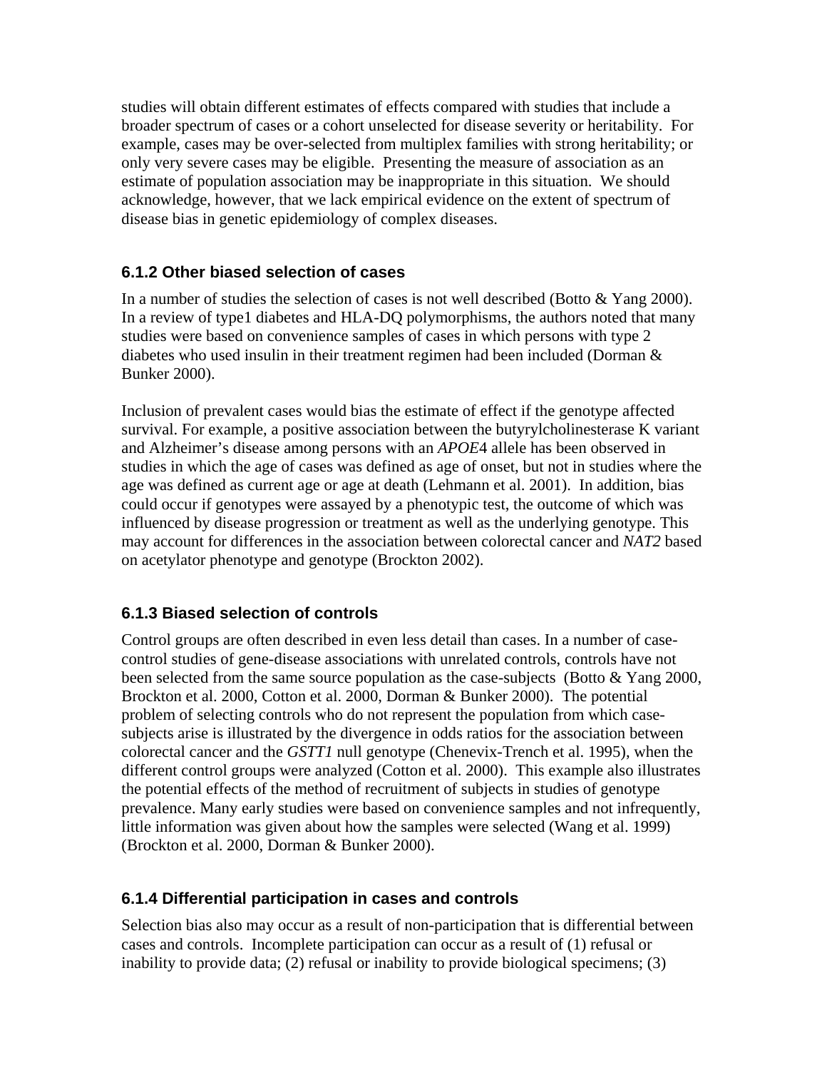studies will obtain different estimates of effects compared with studies that include a broader spectrum of cases or a cohort unselected for disease severity or heritability. For example, cases may be over-selected from multiplex families with strong heritability; or only very severe cases may be eligible. Presenting the measure of association as an estimate of population association may be inappropriate in this situation. We should acknowledge, however, that we lack empirical evidence on the extent of spectrum of disease bias in genetic epidemiology of complex diseases.

### 6.1.2 Other biased selection of cases

In a number of studies the selection of cases is not well described (Botto & Yang 2000). In a review of type1 diabetes and HLA-DQ polymorphisms, the authors noted that many studies were based on convenience samples of cases in which persons with type 2 diabetes who used insulin in their treatment regimen had been included (Dorman & Bunker 2000).

Inclusion of prevalent cases would bias the estimate of effect if the genotype affected survival. For example, a positive association between the butyrylcholinesterase K variant and Alzheimer's disease among persons with an *APOE*4 allele has been observed in studies in which the age of cases was defined as age of onset, but not in studies where the age was defined as current age or age at death (Lehmann et al. 2001). In addition, bias could occur if genotypes were assayed by a phenotypic test, the outcome of which was influenced by disease progression or treatment as well as the underlying genotype. This may account for differences in the association between colorectal cancer and *NAT2* based on acetylator phenotype and genotype (Brockton 2002).

### 6.1.3 Biased selection of controls

Control groups are often described in even less detail than cases. In a number of case-control studies of gene-disease associations with unrelated controls, controls have not been selected from the same source population as the case-subjects (Botto & Yang 2000, Brockton et al. 2000, Cotton et al. 2000, Dorman & Bunker 2000). The potential problem of selecting controls who do not represent the population from which case-subjects arise is illustrated by the divergence in odds ratios for the association between colorectal cancer and the *GSTT1* null genotype (Chenevix-Trench et al. 1995), when the different control groups were analyzed (Cotton et al. 2000). This example also illustrates the potential effects of the method of recruitment of subjects in studies of genotype prevalence. Many early studies were based on convenience samples and not infrequently, little information was given about how the samples were selected (Wang et al. 1999) (Brockton et al. 2000, Dorman & Bunker 2000).

### 6.1.4 Differential participation in cases and controls

Selection bias also may occur as a result of non-participation that is differential between cases and controls. Incomplete participation can occur as a result of (1) refusal or inability to provide data; (2) refusal or inability to provide biological specimens; (3)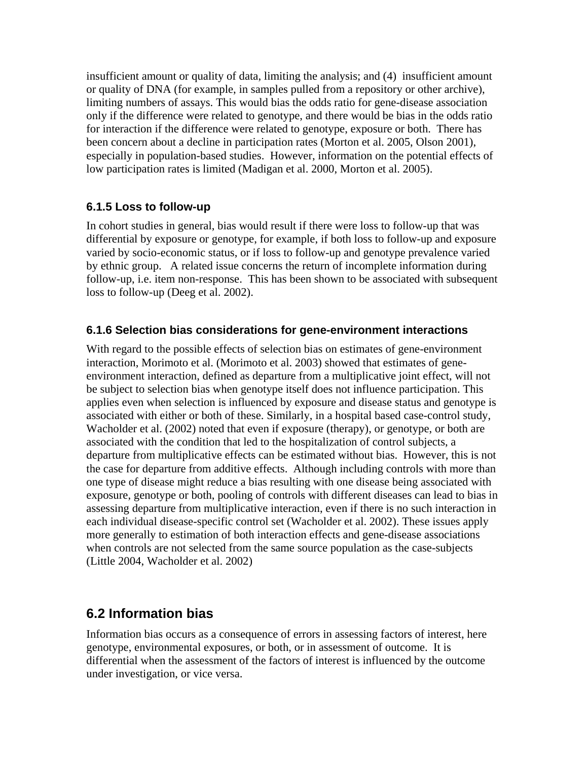insufficient amount or quality of data, limiting the analysis; and (4) insufficient amount or quality of DNA (for example, in samples pulled from a repository or other archive), limiting numbers of assays. This would bias the odds ratio for gene-disease association only if the difference were related to genotype, and there would be bias in the odds ratio for interaction if the difference were related to genotype, exposure or both. There has been concern about a decline in participation rates (Morton et al. 2005, Olson 2001), especially in population-based studies. However, information on the potential effects of low participation rates is limited (Madigan et al. 2000, Morton et al. 2005).

### 6.1.5 Loss to follow-up

In cohort studies in general, bias would result if there were loss to follow-up that was differential by exposure or genotype, for example, if both loss to follow-up and exposure varied by socio-economic status, or if loss to follow-up and genotype prevalence varied by ethnic group. A related issue concerns the return of incomplete information during follow-up, i.e. item non-response. This has been shown to be associated with subsequent loss to follow-up (Deeg et al. 2002).

### 6.1.6 Selection bias considerations for gene-environment interactions

With regard to the possible effects of selection bias on estimates of gene-environment interaction, Morimoto et al. (Morimoto et al. 2003) showed that estimates of gene-environment interaction, defined as departure from a multiplicative joint effect, will not be subject to selection bias when genotype itself does not influence participation. This applies even when selection is influenced by exposure and disease status and genotype is associated with either or both of these. Similarly, in a hospital based case-control study, Wacholder et al. (2002) noted that even if exposure (therapy), or genotype, or both are associated with the condition that led to the hospitalization of control subjects, a departure from multiplicative effects can be estimated without bias. However, this is not the case for departure from additive effects. Although including controls with more than one type of disease might reduce a bias resulting with one disease being associated with exposure, genotype or both, pooling of controls with different diseases can lead to bias in assessing departure from multiplicative interaction, even if there is no such interaction in each individual disease-specific control set (Wacholder et al. 2002). These issues apply more generally to estimation of both interaction effects and gene-disease associations when controls are not selected from the same source population as the case-subjects (Little 2004, Wacholder et al. 2002)

## 6.2 Information bias

Information bias occurs as a consequence of errors in assessing factors of interest, here genotype, environmental exposures, or both, or in assessment of outcome. It is differential when the assessment of the factors of interest is influenced by the outcome under investigation, or vice versa.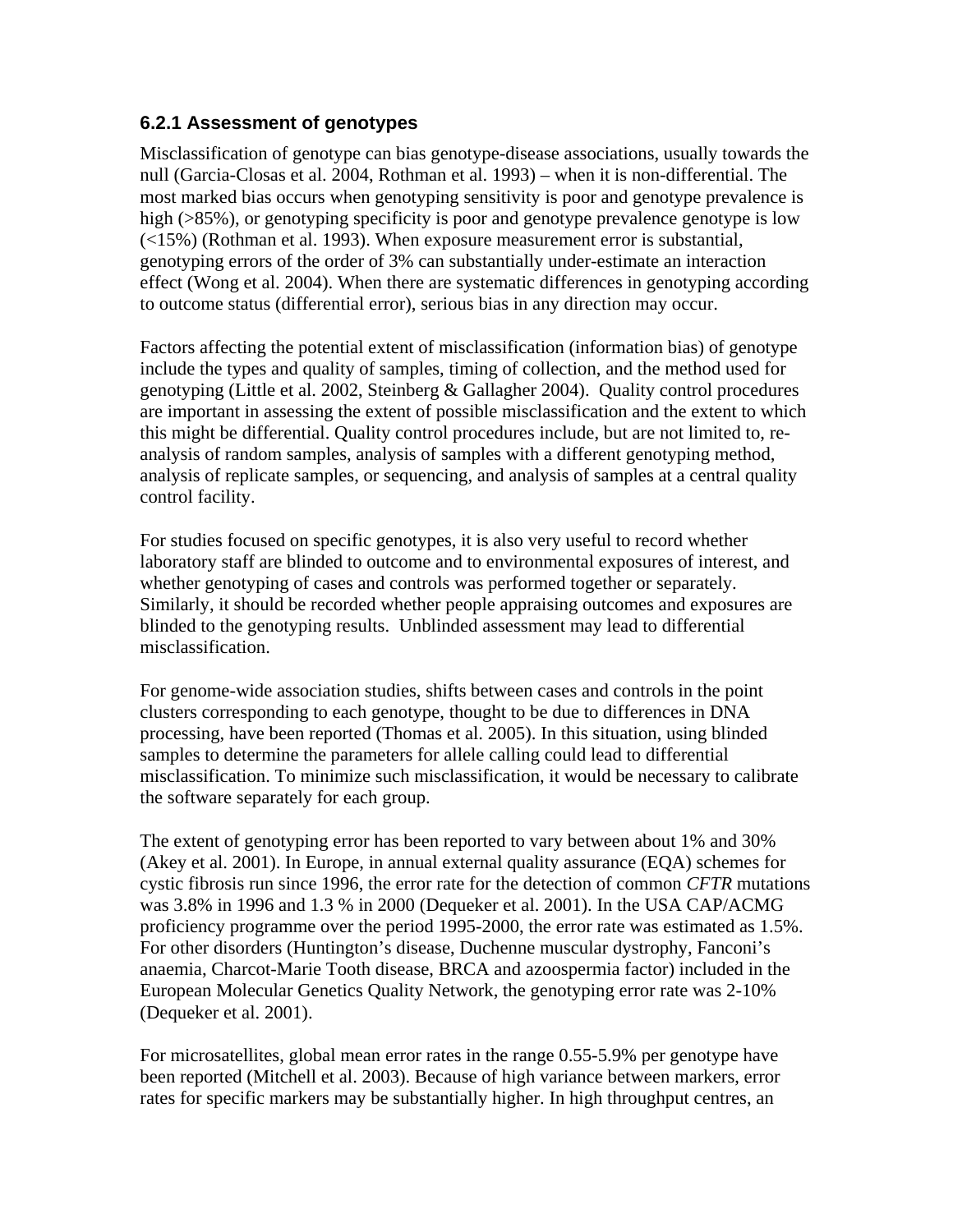### 6.2.1 Assessment of genotypes

Misclassification of genotype can bias genotype-disease associations, usually towards the null (Garcia-Closas et al. 2004, Rothman et al. 1993) – when it is non-differential. The most marked bias occurs when genotyping sensitivity is poor and genotype prevalence is high (>85%), or genotyping specificity is poor and genotype prevalence genotype is low (<15%) (Rothman et al. 1993). When exposure measurement error is substantial, genotyping errors of the order of 3% can substantially under-estimate an interaction effect (Wong et al. 2004). When there are systematic differences in genotyping according to outcome status (differential error), serious bias in any direction may occur.

Factors affecting the potential extent of misclassification (information bias) of genotype include the types and quality of samples, timing of collection, and the method used for genotyping (Little et al. 2002, Steinberg & Gallagher 2004). Quality control procedures are important in assessing the extent of possible misclassification and the extent to which this might be differential. Quality control procedures include, but are not limited to, re-analysis of random samples, analysis of samples with a different genotyping method, analysis of replicate samples, or sequencing, and analysis of samples at a central quality control facility.

For studies focused on specific genotypes, it is also very useful to record whether laboratory staff are blinded to outcome and to environmental exposures of interest, and whether genotyping of cases and controls was performed together or separately. Similarly, it should be recorded whether people appraising outcomes and exposures are blinded to the genotyping results. Unblinded assessment may lead to differential misclassification.

For genome-wide association studies, shifts between cases and controls in the point clusters corresponding to each genotype, thought to be due to differences in DNA processing, have been reported (Thomas et al. 2005). In this situation, using blinded samples to determine the parameters for allele calling could lead to differential misclassification. To minimize such misclassification, it would be necessary to calibrate the software separately for each group.

The extent of genotyping error has been reported to vary between about 1% and 30% (Akey et al. 2001). In Europe, in annual external quality assurance (EQA) schemes for cystic fibrosis run since 1996, the error rate for the detection of common *CFTR* mutations was 3.8% in 1996 and 1.3 % in 2000 (Dequeker et al. 2001). In the USA CAP/ACMG proficiency programme over the period 1995-2000, the error rate was estimated as 1.5%. For other disorders (Huntington's disease, Duchenne muscular dystrophy, Fanconi's anaemia, Charcot-Marie Tooth disease, BRCA and azoospermia factor) included in the European Molecular Genetics Quality Network, the genotyping error rate was 2-10% (Dequeker et al. 2001).

For microsatellites, global mean error rates in the range 0.55-5.9% per genotype have been reported (Mitchell et al. 2003). Because of high variance between markers, error rates for specific markers may be substantially higher. In high throughput centres, an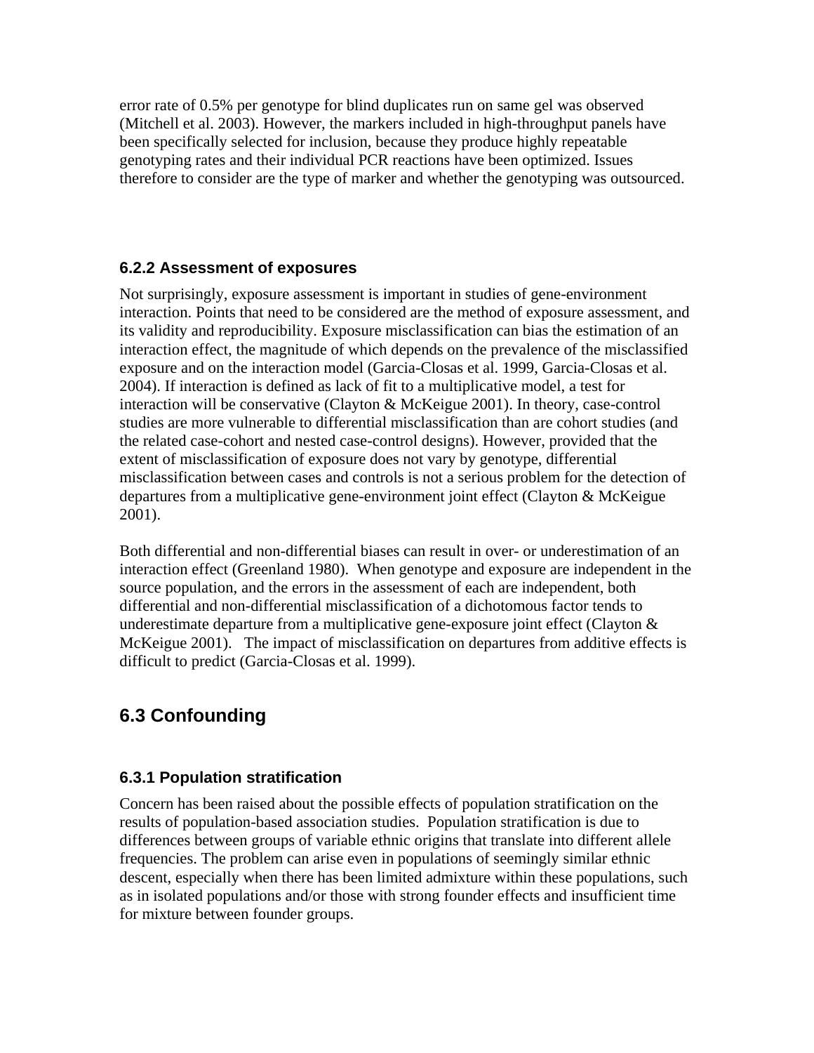error rate of 0.5% per genotype for blind duplicates run on same gel was observed (Mitchell et al. 2003). However, the markers included in high-throughput panels have been specifically selected for inclusion, because they produce highly repeatable genotyping rates and their individual PCR reactions have been optimized. Issues therefore to consider are the type of marker and whether the genotyping was outsourced.

### 6.2.2 Assessment of exposures

Not surprisingly, exposure assessment is important in studies of gene-environment interaction. Points that need to be considered are the method of exposure assessment, and its validity and reproducibility. Exposure misclassification can bias the estimation of an interaction effect, the magnitude of which depends on the prevalence of the misclassified exposure and on the interaction model (Garcia-Closas et al. 1999, Garcia-Closas et al. 2004). If interaction is defined as lack of fit to a multiplicative model, a test for interaction will be conservative (Clayton & McKeigue 2001). In theory, case-control studies are more vulnerable to differential misclassification than are cohort studies (and the related case-cohort and nested case-control designs). However, provided that the extent of misclassification of exposure does not vary by genotype, differential misclassification between cases and controls is not a serious problem for the detection of departures from a multiplicative gene-environment joint effect (Clayton & McKeigue 2001).

Both differential and non-differential biases can result in over- or underestimation of an interaction effect (Greenland 1980). When genotype and exposure are independent in the source population, and the errors in the assessment of each are independent, both differential and non-differential misclassification of a dichotomous factor tends to underestimate departure from a multiplicative gene-exposure joint effect (Clayton & McKeigue 2001). The impact of misclassification on departures from additive effects is difficult to predict (Garcia-Closas et al. 1999).

## 6.3 Confounding

### 6.3.1 Population stratification

Concern has been raised about the possible effects of population stratification on the results of population-based association studies. Population stratification is due to differences between groups of variable ethnic origins that translate into different allele frequencies. The problem can arise even in populations of seemingly similar ethnic descent, especially when there has been limited admixture within these populations, such as in isolated populations and/or those with strong founder effects and insufficient time for mixture between founder groups.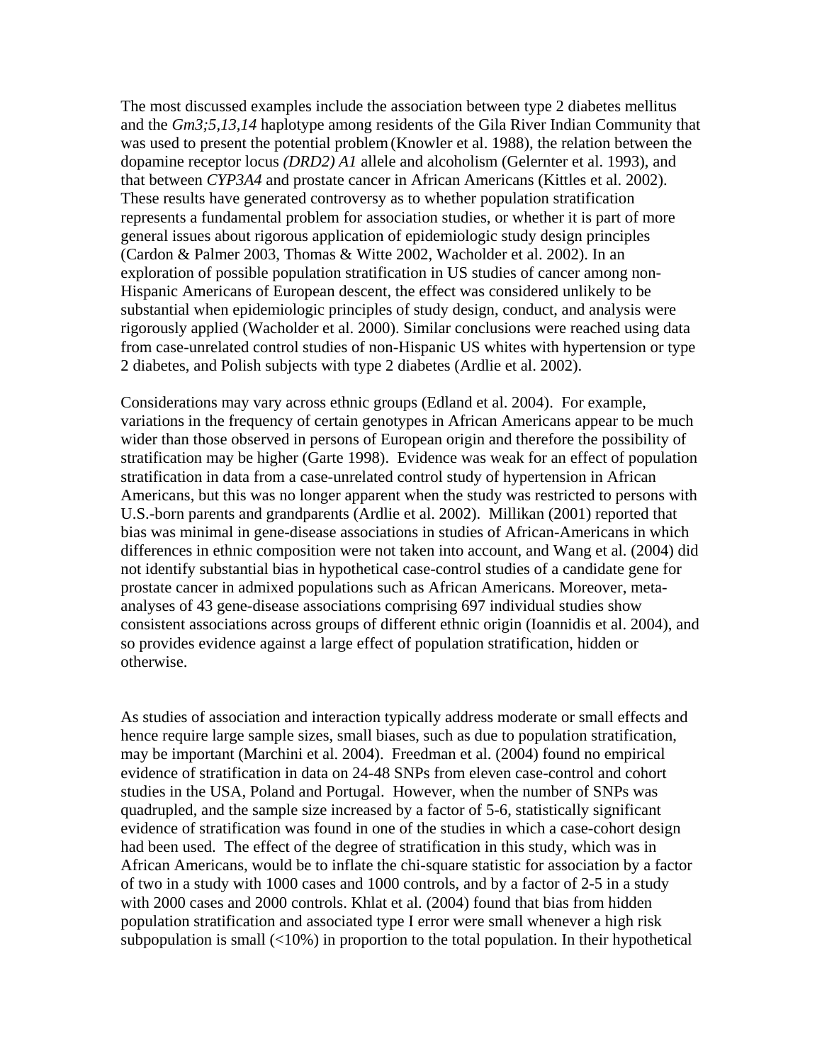The most discussed examples include the association between type 2 diabetes mellitus and the *Gm3;5,13,14* haplotype among residents of the Gila River Indian Community that was used to present the potential problem (Knowler et al. 1988), the relation between the dopamine receptor locus *(DRD2) A1* allele and alcoholism (Gelernter et al. 1993), and that between *CYP3A4* and prostate cancer in African Americans (Kittles et al. 2002). These results have generated controversy as to whether population stratification represents a fundamental problem for association studies, or whether it is part of more general issues about rigorous application of epidemiologic study design principles (Cardon & Palmer 2003, Thomas & Witte 2002, Wacholder et al. 2002). In an exploration of possible population stratification in US studies of cancer among non-Hispanic Americans of European descent, the effect was considered unlikely to be substantial when epidemiologic principles of study design, conduct, and analysis were rigorously applied (Wacholder et al. 2000). Similar conclusions were reached using data from case-unrelated control studies of non-Hispanic US whites with hypertension or type 2 diabetes, and Polish subjects with type 2 diabetes (Ardlie et al. 2002).

Considerations may vary across ethnic groups (Edland et al. 2004). For example, variations in the frequency of certain genotypes in African Americans appear to be much wider than those observed in persons of European origin and therefore the possibility of stratification may be higher (Garte 1998). Evidence was weak for an effect of population stratification in data from a case-unrelated control study of hypertension in African Americans, but this was no longer apparent when the study was restricted to persons with U.S.-born parents and grandparents (Ardlie et al. 2002). Millikan (2001) reported that bias was minimal in gene-disease associations in studies of African-Americans in which differences in ethnic composition were not taken into account, and Wang et al. (2004) did not identify substantial bias in hypothetical case-control studies of a candidate gene for prostate cancer in admixed populations such as African Americans. Moreover, meta-analyses of 43 gene-disease associations comprising 697 individual studies show consistent associations across groups of different ethnic origin (Ioannidis et al. 2004), and so provides evidence against a large effect of population stratification, hidden or otherwise.

As studies of association and interaction typically address moderate or small effects and hence require large sample sizes, small biases, such as due to population stratification, may be important (Marchini et al. 2004). Freedman et al. (2004) found no empirical evidence of stratification in data on 24-48 SNPs from eleven case-control and cohort studies in the USA, Poland and Portugal. However, when the number of SNPs was quadrupled, and the sample size increased by a factor of 5-6, statistically significant evidence of stratification was found in one of the studies in which a case-cohort design had been used. The effect of the degree of stratification in this study, which was in African Americans, would be to inflate the chi-square statistic for association by a factor of two in a study with 1000 cases and 1000 controls, and by a factor of 2-5 in a study with 2000 cases and 2000 controls. Khlat et al. (2004) found that bias from hidden population stratification and associated type I error were small whenever a high risk subpopulation is small (<10%) in proportion to the total population. In their hypothetical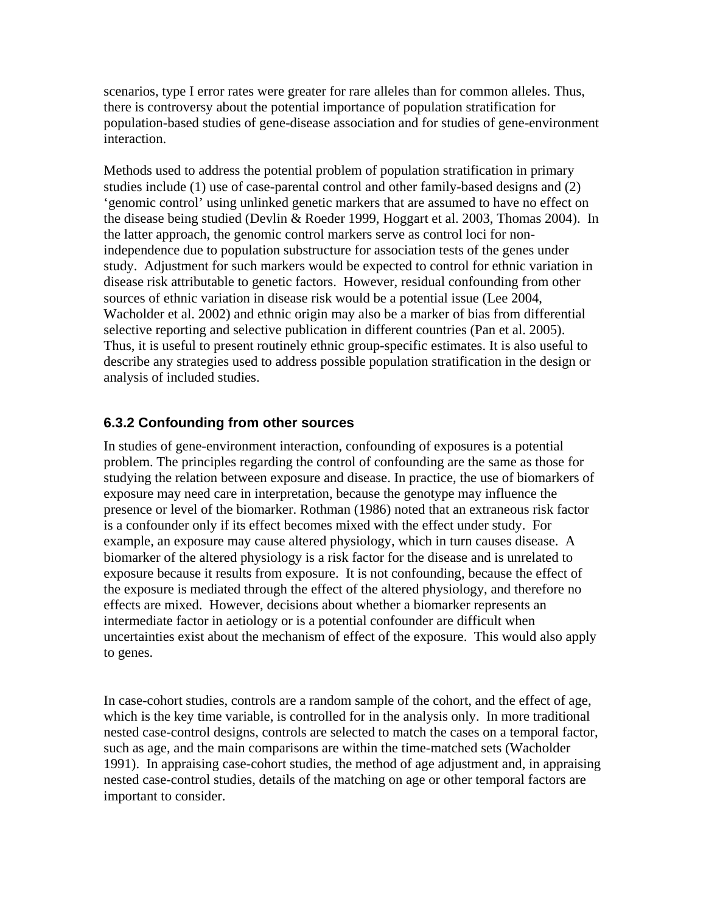scenarios, type I error rates were greater for rare alleles than for common alleles. Thus, there is controversy about the potential importance of population stratification for population-based studies of gene-disease association and for studies of gene-environment interaction.

Methods used to address the potential problem of population stratification in primary studies include (1) use of case-parental control and other family-based designs and (2) 'genomic control' using unlinked genetic markers that are assumed to have no effect on the disease being studied (Devlin & Roeder 1999, Hoggart et al. 2003, Thomas 2004). In the latter approach, the genomic control markers serve as control loci for non-independence due to population substructure for association tests of the genes under study. Adjustment for such markers would be expected to control for ethnic variation in disease risk attributable to genetic factors. However, residual confounding from other sources of ethnic variation in disease risk would be a potential issue (Lee 2004, Wacholder et al. 2002) and ethnic origin may also be a marker of bias from differential selective reporting and selective publication in different countries (Pan et al. 2005). Thus, it is useful to present routinely ethnic group-specific estimates. It is also useful to describe any strategies used to address possible population stratification in the design or analysis of included studies.

### 6.3.2 Confounding from other sources

In studies of gene-environment interaction, confounding of exposures is a potential problem. The principles regarding the control of confounding are the same as those for studying the relation between exposure and disease. In practice, the use of biomarkers of exposure may need care in interpretation, because the genotype may influence the presence or level of the biomarker. Rothman (1986) noted that an extraneous risk factor is a confounder only if its effect becomes mixed with the effect under study. For example, an exposure may cause altered physiology, which in turn causes disease. A biomarker of the altered physiology is a risk factor for the disease and is unrelated to exposure because it results from exposure. It is not confounding, because the effect of the exposure is mediated through the effect of the altered physiology, and therefore no effects are mixed. However, decisions about whether a biomarker represents an intermediate factor in aetiology or is a potential confounder are difficult when uncertainties exist about the mechanism of effect of the exposure. This would also apply to genes.

In case-cohort studies, controls are a random sample of the cohort, and the effect of age, which is the key time variable, is controlled for in the analysis only. In more traditional nested case-control designs, controls are selected to match the cases on a temporal factor, such as age, and the main comparisons are within the time-matched sets (Wacholder 1991). In appraising case-cohort studies, the method of age adjustment and, in appraising nested case-control studies, details of the matching on age or other temporal factors are important to consider.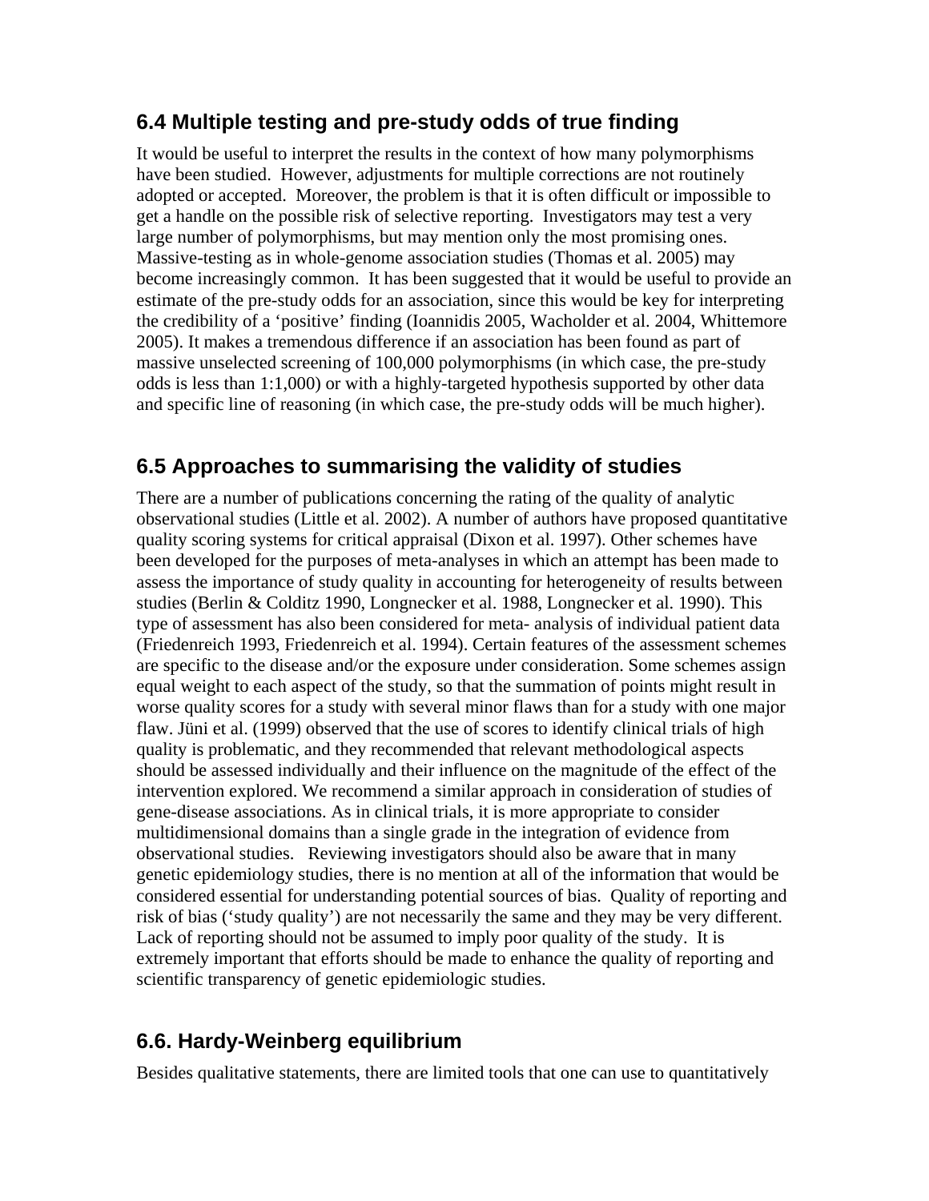## 6.4 Multiple testing and pre-study odds of true finding

It would be useful to interpret the results in the context of how many polymorphisms have been studied. However, adjustments for multiple corrections are not routinely adopted or accepted. Moreover, the problem is that it is often difficult or impossible to get a handle on the possible risk of selective reporting. Investigators may test a very large number of polymorphisms, but may mention only the most promising ones. Massive-testing as in whole-genome association studies (Thomas et al. 2005) may become increasingly common. It has been suggested that it would be useful to provide an estimate of the pre-study odds for an association, since this would be key for interpreting the credibility of a 'positive' finding (Ioannidis 2005, Wacholder et al. 2004, Whittemore 2005). It makes a tremendous difference if an association has been found as part of massive unselected screening of 100,000 polymorphisms (in which case, the pre-study odds is less than 1:1,000) or with a highly-targeted hypothesis supported by other data and specific line of reasoning (in which case, the pre-study odds will be much higher).

## 6.5 Approaches to summarising the validity of studies

There are a number of publications concerning the rating of the quality of analytic observational studies (Little et al. 2002). A number of authors have proposed quantitative quality scoring systems for critical appraisal (Dixon et al. 1997). Other schemes have been developed for the purposes of meta-analyses in which an attempt has been made to assess the importance of study quality in accounting for heterogeneity of results between studies (Berlin & Colditz 1990, Longnecker et al. 1988, Longnecker et al. 1990). This type of assessment has also been considered for meta- analysis of individual patient data (Friedenreich 1993, Friedenreich et al. 1994). Certain features of the assessment schemes are specific to the disease and/or the exposure under consideration. Some schemes assign equal weight to each aspect of the study, so that the summation of points might result in worse quality scores for a study with several minor flaws than for a study with one major flaw. Jüni et al. (1999) observed that the use of scores to identify clinical trials of high quality is problematic, and they recommended that relevant methodological aspects should be assessed individually and their influence on the magnitude of the effect of the intervention explored. We recommend a similar approach in consideration of studies of gene-disease associations. As in clinical trials, it is more appropriate to consider multidimensional domains than a single grade in the integration of evidence from observational studies. Reviewing investigators should also be aware that in many genetic epidemiology studies, there is no mention at all of the information that would be considered essential for understanding potential sources of bias. Quality of reporting and risk of bias ('study quality') are not necessarily the same and they may be very different. Lack of reporting should not be assumed to imply poor quality of the study. It is extremely important that efforts should be made to enhance the quality of reporting and scientific transparency of genetic epidemiologic studies.

## 6.6. Hardy-Weinberg equilibrium

Besides qualitative statements, there are limited tools that one can use to quantitatively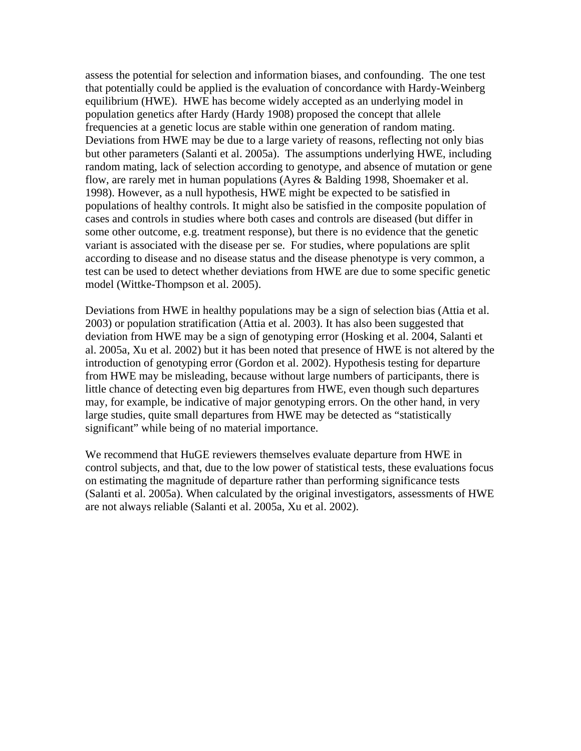assess the potential for selection and information biases, and confounding. The one test that potentially could be applied is the evaluation of concordance with Hardy-Weinberg equilibrium (HWE). HWE has become widely accepted as an underlying model in population genetics after Hardy (Hardy 1908) proposed the concept that allele frequencies at a genetic locus are stable within one generation of random mating. Deviations from HWE may be due to a large variety of reasons, reflecting not only bias but other parameters (Salanti et al. 2005a). The assumptions underlying HWE, including random mating, lack of selection according to genotype, and absence of mutation or gene flow, are rarely met in human populations (Ayres & Balding 1998, Shoemaker et al. 1998). However, as a null hypothesis, HWE might be expected to be satisfied in populations of healthy controls. It might also be satisfied in the composite population of cases and controls in studies where both cases and controls are diseased (but differ in some other outcome, e.g. treatment response), but there is no evidence that the genetic variant is associated with the disease per se. For studies, where populations are split according to disease and no disease status and the disease phenotype is very common, a test can be used to detect whether deviations from HWE are due to some specific genetic model (Wittke-Thompson et al. 2005).

Deviations from HWE in healthy populations may be a sign of selection bias (Attia et al. 2003) or population stratification (Attia et al. 2003). It has also been suggested that deviation from HWE may be a sign of genotyping error (Hosking et al. 2004, Salanti et al. 2005a, Xu et al. 2002) but it has been noted that presence of HWE is not altered by the introduction of genotyping error (Gordon et al. 2002). Hypothesis testing for departure from HWE may be misleading, because without large numbers of participants, there is little chance of detecting even big departures from HWE, even though such departures may, for example, be indicative of major genotyping errors. On the other hand, in very large studies, quite small departures from HWE may be detected as "statistically significant" while being of no material importance.

We recommend that HuGE reviewers themselves evaluate departure from HWE in control subjects, and that, due to the low power of statistical tests, these evaluations focus on estimating the magnitude of departure rather than performing significance tests (Salanti et al. 2005a). When calculated by the original investigators, assessments of HWE are not always reliable (Salanti et al. 2005a, Xu et al. 2002).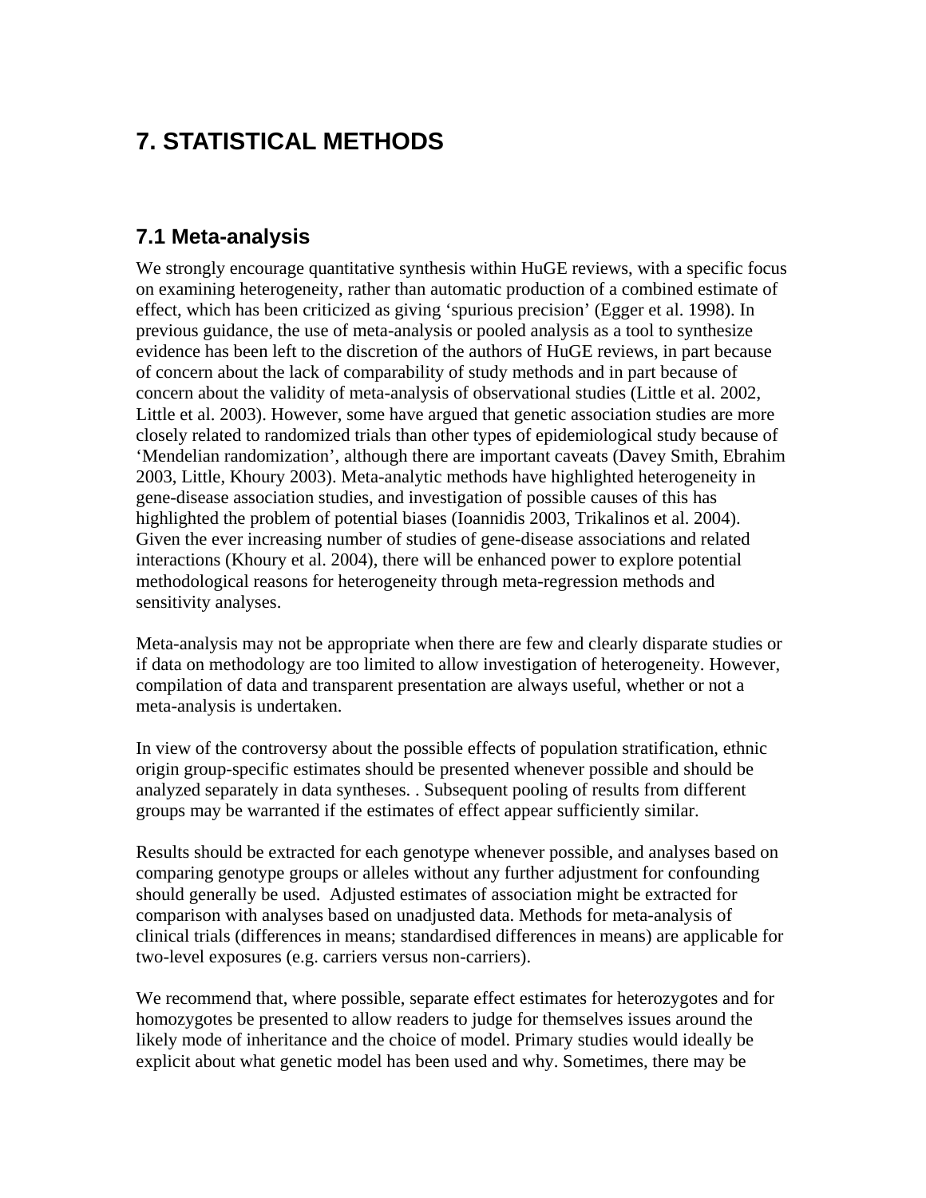# 7. STATISTICAL METHODS

## 7.1 Meta-analysis

We strongly encourage quantitative synthesis within HuGE reviews, with a specific focus on examining heterogeneity, rather than automatic production of a combined estimate of effect, which has been criticized as giving 'spurious precision' (Egger et al. 1998). In previous guidance, the use of meta-analysis or pooled analysis as a tool to synthesize evidence has been left to the discretion of the authors of HuGE reviews, in part because of concern about the lack of comparability of study methods and in part because of concern about the validity of meta-analysis of observational studies (Little et al. 2002, Little et al. 2003). However, some have argued that genetic association studies are more closely related to randomized trials than other types of epidemiological study because of 'Mendelian randomization', although there are important caveats (Davey Smith, Ebrahim 2003, Little, Khoury 2003). Meta-analytic methods have highlighted heterogeneity in gene-disease association studies, and investigation of possible causes of this has highlighted the problem of potential biases (Ioannidis 2003, Trikalinos et al. 2004). Given the ever increasing number of studies of gene-disease associations and related interactions (Khoury et al. 2004), there will be enhanced power to explore potential methodological reasons for heterogeneity through meta-regression methods and sensitivity analyses.

Meta-analysis may not be appropriate when there are few and clearly disparate studies or if data on methodology are too limited to allow investigation of heterogeneity. However, compilation of data and transparent presentation are always useful, whether or not a meta-analysis is undertaken.

In view of the controversy about the possible effects of population stratification, ethnic origin group-specific estimates should be presented whenever possible and should be analyzed separately in data syntheses. . Subsequent pooling of results from different groups may be warranted if the estimates of effect appear sufficiently similar.

Results should be extracted for each genotype whenever possible, and analyses based on comparing genotype groups or alleles without any further adjustment for confounding should generally be used. Adjusted estimates of association might be extracted for comparison with analyses based on unadjusted data. Methods for meta-analysis of clinical trials (differences in means; standardised differences in means) are applicable for two-level exposures (e.g. carriers versus non-carriers).

We recommend that, where possible, separate effect estimates for heterozygotes and for homozygotes be presented to allow readers to judge for themselves issues around the likely mode of inheritance and the choice of model. Primary studies would ideally be explicit about what genetic model has been used and why. Sometimes, there may be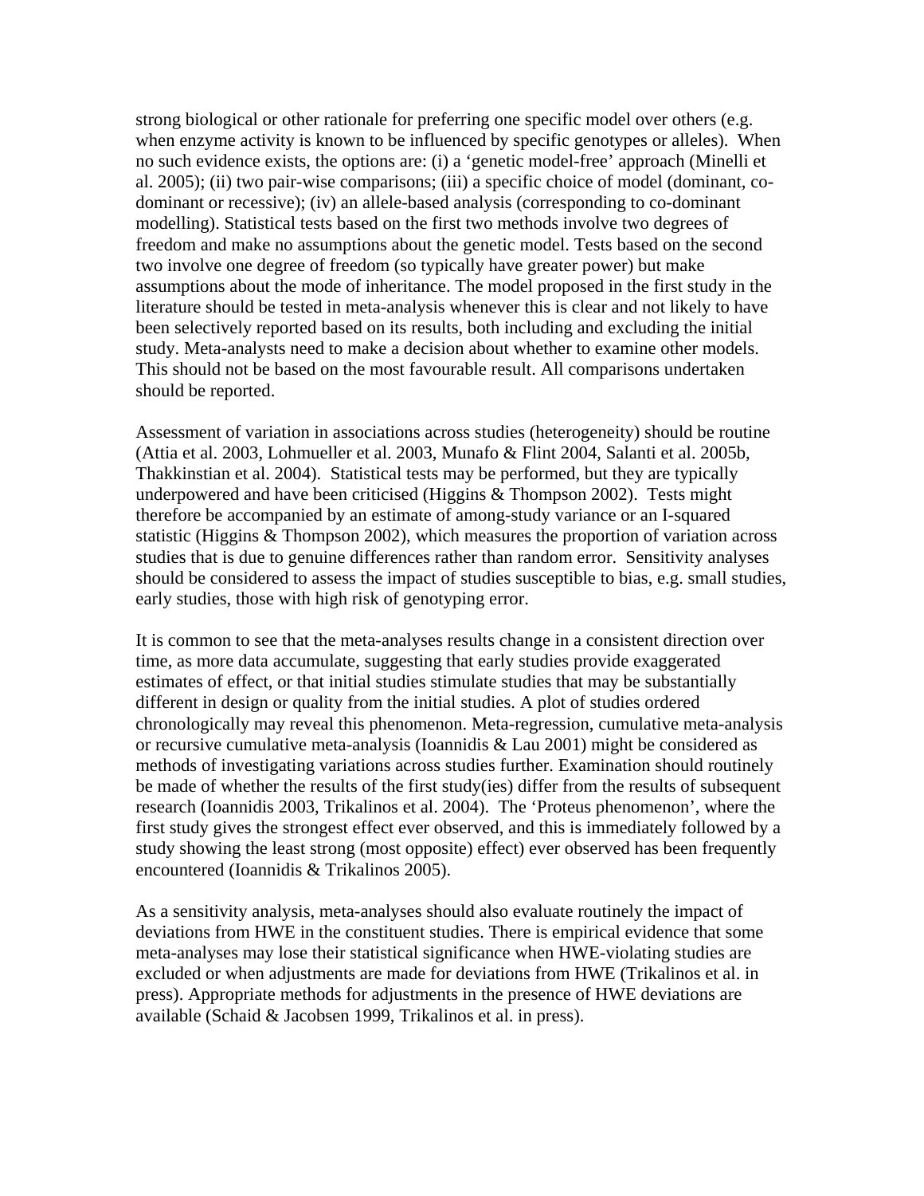strong biological or other rationale for preferring one specific model over others (e.g. when enzyme activity is known to be influenced by specific genotypes or alleles). When no such evidence exists, the options are: (i) a 'genetic model-free' approach (Minelli et al. 2005); (ii) two pair-wise comparisons; (iii) a specific choice of model (dominant, co-dominant or recessive); (iv) an allele-based analysis (corresponding to co-dominant modelling). Statistical tests based on the first two methods involve two degrees of freedom and make no assumptions about the genetic model. Tests based on the second two involve one degree of freedom (so typically have greater power) but make assumptions about the mode of inheritance. The model proposed in the first study in the literature should be tested in meta-analysis whenever this is clear and not likely to have been selectively reported based on its results, both including and excluding the initial study. Meta-analysts need to make a decision about whether to examine other models. This should not be based on the most favourable result. All comparisons undertaken should be reported.

Assessment of variation in associations across studies (heterogeneity) should be routine (Attia et al. 2003, Lohmueller et al. 2003, Munafo & Flint 2004, Salanti et al. 2005b, Thakkinstian et al. 2004). Statistical tests may be performed, but they are typically underpowered and have been criticised (Higgins & Thompson 2002). Tests might therefore be accompanied by an estimate of among-study variance or an I-squared statistic (Higgins & Thompson 2002), which measures the proportion of variation across studies that is due to genuine differences rather than random error. Sensitivity analyses should be considered to assess the impact of studies susceptible to bias, e.g. small studies, early studies, those with high risk of genotyping error.

It is common to see that the meta-analyses results change in a consistent direction over time, as more data accumulate, suggesting that early studies provide exaggerated estimates of effect, or that initial studies stimulate studies that may be substantially different in design or quality from the initial studies. A plot of studies ordered chronologically may reveal this phenomenon. Meta-regression, cumulative meta-analysis or recursive cumulative meta-analysis (Ioannidis & Lau 2001) might be considered as methods of investigating variations across studies further. Examination should routinely be made of whether the results of the first study(ies) differ from the results of subsequent research (Ioannidis 2003, Trikalinos et al. 2004). The 'Proteus phenomenon', where the first study gives the strongest effect ever observed, and this is immediately followed by a study showing the least strong (most opposite) effect) ever observed has been frequently encountered (Ioannidis & Trikalinos 2005).

As a sensitivity analysis, meta-analyses should also evaluate routinely the impact of deviations from HWE in the constituent studies. There is empirical evidence that some meta-analyses may lose their statistical significance when HWE-violating studies are excluded or when adjustments are made for deviations from HWE (Trikalinos et al. in press). Appropriate methods for adjustments in the presence of HWE deviations are available (Schaid & Jacobsen 1999, Trikalinos et al. in press).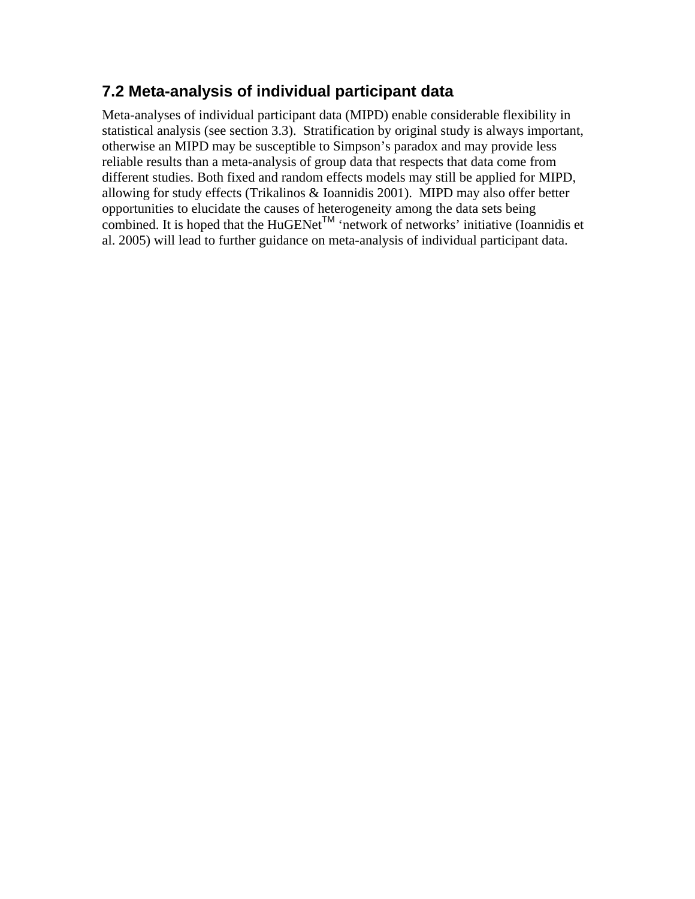## 7.2 Meta-analysis of individual participant data

Meta-analyses of individual participant data (MIPD) enable considerable flexibility in statistical analysis (see section 3.3). Stratification by original study is always important, otherwise an MIPD may be susceptible to Simpson's paradox and may provide less reliable results than a meta-analysis of group data that respects that data come from different studies. Both fixed and random effects models may still be applied for MIPD, allowing for study effects (Trikalinos & Ioannidis 2001). MIPD may also offer better opportunities to elucidate the causes of heterogeneity among the data sets being combined. It is hoped that the HuGENet™ 'network of networks' initiative (Ioannidis et al. 2005) will lead to further guidance on meta-analysis of individual participant data.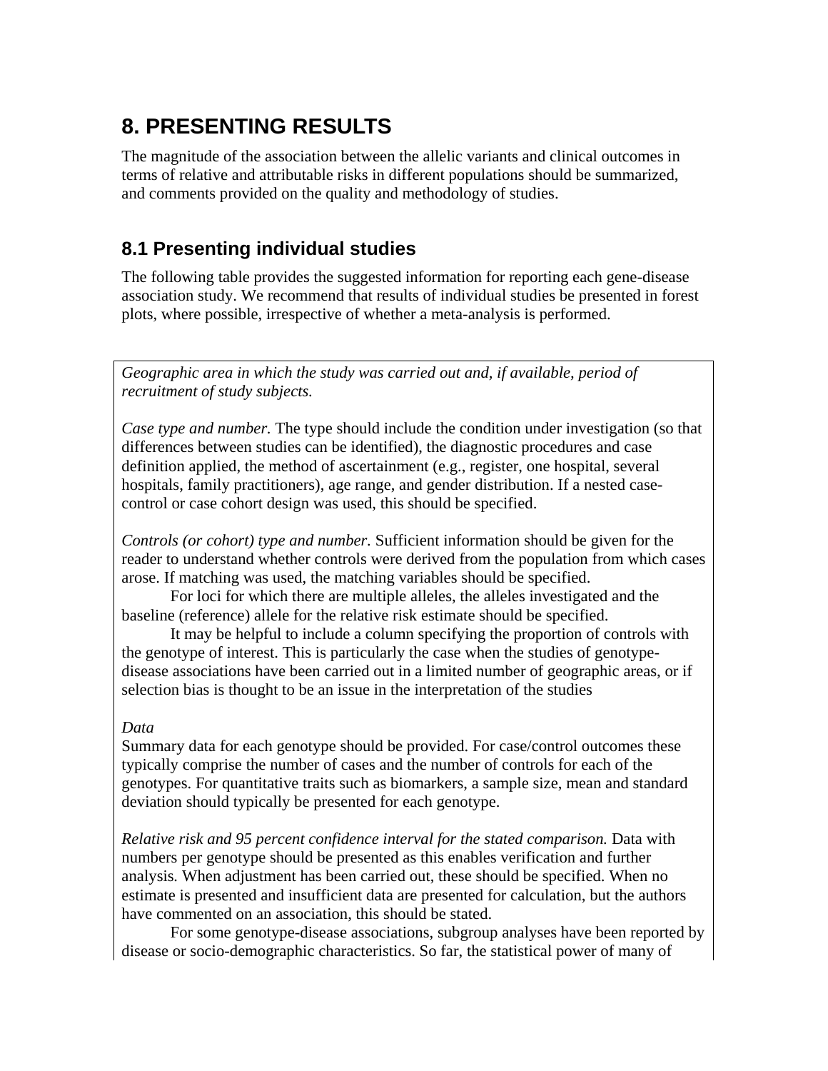# 8. PRESENTING RESULTS

The magnitude of the association between the allelic variants and clinical outcomes in terms of relative and attributable risks in different populations should be summarized, and comments provided on the quality and methodology of studies.

## 8.1 Presenting individual studies

The following table provides the suggested information for reporting each gene-disease association study. We recommend that results of individual studies be presented in forest plots, where possible, irrespective of whether a meta-analysis is performed.

*Geographic area in which the study was carried out and, if available, period of recruitment of study subjects.*

*Case type and number.* The type should include the condition under investigation (so that differences between studies can be identified), the diagnostic procedures and case definition applied, the method of ascertainment (e.g., register, one hospital, several hospitals, family practitioners), age range, and gender distribution. If a nested case-control or case cohort design was used, this should be specified.

*Controls (or cohort) type and number.* Sufficient information should be given for the reader to understand whether controls were derived from the population from which cases arose. If matching was used, the matching variables should be specified.

For loci for which there are multiple alleles, the alleles investigated and the baseline (reference) allele for the relative risk estimate should be specified.

It may be helpful to include a column specifying the proportion of controls with the genotype of interest. This is particularly the case when the studies of genotype-disease associations have been carried out in a limited number of geographic areas, or if selection bias is thought to be an issue in the interpretation of the studies

*Data*

Summary data for each genotype should be provided. For case/control outcomes these typically comprise the number of cases and the number of controls for each of the genotypes. For quantitative traits such as biomarkers, a sample size, mean and standard deviation should typically be presented for each genotype.

*Relative risk and 95 percent confidence interval for the stated comparison.* Data with numbers per genotype should be presented as this enables verification and further analysis. When adjustment has been carried out, these should be specified. When no estimate is presented and insufficient data are presented for calculation, but the authors have commented on an association, this should be stated.

For some genotype-disease associations, subgroup analyses have been reported by disease or socio-demographic characteristics. So far, the statistical power of many of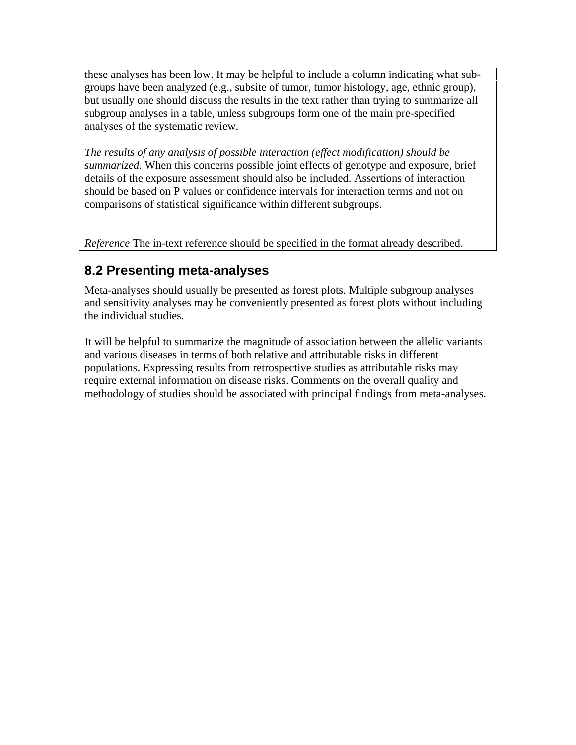these analyses has been low. It may be helpful to include a column indicating what sub-groups have been analyzed (e.g., subsite of tumor, tumor histology, age, ethnic group), but usually one should discuss the results in the text rather than trying to summarize all subgroup analyses in a table, unless subgroups form one of the main pre-specified analyses of the systematic review.

*The results of any analysis of possible interaction (effect modification) should be summarized.* When this concerns possible joint effects of genotype and exposure, brief details of the exposure assessment should also be included. Assertions of interaction should be based on P values or confidence intervals for interaction terms and not on comparisons of statistical significance within different subgroups.

*Reference* The in-text reference should be specified in the format already described.

## 8.2 Presenting meta-analyses

Meta-analyses should usually be presented as forest plots. Multiple subgroup analyses and sensitivity analyses may be conveniently presented as forest plots without including the individual studies.

It will be helpful to summarize the magnitude of association between the allelic variants and various diseases in terms of both relative and attributable risks in different populations. Expressing results from retrospective studies as attributable risks may require external information on disease risks. Comments on the overall quality and methodology of studies should be associated with principal findings from meta-analyses.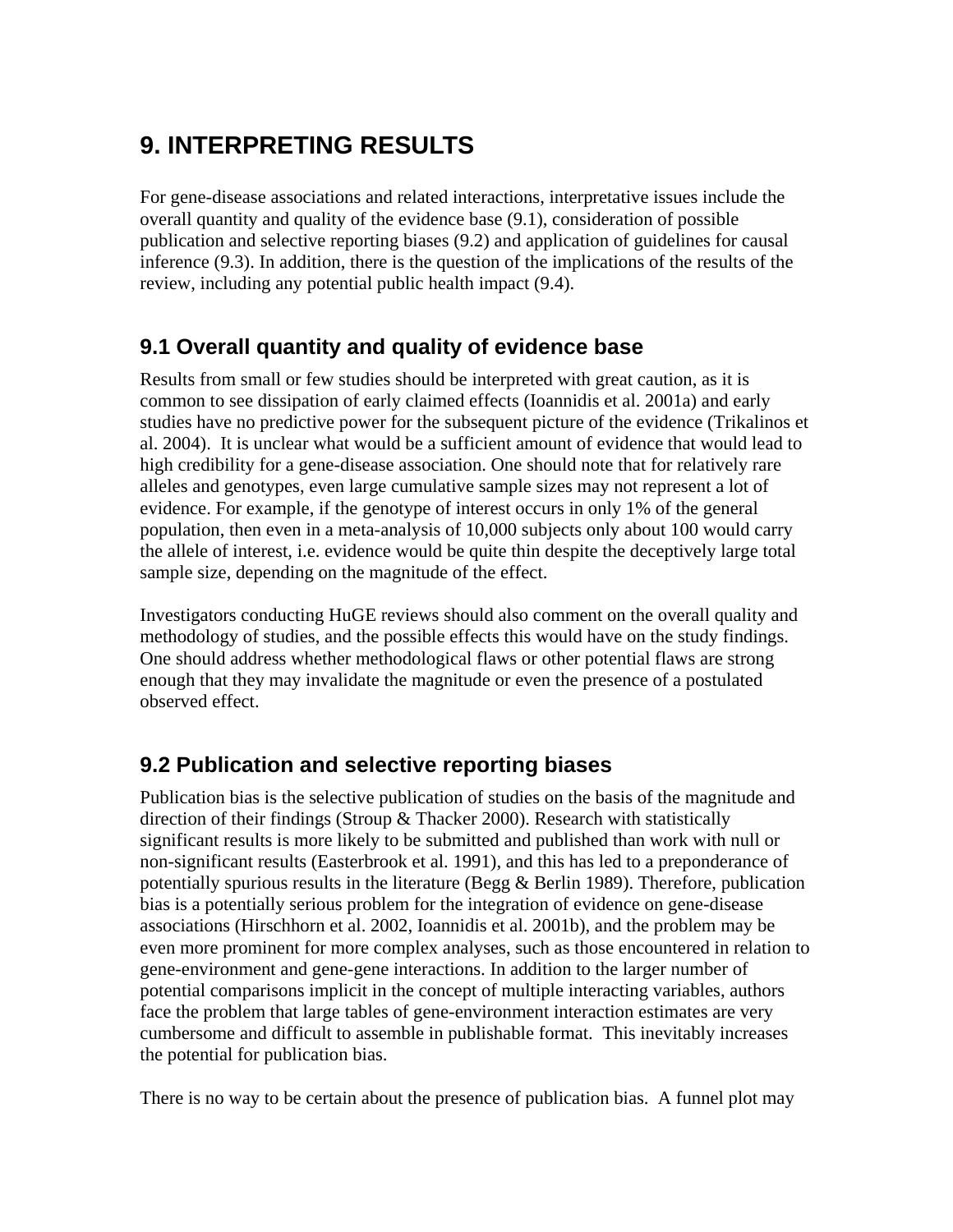# 9. INTERPRETING RESULTS

For gene-disease associations and related interactions, interpretative issues include the overall quantity and quality of the evidence base (9.1), consideration of possible publication and selective reporting biases (9.2) and application of guidelines for causal inference (9.3). In addition, there is the question of the implications of the results of the review, including any potential public health impact (9.4).

## 9.1 Overall quantity and quality of evidence base

Results from small or few studies should be interpreted with great caution, as it is common to see dissipation of early claimed effects (Ioannidis et al. 2001a) and early studies have no predictive power for the subsequent picture of the evidence (Trikalinos et al. 2004). It is unclear what would be a sufficient amount of evidence that would lead to high credibility for a gene-disease association. One should note that for relatively rare alleles and genotypes, even large cumulative sample sizes may not represent a lot of evidence. For example, if the genotype of interest occurs in only 1% of the general population, then even in a meta-analysis of 10,000 subjects only about 100 would carry the allele of interest, i.e. evidence would be quite thin despite the deceptively large total sample size, depending on the magnitude of the effect.

Investigators conducting HuGE reviews should also comment on the overall quality and methodology of studies, and the possible effects this would have on the study findings. One should address whether methodological flaws or other potential flaws are strong enough that they may invalidate the magnitude or even the presence of a postulated observed effect.

## 9.2 Publication and selective reporting biases

Publication bias is the selective publication of studies on the basis of the magnitude and direction of their findings (Stroup & Thacker 2000). Research with statistically significant results is more likely to be submitted and published than work with null or non-significant results (Easterbrook et al. 1991), and this has led to a preponderance of potentially spurious results in the literature (Begg & Berlin 1989). Therefore, publication bias is a potentially serious problem for the integration of evidence on gene-disease associations (Hirschhorn et al. 2002, Ioannidis et al. 2001b), and the problem may be even more prominent for more complex analyses, such as those encountered in relation to gene-environment and gene-gene interactions. In addition to the larger number of potential comparisons implicit in the concept of multiple interacting variables, authors face the problem that large tables of gene-environment interaction estimates are very cumbersome and difficult to assemble in publishable format. This inevitably increases the potential for publication bias.

There is no way to be certain about the presence of publication bias. A funnel plot may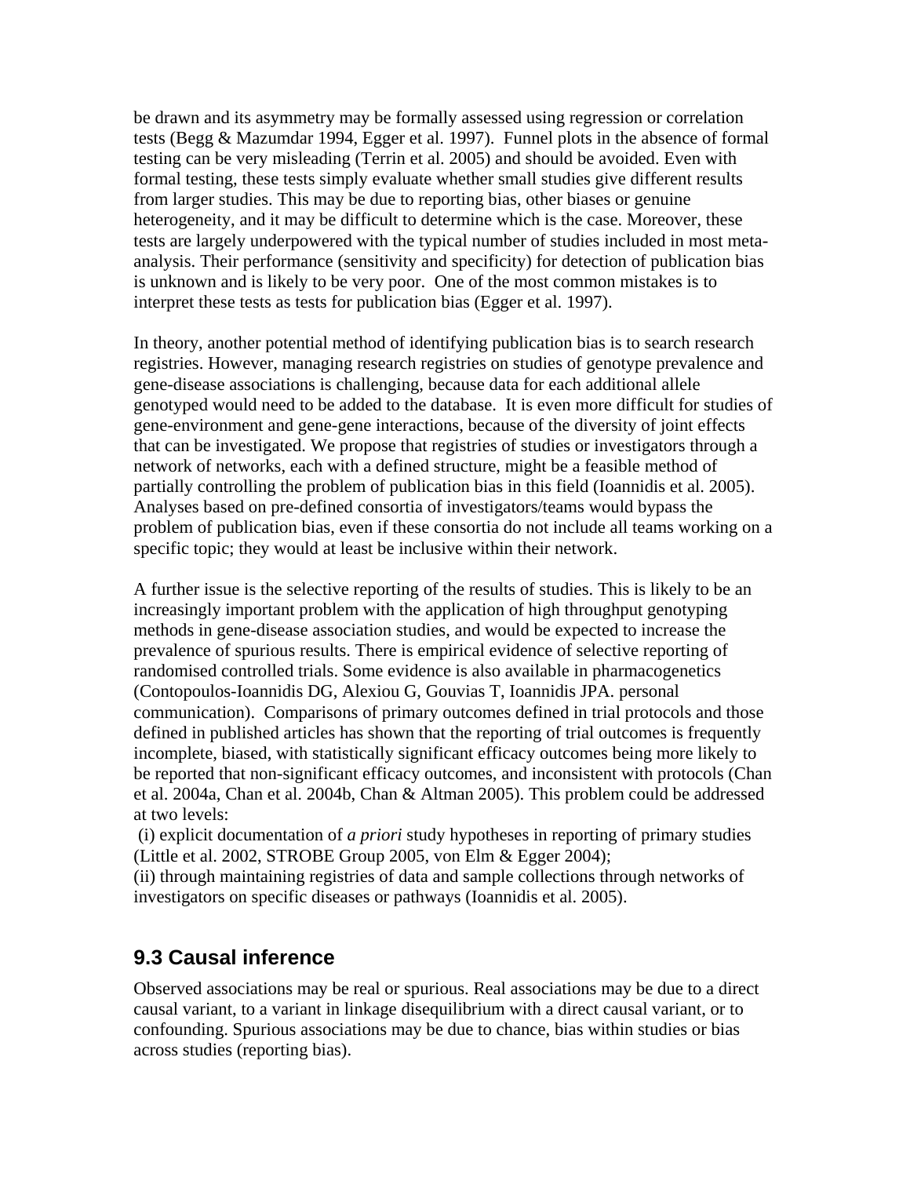be drawn and its asymmetry may be formally assessed using regression or correlation tests (Begg & Mazumdar 1994, Egger et al. 1997). Funnel plots in the absence of formal testing can be very misleading (Terrin et al. 2005) and should be avoided. Even with formal testing, these tests simply evaluate whether small studies give different results from larger studies. This may be due to reporting bias, other biases or genuine heterogeneity, and it may be difficult to determine which is the case. Moreover, these tests are largely underpowered with the typical number of studies included in most meta-analysis. Their performance (sensitivity and specificity) for detection of publication bias is unknown and is likely to be very poor. One of the most common mistakes is to interpret these tests as tests for publication bias (Egger et al. 1997).

In theory, another potential method of identifying publication bias is to search research registries. However, managing research registries on studies of genotype prevalence and gene-disease associations is challenging, because data for each additional allele genotyped would need to be added to the database. It is even more difficult for studies of gene-environment and gene-gene interactions, because of the diversity of joint effects that can be investigated. We propose that registries of studies or investigators through a network of networks, each with a defined structure, might be a feasible method of partially controlling the problem of publication bias in this field (Ioannidis et al. 2005). Analyses based on pre-defined consortia of investigators/teams would bypass the problem of publication bias, even if these consortia do not include all teams working on a specific topic; they would at least be inclusive within their network.

A further issue is the selective reporting of the results of studies. This is likely to be an increasingly important problem with the application of high throughput genotyping methods in gene-disease association studies, and would be expected to increase the prevalence of spurious results. There is empirical evidence of selective reporting of randomised controlled trials. Some evidence is also available in pharmacogenetics (Contopoulos-Ioannidis DG, Alexiou G, Gouvias T, Ioannidis JPA. personal communication). Comparisons of primary outcomes defined in trial protocols and those defined in published articles has shown that the reporting of trial outcomes is frequently incomplete, biased, with statistically significant efficacy outcomes being more likely to be reported that non-significant efficacy outcomes, and inconsistent with protocols (Chan et al. 2004a, Chan et al. 2004b, Chan & Altman 2005). This problem could be addressed at two levels:

(i) explicit documentation of *a priori* study hypotheses in reporting of primary studies (Little et al. 2002, STROBE Group 2005, von Elm & Egger 2004);
(ii) through maintaining registries of data and sample collections through networks of investigators on specific diseases or pathways (Ioannidis et al. 2005).

## 9.3 Causal inference

Observed associations may be real or spurious. Real associations may be due to a direct causal variant, to a variant in linkage disequilibrium with a direct causal variant, or to confounding. Spurious associations may be due to chance, bias within studies or bias across studies (reporting bias).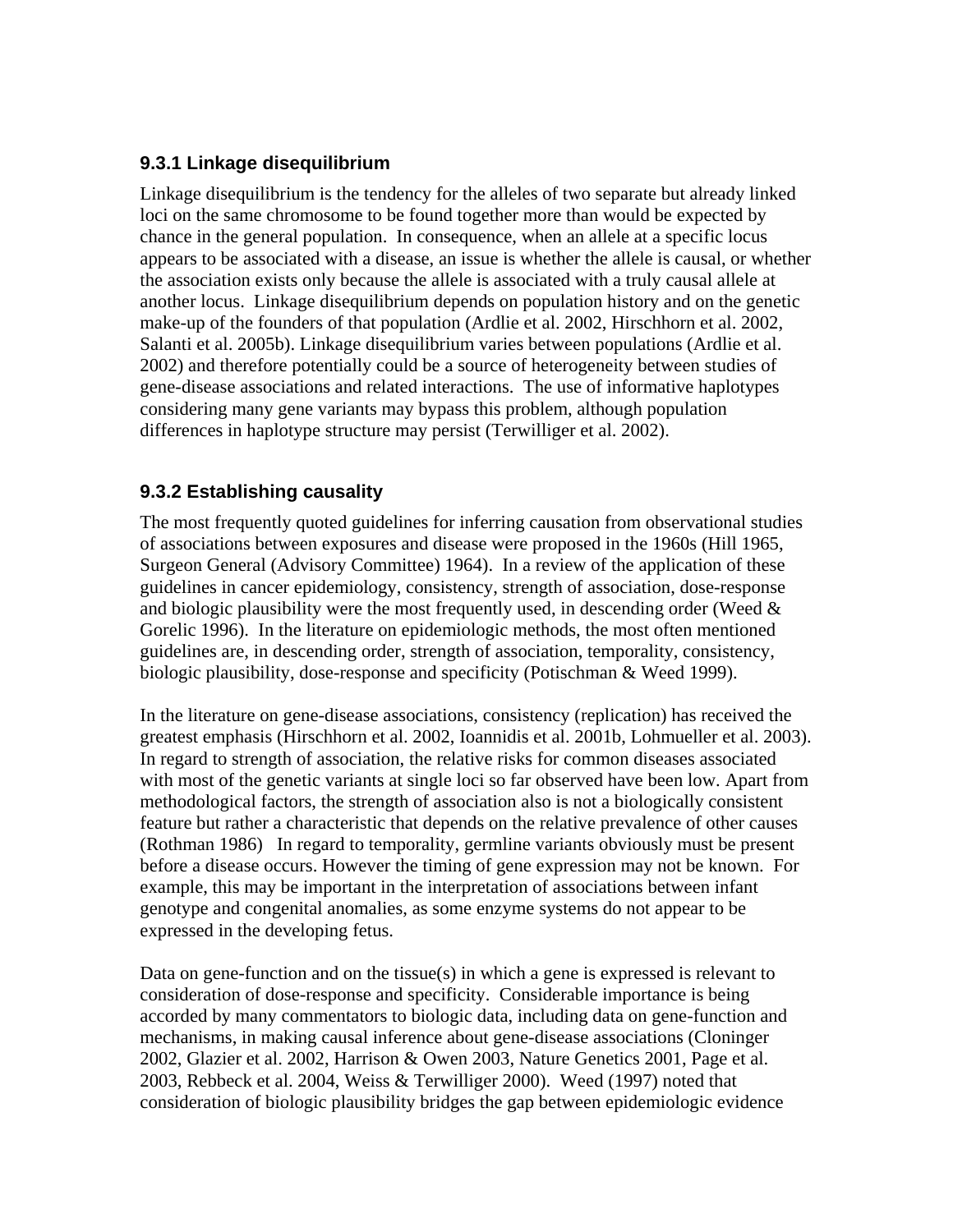### 9.3.1 Linkage disequilibrium

Linkage disequilibrium is the tendency for the alleles of two separate but already linked loci on the same chromosome to be found together more than would be expected by chance in the general population. In consequence, when an allele at a specific locus appears to be associated with a disease, an issue is whether the allele is causal, or whether the association exists only because the allele is associated with a truly causal allele at another locus. Linkage disequilibrium depends on population history and on the genetic make-up of the founders of that population (Ardlie et al. 2002, Hirschhorn et al. 2002, Salanti et al. 2005b). Linkage disequilibrium varies between populations (Ardlie et al. 2002) and therefore potentially could be a source of heterogeneity between studies of gene-disease associations and related interactions. The use of informative haplotypes considering many gene variants may bypass this problem, although population differences in haplotype structure may persist (Terwilliger et al. 2002).

### 9.3.2 Establishing causality

The most frequently quoted guidelines for inferring causation from observational studies of associations between exposures and disease were proposed in the 1960s (Hill 1965, Surgeon General (Advisory Committee) 1964). In a review of the application of these guidelines in cancer epidemiology, consistency, strength of association, dose-response and biologic plausibility were the most frequently used, in descending order (Weed & Gorelic 1996). In the literature on epidemiologic methods, the most often mentioned guidelines are, in descending order, strength of association, temporality, consistency, biologic plausibility, dose-response and specificity (Potischman & Weed 1999).

In the literature on gene-disease associations, consistency (replication) has received the greatest emphasis (Hirschhorn et al. 2002, Ioannidis et al. 2001b, Lohmueller et al. 2003). In regard to strength of association, the relative risks for common diseases associated with most of the genetic variants at single loci so far observed have been low. Apart from methodological factors, the strength of association also is not a biologically consistent feature but rather a characteristic that depends on the relative prevalence of other causes (Rothman 1986) In regard to temporality, germline variants obviously must be present before a disease occurs. However the timing of gene expression may not be known. For example, this may be important in the interpretation of associations between infant genotype and congenital anomalies, as some enzyme systems do not appear to be expressed in the developing fetus.

Data on gene-function and on the tissue(s) in which a gene is expressed is relevant to consideration of dose-response and specificity. Considerable importance is being accorded by many commentators to biologic data, including data on gene-function and mechanisms, in making causal inference about gene-disease associations (Cloninger 2002, Glazier et al. 2002, Harrison & Owen 2003, Nature Genetics 2001, Page et al. 2003, Rebbeck et al. 2004, Weiss & Terwilliger 2000). Weed (1997) noted that consideration of biologic plausibility bridges the gap between epidemiologic evidence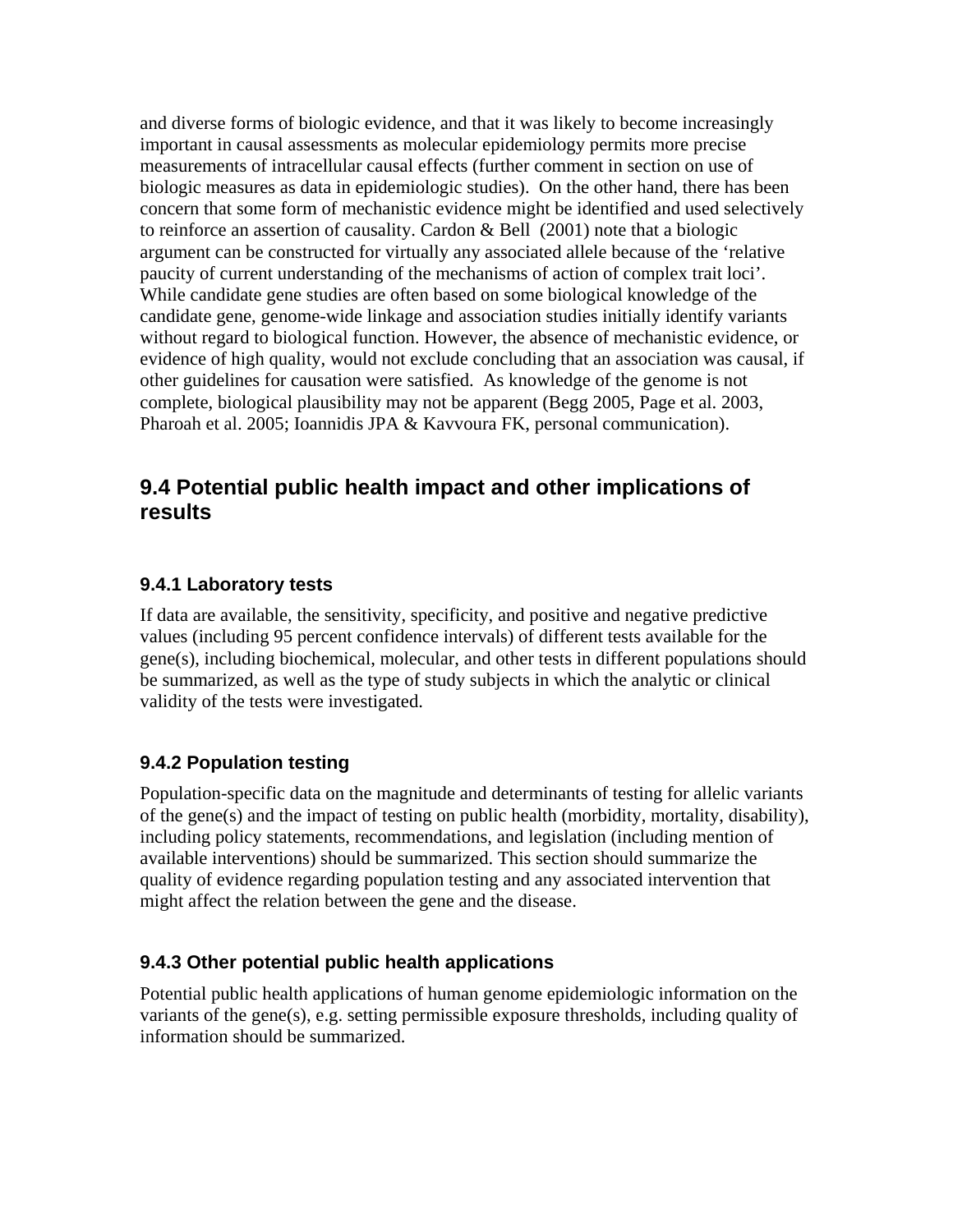and diverse forms of biologic evidence, and that it was likely to become increasingly important in causal assessments as molecular epidemiology permits more precise measurements of intracellular causal effects (further comment in section on use of biologic measures as data in epidemiologic studies). On the other hand, there has been concern that some form of mechanistic evidence might be identified and used selectively to reinforce an assertion of causality. Cardon & Bell (2001) note that a biologic argument can be constructed for virtually any associated allele because of the 'relative paucity of current understanding of the mechanisms of action of complex trait loci'. While candidate gene studies are often based on some biological knowledge of the candidate gene, genome-wide linkage and association studies initially identify variants without regard to biological function. However, the absence of mechanistic evidence, or evidence of high quality, would not exclude concluding that an association was causal, if other guidelines for causation were satisfied. As knowledge of the genome is not complete, biological plausibility may not be apparent (Begg 2005, Page et al. 2003, Pharoah et al. 2005; Ioannidis JPA & Kavvoura FK, personal communication).

## 9.4 Potential public health impact and other implications of results

### 9.4.1 Laboratory tests

If data are available, the sensitivity, specificity, and positive and negative predictive values (including 95 percent confidence intervals) of different tests available for the gene(s), including biochemical, molecular, and other tests in different populations should be summarized, as well as the type of study subjects in which the analytic or clinical validity of the tests were investigated.

### 9.4.2 Population testing

Population-specific data on the magnitude and determinants of testing for allelic variants of the gene(s) and the impact of testing on public health (morbidity, mortality, disability), including policy statements, recommendations, and legislation (including mention of available interventions) should be summarized. This section should summarize the quality of evidence regarding population testing and any associated intervention that might affect the relation between the gene and the disease.

### 9.4.3 Other potential public health applications

Potential public health applications of human genome epidemiologic information on the variants of the gene(s), e.g. setting permissible exposure thresholds, including quality of information should be summarized.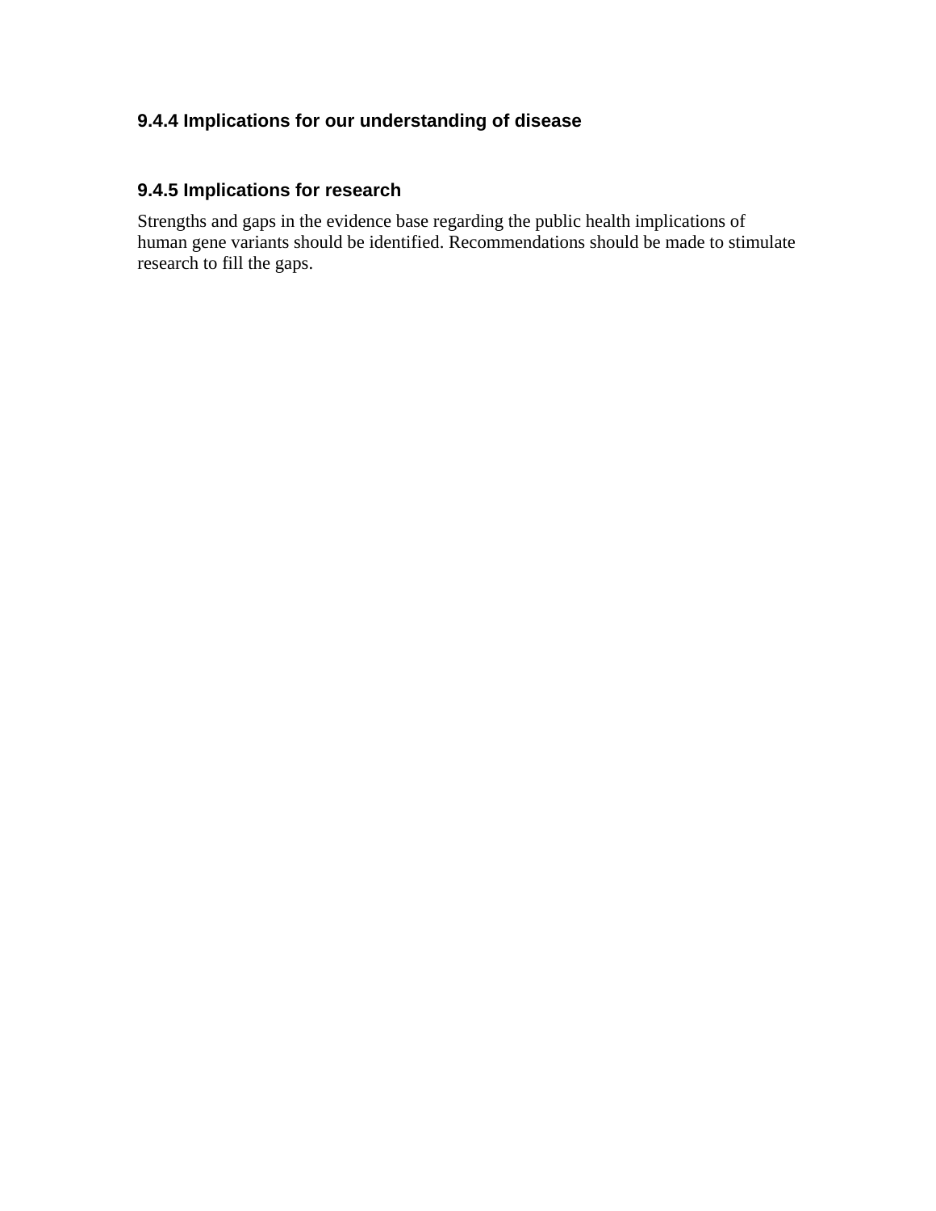### 9.4.4 Implications for our understanding of disease

### 9.4.5 Implications for research

Strengths and gaps in the evidence base regarding the public health implications of human gene variants should be identified. Recommendations should be made to stimulate research to fill the gaps.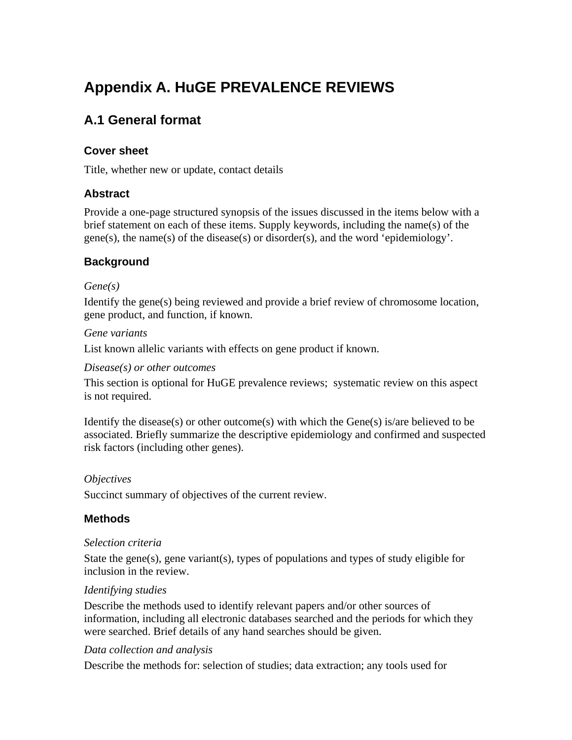# Appendix A. HuGE PREVALENCE REVIEWS

## A.1 General format

### Cover sheet

Title, whether new or update, contact details

### Abstract

Provide a one-page structured synopsis of the issues discussed in the items below with a brief statement on each of these items. Supply keywords, including the name(s) of the gene(s), the name(s) of the disease(s) or disorder(s), and the word 'epidemiology'.

### Background

*Gene(s)*

Identify the gene(s) being reviewed and provide a brief review of chromosome location, gene product, and function, if known.

*Gene variants*

List known allelic variants with effects on gene product if known.

*Disease(s) or other outcomes*

This section is optional for HuGE prevalence reviews; systematic review on this aspect is not required.

Identify the disease(s) or other outcome(s) with which the Gene(s) is/are believed to be associated. Briefly summarize the descriptive epidemiology and confirmed and suspected risk factors (including other genes).

*Objectives*

Succinct summary of objectives of the current review.

### Methods

*Selection criteria*

State the gene(s), gene variant(s), types of populations and types of study eligible for inclusion in the review.

*Identifying studies*

Describe the methods used to identify relevant papers and/or other sources of information, including all electronic databases searched and the periods for which they were searched. Brief details of any hand searches should be given.

*Data collection and analysis*

Describe the methods for: selection of studies; data extraction; any tools used for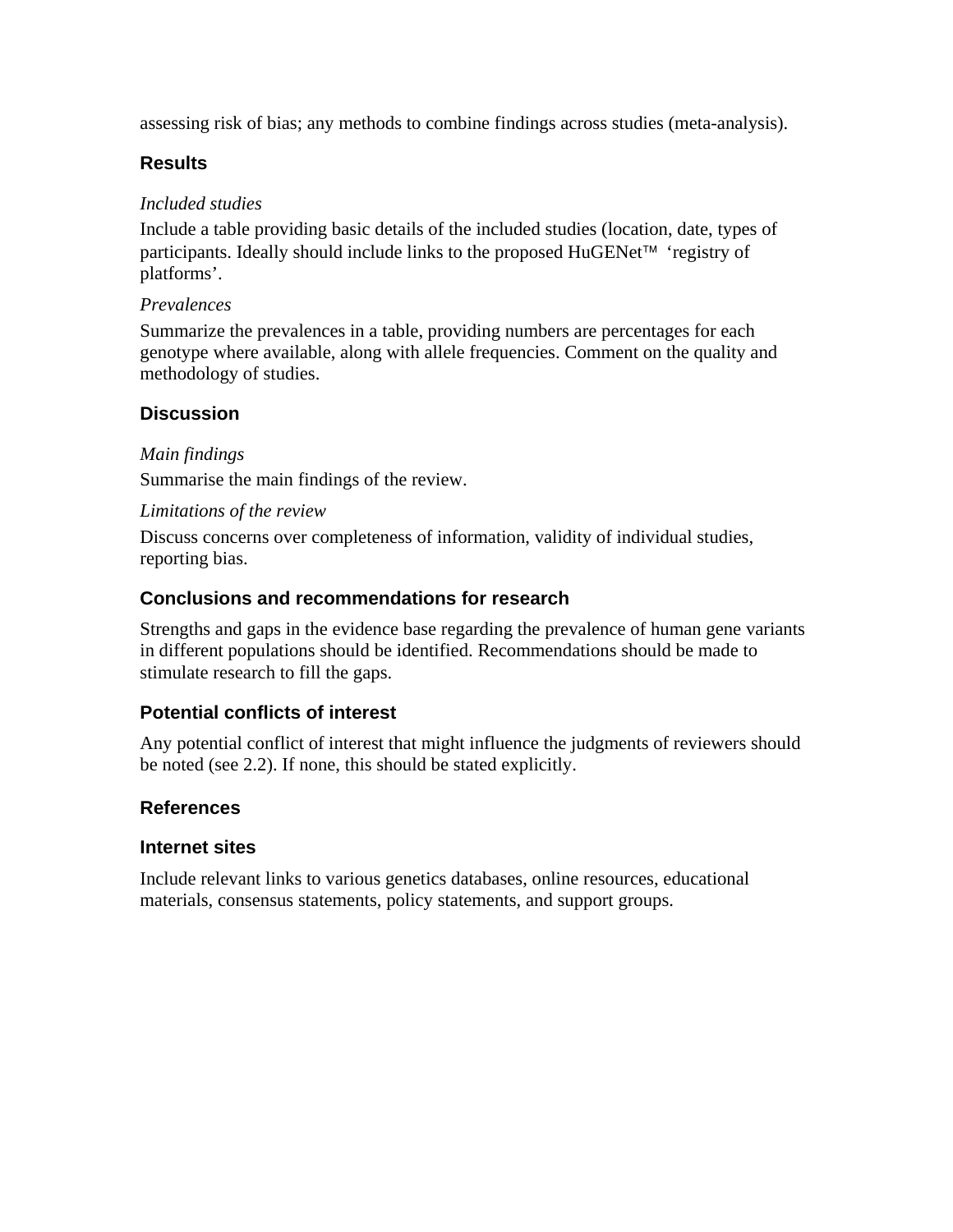assessing risk of bias; any methods to combine findings across studies (meta-analysis).

## Results

*Included studies*

Include a table providing basic details of the included studies (location, date, types of participants. Ideally should include links to the proposed HuGENet™ 'registry of platforms'.

*Prevalences*

Summarize the prevalences in a table, providing numbers are percentages for each genotype where available, along with allele frequencies. Comment on the quality and methodology of studies.

## Discussion

*Main findings*

Summarise the main findings of the review.

*Limitations of the review*

Discuss concerns over completeness of information, validity of individual studies, reporting bias.

## Conclusions and recommendations for research

Strengths and gaps in the evidence base regarding the prevalence of human gene variants in different populations should be identified. Recommendations should be made to stimulate research to fill the gaps.

## Potential conflicts of interest

Any potential conflict of interest that might influence the judgments of reviewers should be noted (see 2.2). If none, this should be stated explicitly.

## References

## Internet sites

Include relevant links to various genetics databases, online resources, educational materials, consensus statements, policy statements, and support groups.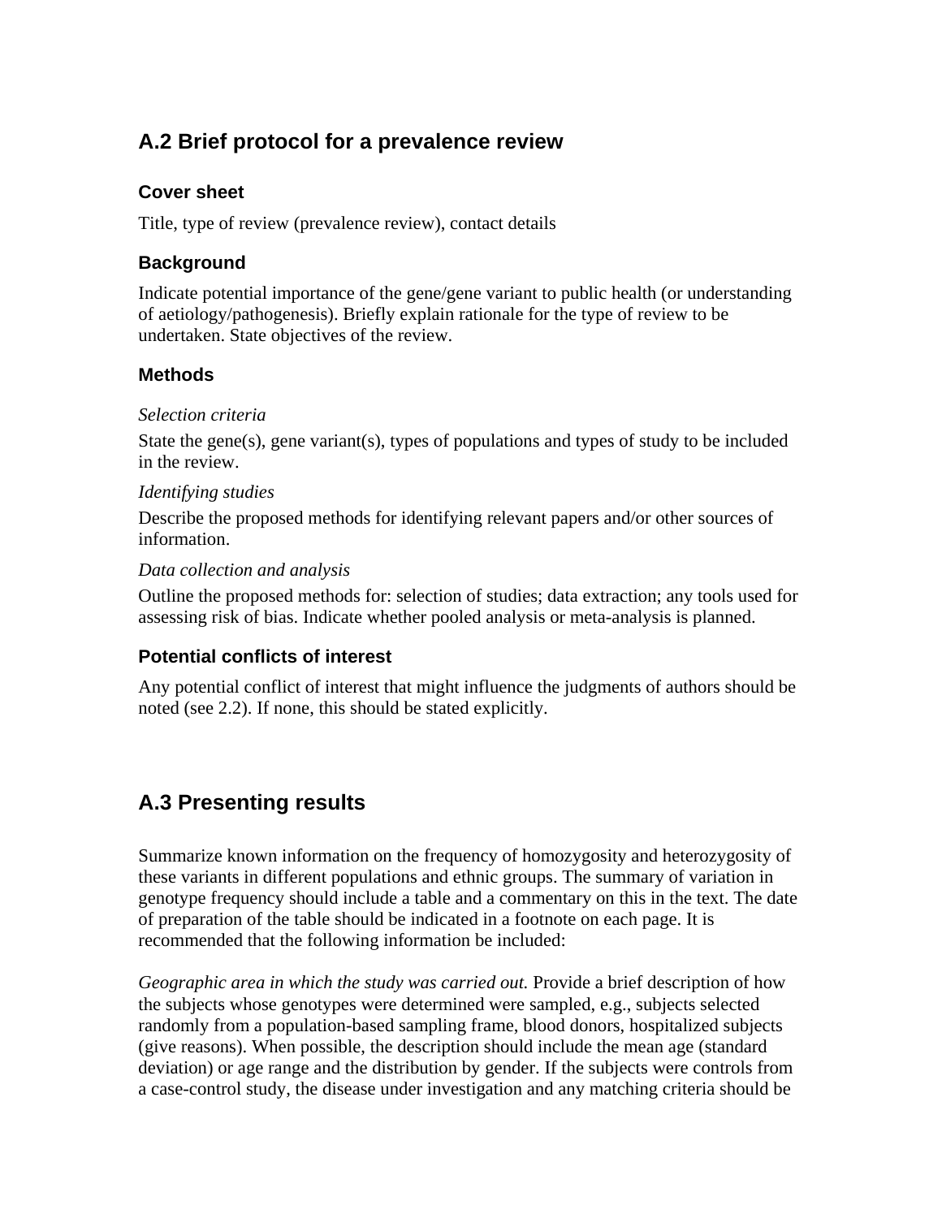## A.2 Brief protocol for a prevalence review

### Cover sheet

Title, type of review (prevalence review), contact details

### Background

Indicate potential importance of the gene/gene variant to public health (or understanding of aetiology/pathogenesis). Briefly explain rationale for the type of review to be undertaken. State objectives of the review.

### Methods

*Selection criteria*

State the gene(s), gene variant(s), types of populations and types of study to be included in the review.

*Identifying studies*

Describe the proposed methods for identifying relevant papers and/or other sources of information.

*Data collection and analysis*

Outline the proposed methods for: selection of studies; data extraction; any tools used for assessing risk of bias. Indicate whether pooled analysis or meta-analysis is planned.

### Potential conflicts of interest

Any potential conflict of interest that might influence the judgments of authors should be noted (see 2.2). If none, this should be stated explicitly.

## A.3 Presenting results

Summarize known information on the frequency of homozygosity and heterozygosity of these variants in different populations and ethnic groups. The summary of variation in genotype frequency should include a table and a commentary on this in the text. The date of preparation of the table should be indicated in a footnote on each page. It is recommended that the following information be included:

*Geographic area in which the study was carried out.* Provide a brief description of how the subjects whose genotypes were determined were sampled, e.g., subjects selected randomly from a population-based sampling frame, blood donors, hospitalized subjects (give reasons). When possible, the description should include the mean age (standard deviation) or age range and the distribution by gender. If the subjects were controls from a case-control study, the disease under investigation and any matching criteria should be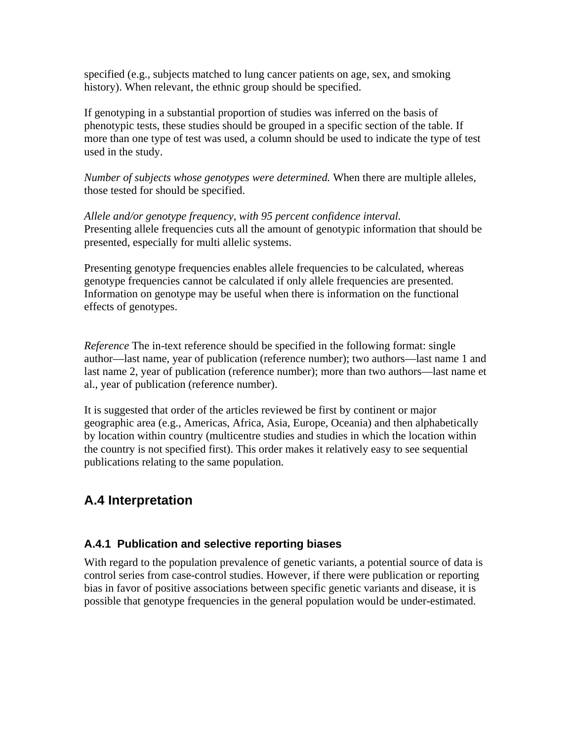specified (e.g., subjects matched to lung cancer patients on age, sex, and smoking history). When relevant, the ethnic group should be specified.

If genotyping in a substantial proportion of studies was inferred on the basis of phenotypic tests, these studies should be grouped in a specific section of the table. If more than one type of test was used, a column should be used to indicate the type of test used in the study.

*Number of subjects whose genotypes were determined.* When there are multiple alleles, those tested for should be specified.

*Allele and/or genotype frequency, with 95 percent confidence interval.*
Presenting allele frequencies cuts all the amount of genotypic information that should be presented, especially for multi allelic systems.

Presenting genotype frequencies enables allele frequencies to be calculated, whereas genotype frequencies cannot be calculated if only allele frequencies are presented. Information on genotype may be useful when there is information on the functional effects of genotypes.

*Reference* The in-text reference should be specified in the following format: single author—last name, year of publication (reference number); two authors—last name 1 and last name 2, year of publication (reference number); more than two authors—last name et al., year of publication (reference number).

It is suggested that order of the articles reviewed be first by continent or major geographic area (e.g., Americas, Africa, Asia, Europe, Oceania) and then alphabetically by location within country (multicentre studies and studies in which the location within the country is not specified first). This order makes it relatively easy to see sequential publications relating to the same population.

## A.4 Interpretation

### A.4.1 Publication and selective reporting biases

With regard to the population prevalence of genetic variants, a potential source of data is control series from case-control studies. However, if there were publication or reporting bias in favor of positive associations between specific genetic variants and disease, it is possible that genotype frequencies in the general population would be under-estimated.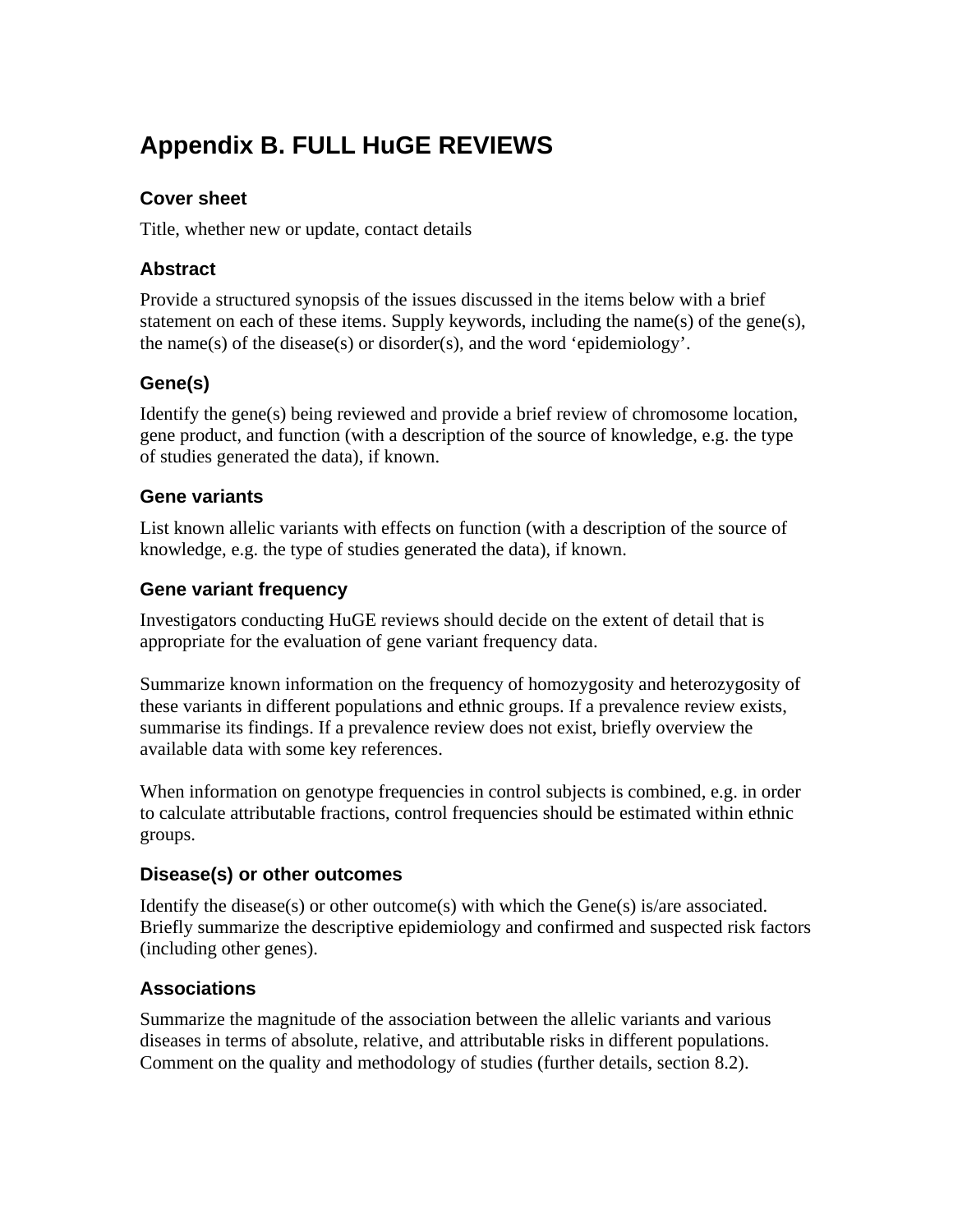# Appendix B. FULL HuGE REVIEWS

### Cover sheet

Title, whether new or update, contact details

### Abstract

Provide a structured synopsis of the issues discussed in the items below with a brief statement on each of these items. Supply keywords, including the name(s) of the gene(s), the name(s) of the disease(s) or disorder(s), and the word 'epidemiology'.

### Gene(s)

Identify the gene(s) being reviewed and provide a brief review of chromosome location, gene product, and function (with a description of the source of knowledge, e.g. the type of studies generated the data), if known.

### Gene variants

List known allelic variants with effects on function (with a description of the source of knowledge, e.g. the type of studies generated the data), if known.

### Gene variant frequency

Investigators conducting HuGE reviews should decide on the extent of detail that is appropriate for the evaluation of gene variant frequency data.

Summarize known information on the frequency of homozygosity and heterozygosity of these variants in different populations and ethnic groups. If a prevalence review exists, summarise its findings. If a prevalence review does not exist, briefly overview the available data with some key references.

When information on genotype frequencies in control subjects is combined, e.g. in order to calculate attributable fractions, control frequencies should be estimated within ethnic groups.

### Disease(s) or other outcomes

Identify the disease(s) or other outcome(s) with which the Gene(s) is/are associated. Briefly summarize the descriptive epidemiology and confirmed and suspected risk factors (including other genes).

### Associations

Summarize the magnitude of the association between the allelic variants and various diseases in terms of absolute, relative, and attributable risks in different populations. Comment on the quality and methodology of studies (further details, section 8.2).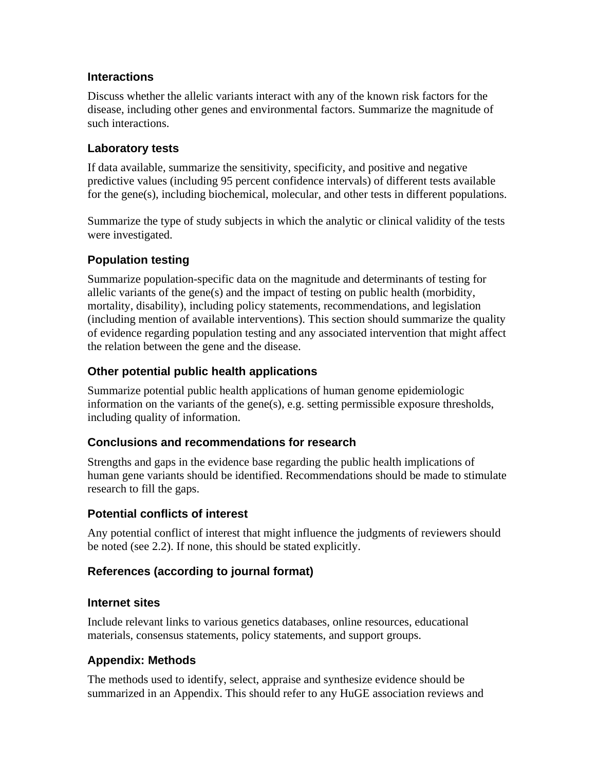### Interactions

Discuss whether the allelic variants interact with any of the known risk factors for the disease, including other genes and environmental factors. Summarize the magnitude of such interactions.

### Laboratory tests

If data available, summarize the sensitivity, specificity, and positive and negative predictive values (including 95 percent confidence intervals) of different tests available for the gene(s), including biochemical, molecular, and other tests in different populations.

Summarize the type of study subjects in which the analytic or clinical validity of the tests were investigated.

### Population testing

Summarize population-specific data on the magnitude and determinants of testing for allelic variants of the gene(s) and the impact of testing on public health (morbidity, mortality, disability), including policy statements, recommendations, and legislation (including mention of available interventions). This section should summarize the quality of evidence regarding population testing and any associated intervention that might affect the relation between the gene and the disease.

### Other potential public health applications

Summarize potential public health applications of human genome epidemiologic information on the variants of the gene(s), e.g. setting permissible exposure thresholds, including quality of information.

### Conclusions and recommendations for research

Strengths and gaps in the evidence base regarding the public health implications of human gene variants should be identified. Recommendations should be made to stimulate research to fill the gaps.

### Potential conflicts of interest

Any potential conflict of interest that might influence the judgments of reviewers should be noted (see 2.2). If none, this should be stated explicitly.

### References (according to journal format)

### Internet sites

Include relevant links to various genetics databases, online resources, educational materials, consensus statements, policy statements, and support groups.

### Appendix: Methods

The methods used to identify, select, appraise and synthesize evidence should be summarized in an Appendix. This should refer to any HuGE association reviews and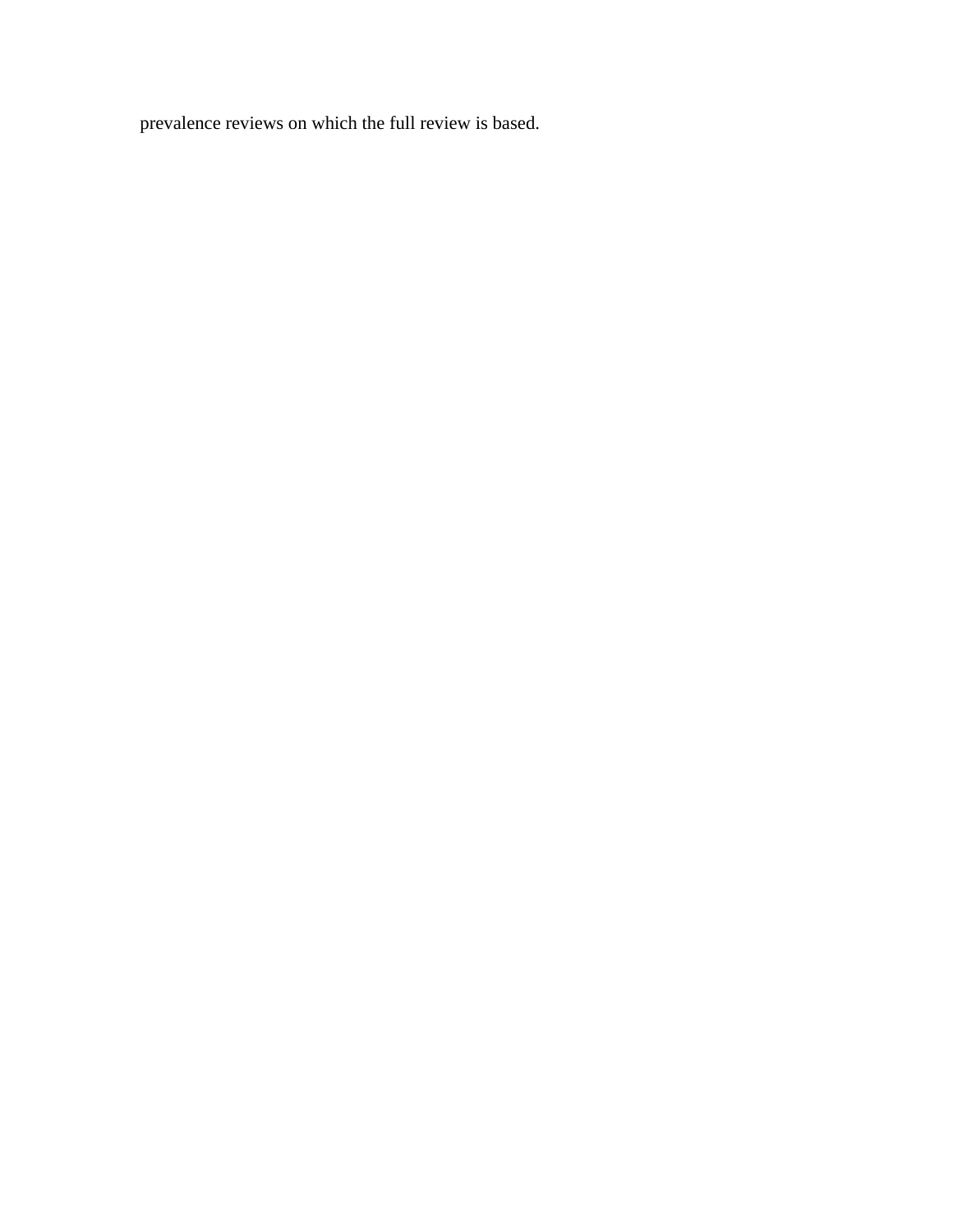prevalence reviews on which the full review is based.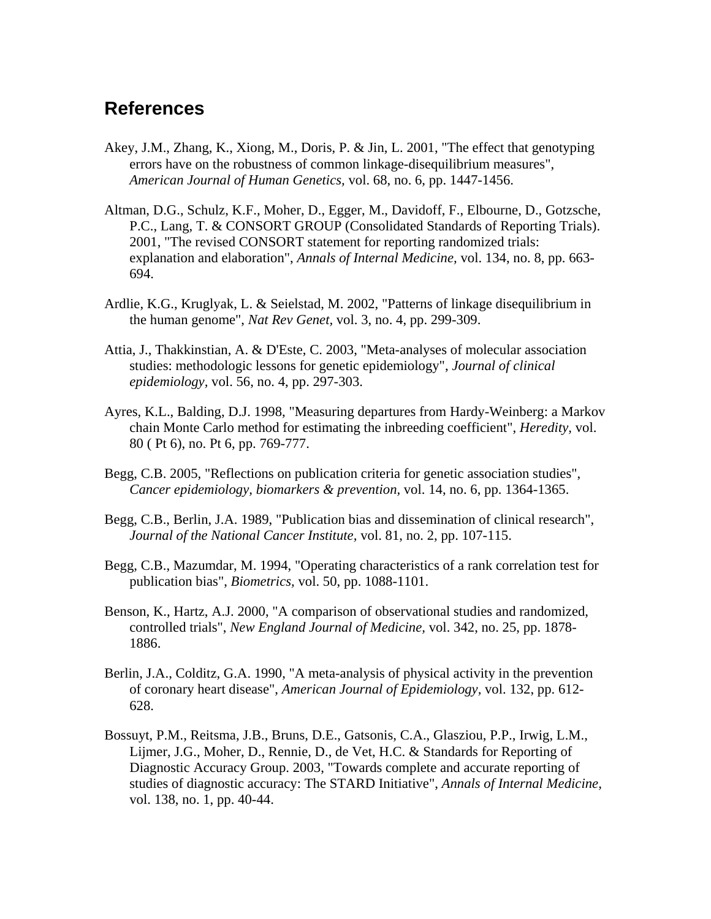## References

Akey, J.M., Zhang, K., Xiong, M., Doris, P. & Jin, L. 2001, "The effect that genotyping errors have on the robustness of common linkage-disequilibrium measures", *American Journal of Human Genetics,* vol. 68, no. 6, pp. 1447-1456.

Altman, D.G., Schulz, K.F., Moher, D., Egger, M., Davidoff, F., Elbourne, D., Gotzsche, P.C., Lang, T. & CONSORT GROUP (Consolidated Standards of Reporting Trials). 2001, "The revised CONSORT statement for reporting randomized trials: explanation and elaboration", *Annals of Internal Medicine,* vol. 134, no. 8, pp. 663-694.

Ardlie, K.G., Kruglyak, L. & Seielstad, M. 2002, "Patterns of linkage disequilibrium in the human genome", *Nat Rev Genet,* vol. 3, no. 4, pp. 299-309.

Attia, J., Thakkinstian, A. & D'Este, C. 2003, "Meta-analyses of molecular association studies: methodologic lessons for genetic epidemiology", *Journal of clinical epidemiology,* vol. 56, no. 4, pp. 297-303.

Ayres, K.L., Balding, D.J. 1998, "Measuring departures from Hardy-Weinberg: a Markov chain Monte Carlo method for estimating the inbreeding coefficient", *Heredity,* vol. 80 ( Pt 6), no. Pt 6, pp. 769-777.

Begg, C.B. 2005, "Reflections on publication criteria for genetic association studies", *Cancer epidemiology, biomarkers & prevention,* vol. 14, no. 6, pp. 1364-1365.

Begg, C.B., Berlin, J.A. 1989, "Publication bias and dissemination of clinical research", *Journal of the National Cancer Institute,* vol. 81, no. 2, pp. 107-115.

Begg, C.B., Mazumdar, M. 1994, "Operating characteristics of a rank correlation test for publication bias", *Biometrics,* vol. 50, pp. 1088-1101.

Benson, K., Hartz, A.J. 2000, "A comparison of observational studies and randomized, controlled trials", *New England Journal of Medicine,* vol. 342, no. 25, pp. 1878-1886.

Berlin, J.A., Colditz, G.A. 1990, "A meta-analysis of physical activity in the prevention of coronary heart disease", *American Journal of Epidemiology,* vol. 132, pp. 612-628.

Bossuyt, P.M., Reitsma, J.B., Bruns, D.E., Gatsonis, C.A., Glasziou, P.P., Irwig, L.M., Lijmer, J.G., Moher, D., Rennie, D., de Vet, H.C. & Standards for Reporting of Diagnostic Accuracy Group. 2003, "Towards complete and accurate reporting of studies of diagnostic accuracy: The STARD Initiative", *Annals of Internal Medicine,* vol. 138, no. 1, pp. 40-44.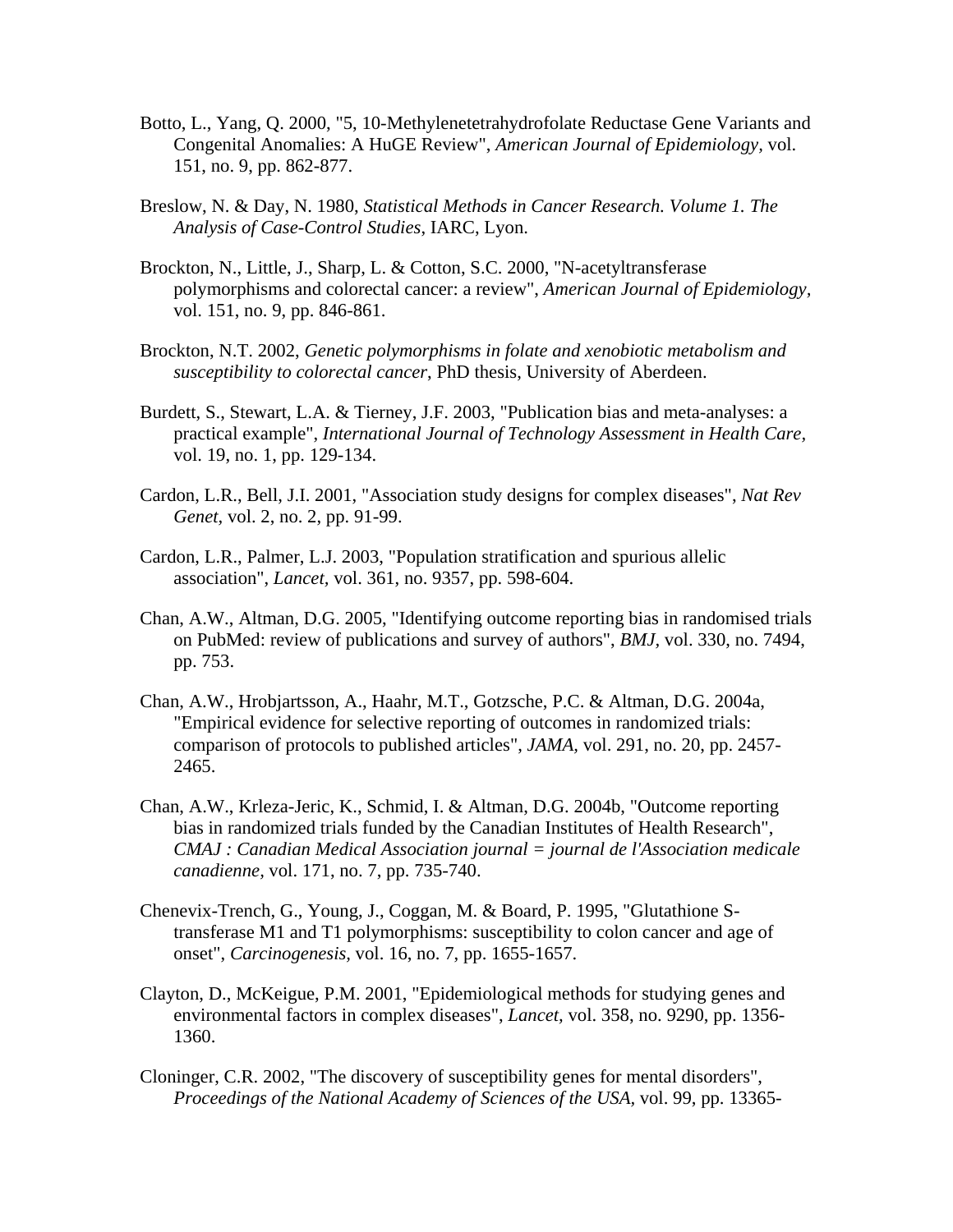Botto, L., Yang, Q. 2000, "5, 10-Methylenetetrahydrofolate Reductase Gene Variants and Congenital Anomalies: A HuGE Review", *American Journal of Epidemiology,* vol. 151, no. 9, pp. 862-877.

Breslow, N. & Day, N. 1980, *Statistical Methods in Cancer Research. Volume 1. The Analysis of Case-Control Studies*, IARC, Lyon.

Brockton, N., Little, J., Sharp, L. & Cotton, S.C. 2000, "N-acetyltransferase polymorphisms and colorectal cancer: a review", *American Journal of Epidemiology*, vol. 151, no. 9, pp. 846-861.

Brockton, N.T. 2002, *Genetic polymorphisms in folate and xenobiotic metabolism and susceptibility to colorectal cancer*, PhD thesis, University of Aberdeen.

Burdett, S., Stewart, L.A. & Tierney, J.F. 2003, "Publication bias and meta-analyses: a practical example", *International Journal of Technology Assessment in Health Care,* vol. 19, no. 1, pp. 129-134.

Cardon, L.R., Bell, J.I. 2001, "Association study designs for complex diseases", *Nat Rev Genet,* vol. 2, no. 2, pp. 91-99.

Cardon, L.R., Palmer, L.J. 2003, "Population stratification and spurious allelic association", *Lancet,* vol. 361, no. 9357, pp. 598-604.

Chan, A.W., Altman, D.G. 2005, "Identifying outcome reporting bias in randomised trials on PubMed: review of publications and survey of authors", *BMJ,* vol. 330, no. 7494, pp. 753.

Chan, A.W., Hrobjartsson, A., Haahr, M.T., Gotzsche, P.C. & Altman, D.G. 2004a, "Empirical evidence for selective reporting of outcomes in randomized trials: comparison of protocols to published articles", *JAMA,* vol. 291, no. 20, pp. 2457-2465.

Chan, A.W., Krleza-Jeric, K., Schmid, I. & Altman, D.G. 2004b, "Outcome reporting bias in randomized trials funded by the Canadian Institutes of Health Research", *CMAJ : Canadian Medical Association journal = journal de l'Association medicale canadienne,* vol. 171, no. 7, pp. 735-740.

Chenevix-Trench, G., Young, J., Coggan, M. & Board, P. 1995, "Glutathione S-transferase M1 and T1 polymorphisms: susceptibility to colon cancer and age of onset", *Carcinogenesis,* vol. 16, no. 7, pp. 1655-1657.

Clayton, D., McKeigue, P.M. 2001, "Epidemiological methods for studying genes and environmental factors in complex diseases", *Lancet,* vol. 358, no. 9290, pp. 1356-1360.

Cloninger, C.R. 2002, "The discovery of susceptibility genes for mental disorders", *Proceedings of the National Academy of Sciences of the USA,* vol. 99, pp. 13365-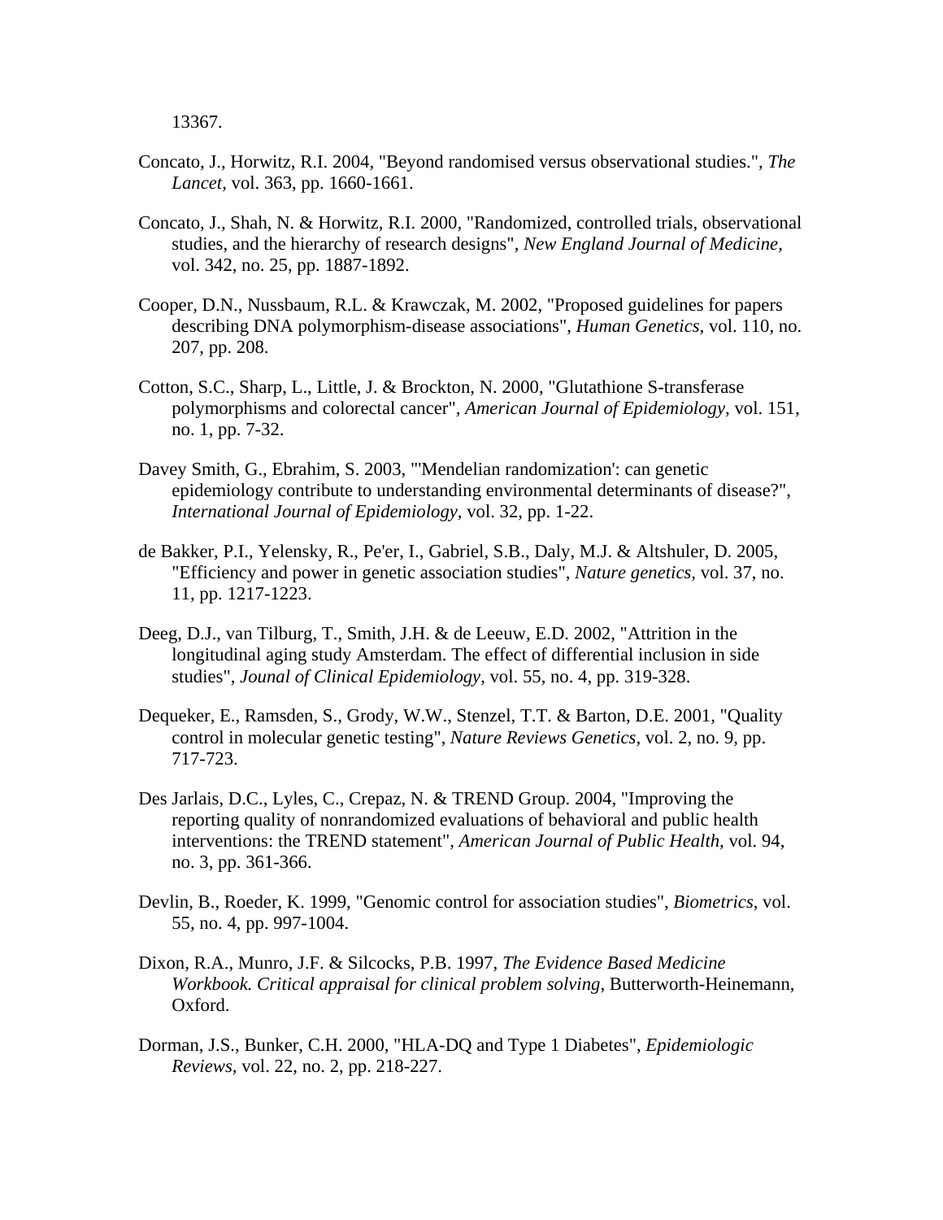13367.

Concato, J., Horwitz, R.I. 2004, "Beyond randomised versus observational studies.", *The Lancet*, vol. 363, pp. 1660-1661.

Concato, J., Shah, N. & Horwitz, R.I. 2000, "Randomized, controlled trials, observational studies, and the hierarchy of research designs", *New England Journal of Medicine*, vol. 342, no. 25, pp. 1887-1892.

Cooper, D.N., Nussbaum, R.L. & Krawczak, M. 2002, "Proposed guidelines for papers describing DNA polymorphism-disease associations", *Human Genetics*, vol. 110, no. 207, pp. 208.

Cotton, S.C., Sharp, L., Little, J. & Brockton, N. 2000, "Glutathione S-transferase polymorphisms and colorectal cancer", *American Journal of Epidemiology*, vol. 151, no. 1, pp. 7-32.

Davey Smith, G., Ebrahim, S. 2003, "'Mendelian randomization': can genetic epidemiology contribute to understanding environmental determinants of disease?", *International Journal of Epidemiology*, vol. 32, pp. 1-22.

de Bakker, P.I., Yelensky, R., Pe'er, I., Gabriel, S.B., Daly, M.J. & Altshuler, D. 2005, "Efficiency and power in genetic association studies", *Nature genetics*, vol. 37, no. 11, pp. 1217-1223.

Deeg, D.J., van Tilburg, T., Smith, J.H. & de Leeuw, E.D. 2002, "Attrition in the longitudinal aging study Amsterdam. The effect of differential inclusion in side studies", *Jounal of Clinical Epidemiology*, vol. 55, no. 4, pp. 319-328.

Dequeker, E., Ramsden, S., Grody, W.W., Stenzel, T.T. & Barton, D.E. 2001, "Quality control in molecular genetic testing", *Nature Reviews Genetics*, vol. 2, no. 9, pp. 717-723.

Des Jarlais, D.C., Lyles, C., Crepaz, N. & TREND Group. 2004, "Improving the reporting quality of nonrandomized evaluations of behavioral and public health interventions: the TREND statement", *American Journal of Public Health*, vol. 94, no. 3, pp. 361-366.

Devlin, B., Roeder, K. 1999, "Genomic control for association studies", *Biometrics*, vol. 55, no. 4, pp. 997-1004.

Dixon, R.A., Munro, J.F. & Silcocks, P.B. 1997, *The Evidence Based Medicine Workbook. Critical appraisal for clinical problem solving*, Butterworth-Heinemann, Oxford.

Dorman, J.S., Bunker, C.H. 2000, "HLA-DQ and Type 1 Diabetes", *Epidemiologic Reviews*, vol. 22, no. 2, pp. 218-227.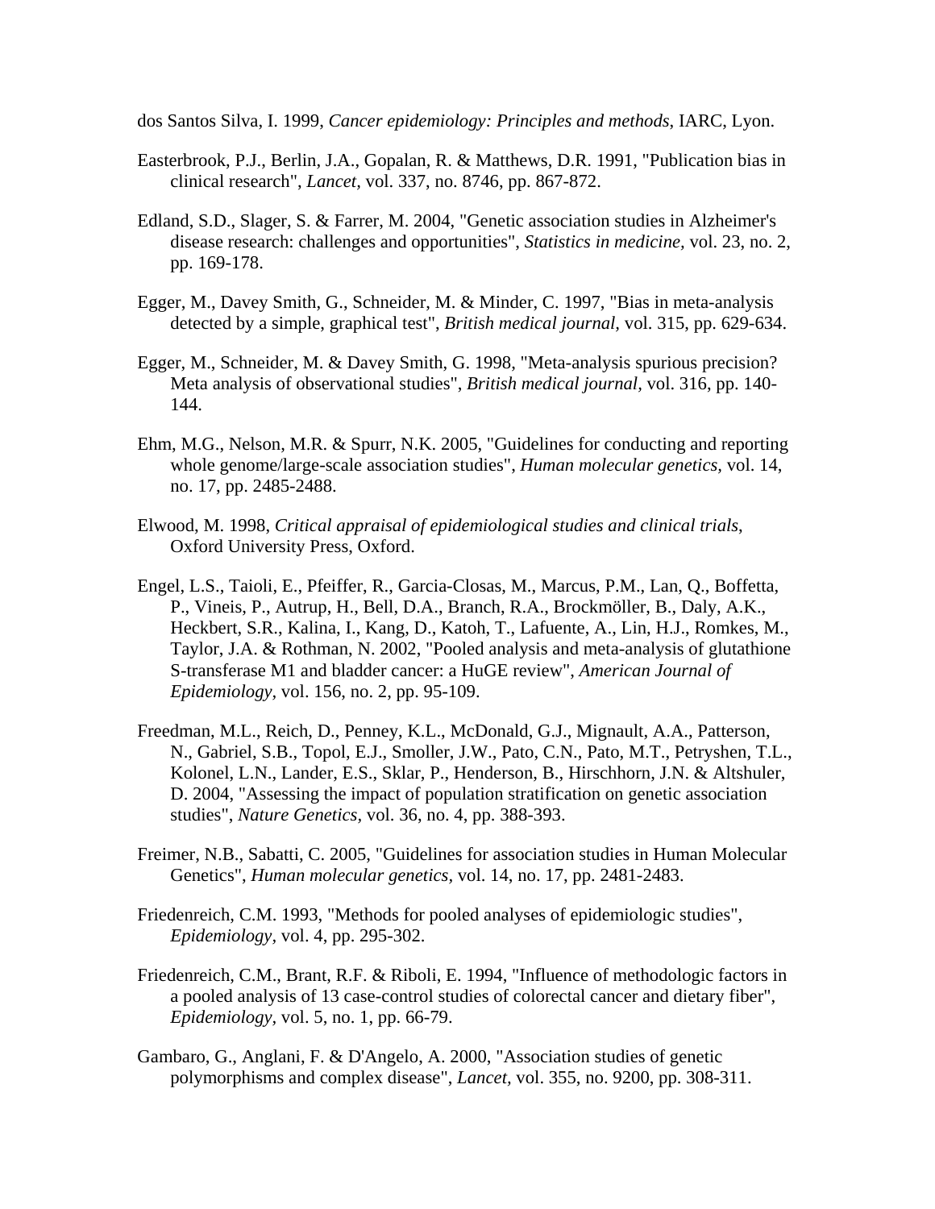dos Santos Silva, I. 1999, *Cancer epidemiology: Principles and methods*, IARC, Lyon.

Easterbrook, P.J., Berlin, J.A., Gopalan, R. & Matthews, D.R. 1991, "Publication bias in clinical research", *Lancet*, vol. 337, no. 8746, pp. 867-872.

Edland, S.D., Slager, S. & Farrer, M. 2004, "Genetic association studies in Alzheimer's disease research: challenges and opportunities", *Statistics in medicine*, vol. 23, no. 2, pp. 169-178.

Egger, M., Davey Smith, G., Schneider, M. & Minder, C. 1997, "Bias in meta-analysis detected by a simple, graphical test", *British medical journal*, vol. 315, pp. 629-634.

Egger, M., Schneider, M. & Davey Smith, G. 1998, "Meta-analysis spurious precision? Meta analysis of observational studies", *British medical journal*, vol. 316, pp. 140-144.

Ehm, M.G., Nelson, M.R. & Spurr, N.K. 2005, "Guidelines for conducting and reporting whole genome/large-scale association studies", *Human molecular genetics*, vol. 14, no. 17, pp. 2485-2488.

Elwood, M. 1998, *Critical appraisal of epidemiological studies and clinical trials*, Oxford University Press, Oxford.

Engel, L.S., Taioli, E., Pfeiffer, R., Garcia-Closas, M., Marcus, P.M., Lan, Q., Boffetta, P., Vineis, P., Autrup, H., Bell, D.A., Branch, R.A., Brockmöller, B., Daly, A.K., Heckbert, S.R., Kalina, I., Kang, D., Katoh, T., Lafuente, A., Lin, H.J., Romkes, M., Taylor, J.A. & Rothman, N. 2002, "Pooled analysis and meta-analysis of glutathione S-transferase M1 and bladder cancer: a HuGE review", *American Journal of Epidemiology*, vol. 156, no. 2, pp. 95-109.

Freedman, M.L., Reich, D., Penney, K.L., McDonald, G.J., Mignault, A.A., Patterson, N., Gabriel, S.B., Topol, E.J., Smoller, J.W., Pato, C.N., Pato, M.T., Petryshen, T.L., Kolonel, L.N., Lander, E.S., Sklar, P., Henderson, B., Hirschhorn, J.N. & Altshuler, D. 2004, "Assessing the impact of population stratification on genetic association studies", *Nature Genetics*, vol. 36, no. 4, pp. 388-393.

Freimer, N.B., Sabatti, C. 2005, "Guidelines for association studies in Human Molecular Genetics", *Human molecular genetics*, vol. 14, no. 17, pp. 2481-2483.

Friedenreich, C.M. 1993, "Methods for pooled analyses of epidemiologic studies", *Epidemiology*, vol. 4, pp. 295-302.

Friedenreich, C.M., Brant, R.F. & Riboli, E. 1994, "Influence of methodologic factors in a pooled analysis of 13 case-control studies of colorectal cancer and dietary fiber", *Epidemiology*, vol. 5, no. 1, pp. 66-79.

Gambaro, G., Anglani, F. & D'Angelo, A. 2000, "Association studies of genetic polymorphisms and complex disease", *Lancet*, vol. 355, no. 9200, pp. 308-311.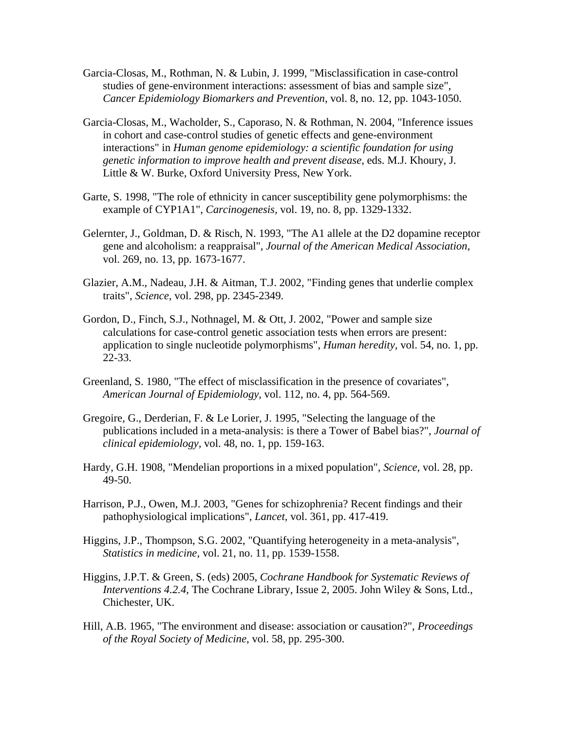Garcia-Closas, M., Rothman, N. & Lubin, J. 1999, "Misclassification in case-control studies of gene-environment interactions: assessment of bias and sample size", *Cancer Epidemiology Biomarkers and Prevention*, vol. 8, no. 12, pp. 1043-1050.

Garcia-Closas, M., Wacholder, S., Caporaso, N. & Rothman, N. 2004, "Inference issues in cohort and case-control studies of genetic effects and gene-environment interactions" in *Human genome epidemiology: a scientific foundation for using genetic information to improve health and prevent disease*, eds. M.J. Khoury, J. Little & W. Burke, Oxford University Press, New York.

Garte, S. 1998, "The role of ethnicity in cancer susceptibility gene polymorphisms: the example of CYP1A1", *Carcinogenesis*, vol. 19, no. 8, pp. 1329-1332.

Gelernter, J., Goldman, D. & Risch, N. 1993, "The A1 allele at the D2 dopamine receptor gene and alcoholism: a reappraisal", *Journal of the American Medical Association*, vol. 269, no. 13, pp. 1673-1677.

Glazier, A.M., Nadeau, J.H. & Aitman, T.J. 2002, "Finding genes that underlie complex traits", *Science*, vol. 298, pp. 2345-2349.

Gordon, D., Finch, S.J., Nothnagel, M. & Ott, J. 2002, "Power and sample size calculations for case-control genetic association tests when errors are present: application to single nucleotide polymorphisms", *Human heredity*, vol. 54, no. 1, pp. 22-33.

Greenland, S. 1980, "The effect of misclassification in the presence of covariates", *American Journal of Epidemiology*, vol. 112, no. 4, pp. 564-569.

Gregoire, G., Derderian, F. & Le Lorier, J. 1995, "Selecting the language of the publications included in a meta-analysis: is there a Tower of Babel bias?", *Journal of clinical epidemiology*, vol. 48, no. 1, pp. 159-163.

Hardy, G.H. 1908, "Mendelian proportions in a mixed population", *Science*, vol. 28, pp. 49-50.

Harrison, P.J., Owen, M.J. 2003, "Genes for schizophrenia? Recent findings and their pathophysiological implications", *Lancet*, vol. 361, pp. 417-419.

Higgins, J.P., Thompson, S.G. 2002, "Quantifying heterogeneity in a meta-analysis", *Statistics in medicine*, vol. 21, no. 11, pp. 1539-1558.

Higgins, J.P.T. & Green, S. (eds) 2005, *Cochrane Handbook for Systematic Reviews of Interventions 4.2.4*, The Cochrane Library, Issue 2, 2005. John Wiley & Sons, Ltd., Chichester, UK.

Hill, A.B. 1965, "The environment and disease: association or causation?", *Proceedings of the Royal Society of Medicine*, vol. 58, pp. 295-300.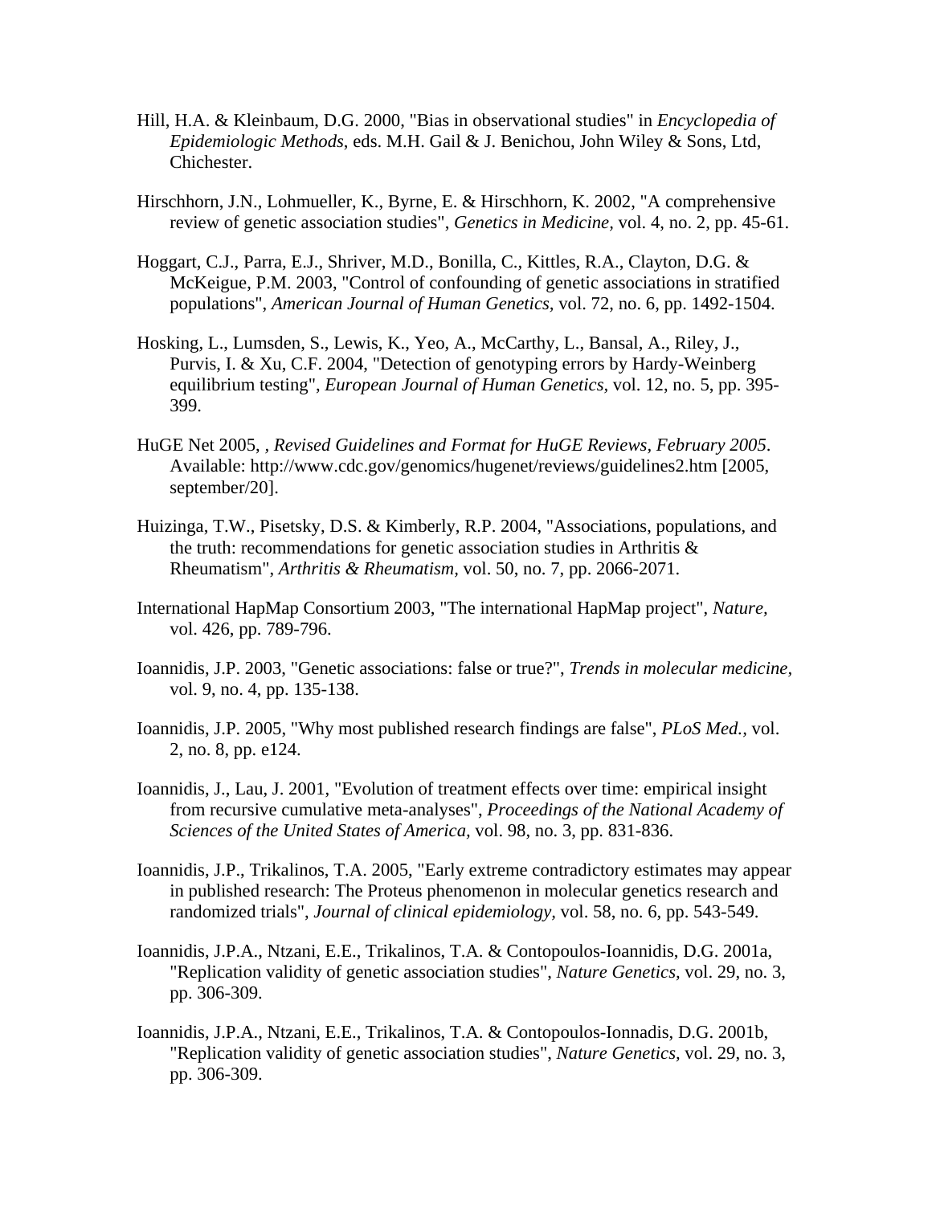Hill, H.A. & Kleinbaum, D.G. 2000, "Bias in observational studies" in *Encyclopedia of Epidemiologic Methods*, eds. M.H. Gail & J. Benichou, John Wiley & Sons, Ltd, Chichester.

Hirschhorn, J.N., Lohmueller, K., Byrne, E. & Hirschhorn, K. 2002, "A comprehensive review of genetic association studies", *Genetics in Medicine*, vol. 4, no. 2, pp. 45-61.

Hoggart, C.J., Parra, E.J., Shriver, M.D., Bonilla, C., Kittles, R.A., Clayton, D.G. & McKeigue, P.M. 2003, "Control of confounding of genetic associations in stratified populations", *American Journal of Human Genetics*, vol. 72, no. 6, pp. 1492-1504.

Hosking, L., Lumsden, S., Lewis, K., Yeo, A., McCarthy, L., Bansal, A., Riley, J., Purvis, I. & Xu, C.F. 2004, "Detection of genotyping errors by Hardy-Weinberg equilibrium testing", *European Journal of Human Genetics*, vol. 12, no. 5, pp. 395-399.

HuGE Net 2005, , *Revised Guidelines and Format for HuGE Reviews, February 2005*. Available: http://www.cdc.gov/genomics/hugenet/reviews/guidelines2.htm [2005, september/20].

Huizinga, T.W., Pisetsky, D.S. & Kimberly, R.P. 2004, "Associations, populations, and the truth: recommendations for genetic association studies in Arthritis & Rheumatism", *Arthritis & Rheumatism*, vol. 50, no. 7, pp. 2066-2071.

International HapMap Consortium 2003, "The international HapMap project", *Nature*, vol. 426, pp. 789-796.

Ioannidis, J.P. 2003, "Genetic associations: false or true?", *Trends in molecular medicine*, vol. 9, no. 4, pp. 135-138.

Ioannidis, J.P. 2005, "Why most published research findings are false", *PLoS Med.*, vol. 2, no. 8, pp. e124.

Ioannidis, J., Lau, J. 2001, "Evolution of treatment effects over time: empirical insight from recursive cumulative meta-analyses", *Proceedings of the National Academy of Sciences of the United States of America*, vol. 98, no. 3, pp. 831-836.

Ioannidis, J.P., Trikalinos, T.A. 2005, "Early extreme contradictory estimates may appear in published research: The Proteus phenomenon in molecular genetics research and randomized trials", *Journal of clinical epidemiology*, vol. 58, no. 6, pp. 543-549.

Ioannidis, J.P.A., Ntzani, E.E., Trikalinos, T.A. & Contopoulos-Ioannidis, D.G. 2001a, "Replication validity of genetic association studies", *Nature Genetics*, vol. 29, no. 3, pp. 306-309.

Ioannidis, J.P.A., Ntzani, E.E., Trikalinos, T.A. & Contopoulos-Ionnadis, D.G. 2001b, "Replication validity of genetic association studies", *Nature Genetics*, vol. 29, no. 3, pp. 306-309.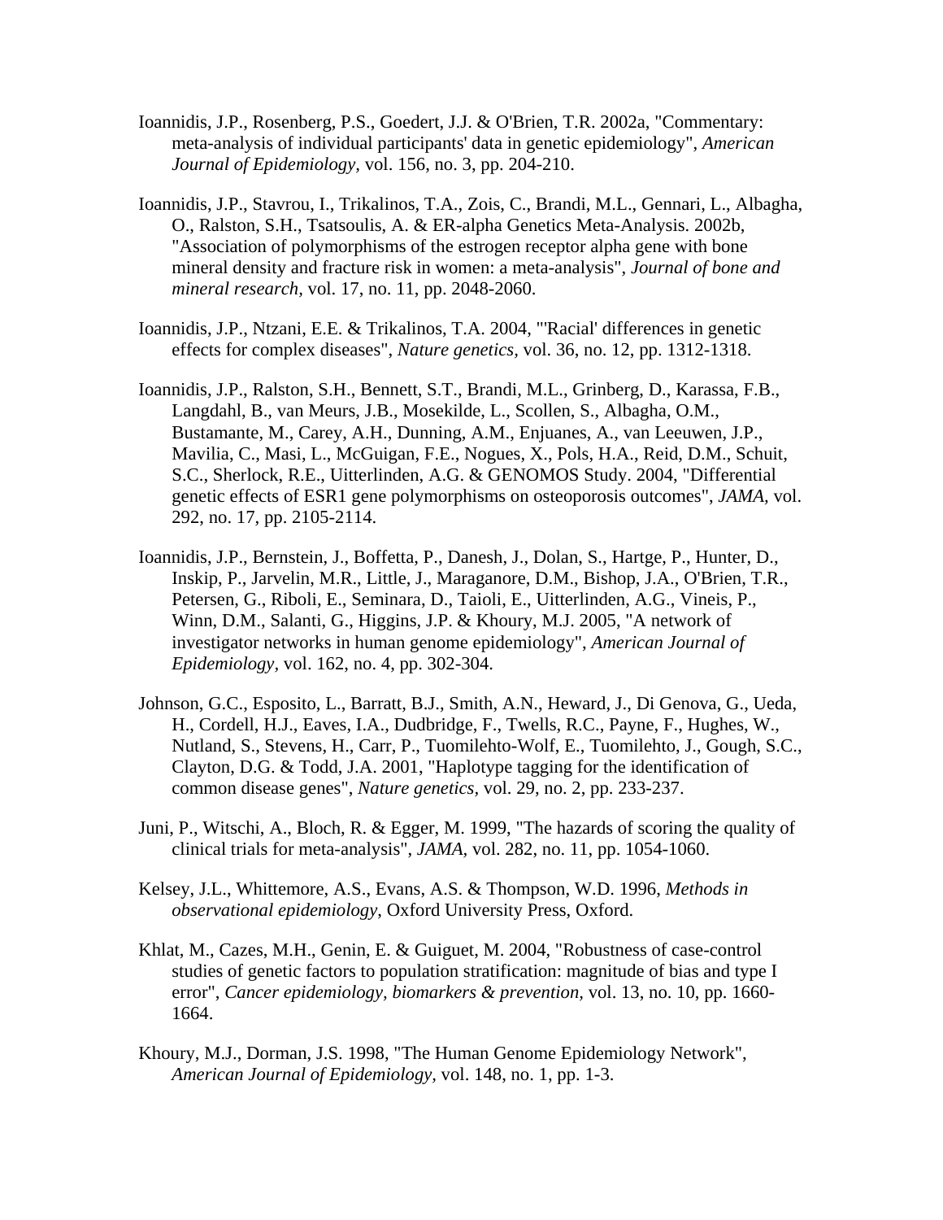Ioannidis, J.P., Rosenberg, P.S., Goedert, J.J. & O'Brien, T.R. 2002a, "Commentary: meta-analysis of individual participants' data in genetic epidemiology", *American Journal of Epidemiology*, vol. 156, no. 3, pp. 204-210.

Ioannidis, J.P., Stavrou, I., Trikalinos, T.A., Zois, C., Brandi, M.L., Gennari, L., Albagha, O., Ralston, S.H., Tsatsoulis, A. & ER-alpha Genetics Meta-Analysis. 2002b, "Association of polymorphisms of the estrogen receptor alpha gene with bone mineral density and fracture risk in women: a meta-analysis", *Journal of bone and mineral research*, vol. 17, no. 11, pp. 2048-2060.

Ioannidis, J.P., Ntzani, E.E. & Trikalinos, T.A. 2004, "'Racial' differences in genetic effects for complex diseases", *Nature genetics*, vol. 36, no. 12, pp. 1312-1318.

Ioannidis, J.P., Ralston, S.H., Bennett, S.T., Brandi, M.L., Grinberg, D., Karassa, F.B., Langdahl, B., van Meurs, J.B., Mosekilde, L., Scollen, S., Albagha, O.M., Bustamante, M., Carey, A.H., Dunning, A.M., Enjuanes, A., van Leeuwen, J.P., Mavilia, C., Masi, L., McGuigan, F.E., Nogues, X., Pols, H.A., Reid, D.M., Schuit, S.C., Sherlock, R.E., Uitterlinden, A.G. & GENOMOS Study. 2004, "Differential genetic effects of ESR1 gene polymorphisms on osteoporosis outcomes", *JAMA*, vol. 292, no. 17, pp. 2105-2114.

Ioannidis, J.P., Bernstein, J., Boffetta, P., Danesh, J., Dolan, S., Hartge, P., Hunter, D., Inskip, P., Jarvelin, M.R., Little, J., Maraganore, D.M., Bishop, J.A., O'Brien, T.R., Petersen, G., Riboli, E., Seminara, D., Taioli, E., Uitterlinden, A.G., Vineis, P., Winn, D.M., Salanti, G., Higgins, J.P. & Khoury, M.J. 2005, "A network of investigator networks in human genome epidemiology", *American Journal of Epidemiology*, vol. 162, no. 4, pp. 302-304.

Johnson, G.C., Esposito, L., Barratt, B.J., Smith, A.N., Heward, J., Di Genova, G., Ueda, H., Cordell, H.J., Eaves, I.A., Dudbridge, F., Twells, R.C., Payne, F., Hughes, W., Nutland, S., Stevens, H., Carr, P., Tuomilehto-Wolf, E., Tuomilehto, J., Gough, S.C., Clayton, D.G. & Todd, J.A. 2001, "Haplotype tagging for the identification of common disease genes", *Nature genetics*, vol. 29, no. 2, pp. 233-237.

Juni, P., Witschi, A., Bloch, R. & Egger, M. 1999, "The hazards of scoring the quality of clinical trials for meta-analysis", *JAMA*, vol. 282, no. 11, pp. 1054-1060.

Kelsey, J.L., Whittemore, A.S., Evans, A.S. & Thompson, W.D. 1996, *Methods in observational epidemiology*, Oxford University Press, Oxford.

Khlat, M., Cazes, M.H., Genin, E. & Guiguet, M. 2004, "Robustness of case-control studies of genetic factors to population stratification: magnitude of bias and type I error", *Cancer epidemiology, biomarkers & prevention*, vol. 13, no. 10, pp. 1660-1664.

Khoury, M.J., Dorman, J.S. 1998, "The Human Genome Epidemiology Network", *American Journal of Epidemiology*, vol. 148, no. 1, pp. 1-3.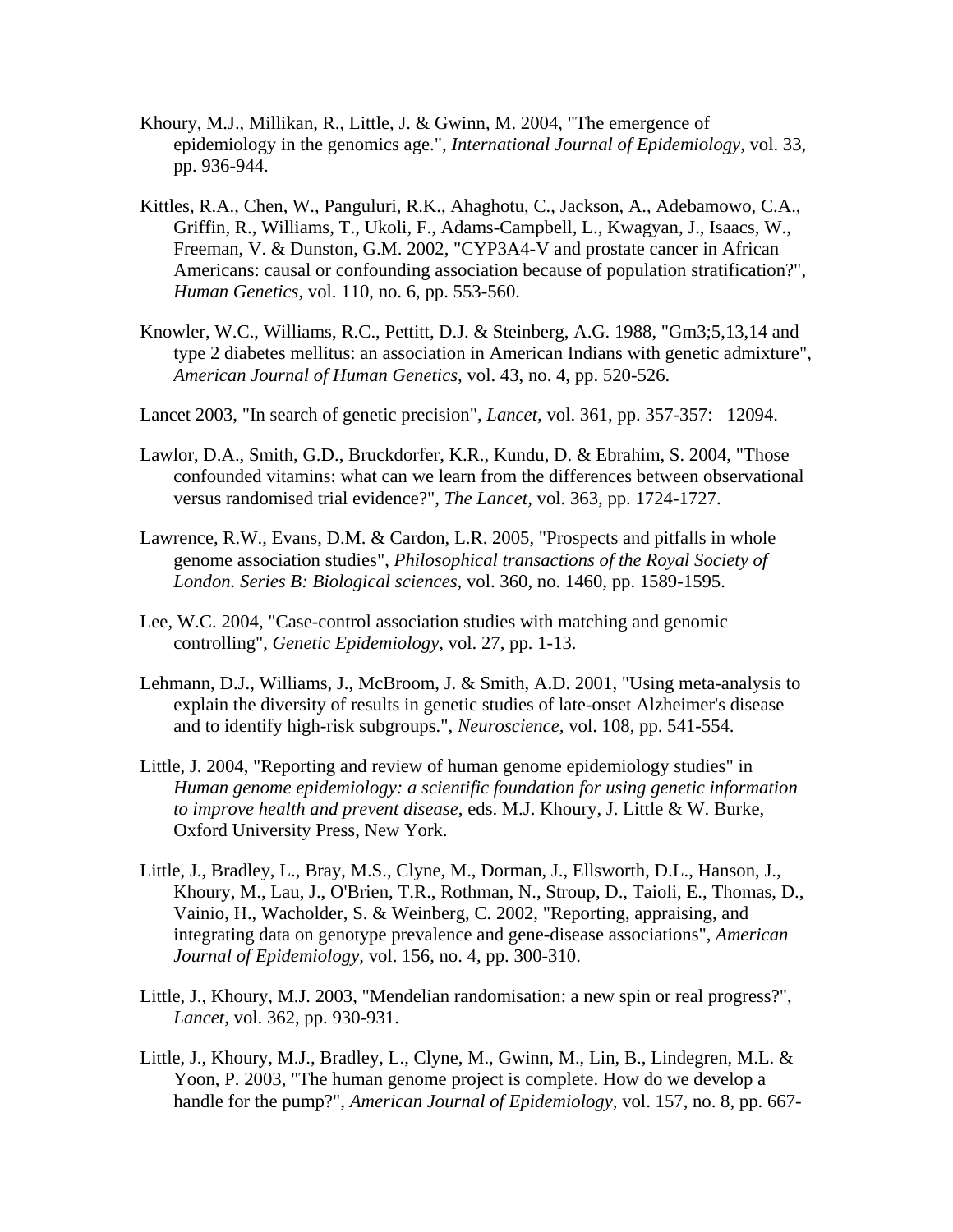Khoury, M.J., Millikan, R., Little, J. & Gwinn, M. 2004, "The emergence of epidemiology in the genomics age.", *International Journal of Epidemiology,* vol. 33, pp. 936-944.

Kittles, R.A., Chen, W., Panguluri, R.K., Ahaghotu, C., Jackson, A., Adebamowo, C.A., Griffin, R., Williams, T., Ukoli, F., Adams-Campbell, L., Kwagyan, J., Isaacs, W., Freeman, V. & Dunston, G.M. 2002, "CYP3A4-V and prostate cancer in African Americans: causal or confounding association because of population stratification?", *Human Genetics,* vol. 110, no. 6, pp. 553-560.

Knowler, W.C., Williams, R.C., Pettitt, D.J. & Steinberg, A.G. 1988, "Gm3;5,13,14 and type 2 diabetes mellitus: an association in American Indians with genetic admixture", *American Journal of Human Genetics,* vol. 43, no. 4, pp. 520-526.

Lancet 2003, "In search of genetic precision", *Lancet,* vol. 361, pp. 357-357: 12094.

Lawlor, D.A., Smith, G.D., Bruckdorfer, K.R., Kundu, D. & Ebrahim, S. 2004, "Those confounded vitamins: what can we learn from the differences between observational versus randomised trial evidence?", *The Lancet,* vol. 363, pp. 1724-1727.

Lawrence, R.W., Evans, D.M. & Cardon, L.R. 2005, "Prospects and pitfalls in whole genome association studies", *Philosophical transactions of the Royal Society of London. Series B: Biological sciences,* vol. 360, no. 1460, pp. 1589-1595.

Lee, W.C. 2004, "Case-control association studies with matching and genomic controlling", *Genetic Epidemiology,* vol. 27, pp. 1-13.

Lehmann, D.J., Williams, J., McBroom, J. & Smith, A.D. 2001, "Using meta-analysis to explain the diversity of results in genetic studies of late-onset Alzheimer's disease and to identify high-risk subgroups.", *Neuroscience,* vol. 108, pp. 541-554.

Little, J. 2004, "Reporting and review of human genome epidemiology studies" in *Human genome epidemiology: a scientific foundation for using genetic information to improve health and prevent disease,* eds. M.J. Khoury, J. Little & W. Burke, Oxford University Press, New York.

Little, J., Bradley, L., Bray, M.S., Clyne, M., Dorman, J., Ellsworth, D.L., Hanson, J., Khoury, M., Lau, J., O'Brien, T.R., Rothman, N., Stroup, D., Taioli, E., Thomas, D., Vainio, H., Wacholder, S. & Weinberg, C. 2002, "Reporting, appraising, and integrating data on genotype prevalence and gene-disease associations", *American Journal of Epidemiology,* vol. 156, no. 4, pp. 300-310.

Little, J., Khoury, M.J. 2003, "Mendelian randomisation: a new spin or real progress?", *Lancet,* vol. 362, pp. 930-931.

Little, J., Khoury, M.J., Bradley, L., Clyne, M., Gwinn, M., Lin, B., Lindegren, M.L. & Yoon, P. 2003, "The human genome project is complete. How do we develop a handle for the pump?", *American Journal of Epidemiology,* vol. 157, no. 8, pp. 667-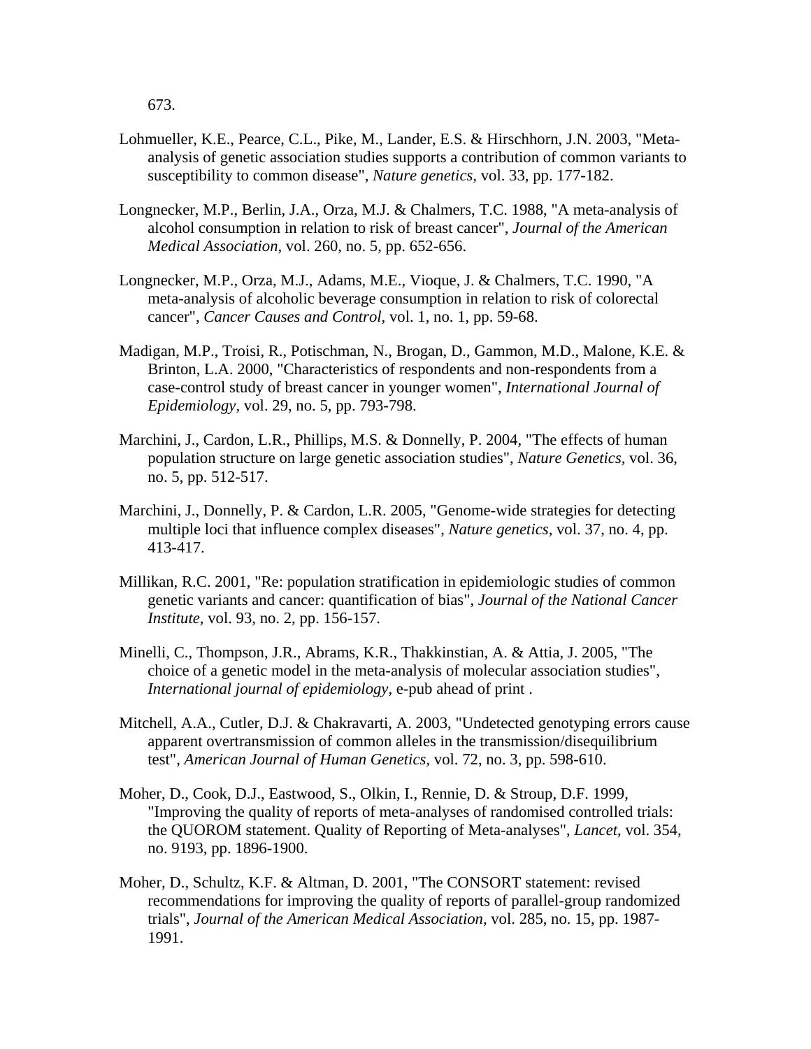673.

Lohmueller, K.E., Pearce, C.L., Pike, M., Lander, E.S. & Hirschhorn, J.N. 2003, "Meta-analysis of genetic association studies supports a contribution of common variants to susceptibility to common disease", *Nature genetics,* vol. 33, pp. 177-182.

Longnecker, M.P., Berlin, J.A., Orza, M.J. & Chalmers, T.C. 1988, "A meta-analysis of alcohol consumption in relation to risk of breast cancer", *Journal of the American Medical Association,* vol. 260, no. 5, pp. 652-656.

Longnecker, M.P., Orza, M.J., Adams, M.E., Vioque, J. & Chalmers, T.C. 1990, "A meta-analysis of alcoholic beverage consumption in relation to risk of colorectal cancer", *Cancer Causes and Control,* vol. 1, no. 1, pp. 59-68.

Madigan, M.P., Troisi, R., Potischman, N., Brogan, D., Gammon, M.D., Malone, K.E. & Brinton, L.A. 2000, "Characteristics of respondents and non-respondents from a case-control study of breast cancer in younger women", *International Journal of Epidemiology,* vol. 29, no. 5, pp. 793-798.

Marchini, J., Cardon, L.R., Phillips, M.S. & Donnelly, P. 2004, "The effects of human population structure on large genetic association studies", *Nature Genetics,* vol. 36, no. 5, pp. 512-517.

Marchini, J., Donnelly, P. & Cardon, L.R. 2005, "Genome-wide strategies for detecting multiple loci that influence complex diseases", *Nature genetics,* vol. 37, no. 4, pp. 413-417.

Millikan, R.C. 2001, "Re: population stratification in epidemiologic studies of common genetic variants and cancer: quantification of bias", *Journal of the National Cancer Institute,* vol. 93, no. 2, pp. 156-157.

Minelli, C., Thompson, J.R., Abrams, K.R., Thakkinstian, A. & Attia, J. 2005, "The choice of a genetic model in the meta-analysis of molecular association studies", *International journal of epidemiology,* e-pub ahead of print .

Mitchell, A.A., Cutler, D.J. & Chakravarti, A. 2003, "Undetected genotyping errors cause apparent overtransmission of common alleles in the transmission/disequilibrium test", *American Journal of Human Genetics,* vol. 72, no. 3, pp. 598-610.

Moher, D., Cook, D.J., Eastwood, S., Olkin, I., Rennie, D. & Stroup, D.F. 1999, "Improving the quality of reports of meta-analyses of randomised controlled trials: the QUOROM statement. Quality of Reporting of Meta-analyses", *Lancet,* vol. 354, no. 9193, pp. 1896-1900.

Moher, D., Schultz, K.F. & Altman, D. 2001, "The CONSORT statement: revised recommendations for improving the quality of reports of parallel-group randomized trials", *Journal of the American Medical Association,* vol. 285, no. 15, pp. 1987-1991.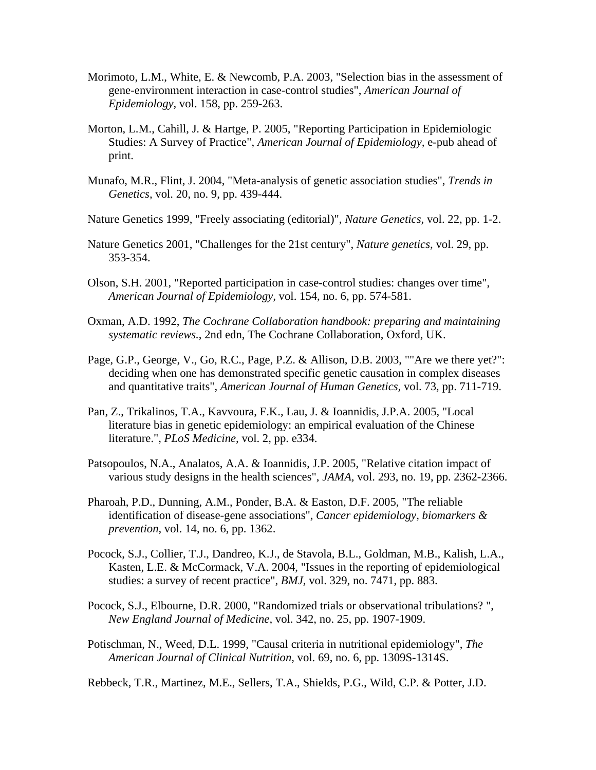Morimoto, L.M., White, E. & Newcomb, P.A. 2003, "Selection bias in the assessment of gene-environment interaction in case-control studies", *American Journal of Epidemiology*, vol. 158, pp. 259-263.

Morton, L.M., Cahill, J. & Hartge, P. 2005, "Reporting Participation in Epidemiologic Studies: A Survey of Practice", *American Journal of Epidemiology*, e-pub ahead of print.

Munafo, M.R., Flint, J. 2004, "Meta-analysis of genetic association studies", *Trends in Genetics*, vol. 20, no. 9, pp. 439-444.

Nature Genetics 1999, "Freely associating (editorial)", *Nature Genetics*, vol. 22, pp. 1-2.

Nature Genetics 2001, "Challenges for the 21st century", *Nature genetics*, vol. 29, pp. 353-354.

Olson, S.H. 2001, "Reported participation in case-control studies: changes over time", *American Journal of Epidemiology*, vol. 154, no. 6, pp. 574-581.

Oxman, A.D. 1992, *The Cochrane Collaboration handbook: preparing and maintaining systematic reviews.*, 2nd edn, The Cochrane Collaboration, Oxford, UK.

Page, G.P., George, V., Go, R.C., Page, P.Z. & Allison, D.B. 2003, ""Are we there yet?": deciding when one has demonstrated specific genetic causation in complex diseases and quantitative traits", *American Journal of Human Genetics*, vol. 73, pp. 711-719.

Pan, Z., Trikalinos, T.A., Kavvoura, F.K., Lau, J. & Ioannidis, J.P.A. 2005, "Local literature bias in genetic epidemiology: an empirical evaluation of the Chinese literature.", *PLoS Medicine*, vol. 2, pp. e334.

Patsopoulos, N.A., Analatos, A.A. & Ioannidis, J.P. 2005, "Relative citation impact of various study designs in the health sciences", *JAMA*, vol. 293, no. 19, pp. 2362-2366.

Pharoah, P.D., Dunning, A.M., Ponder, B.A. & Easton, D.F. 2005, "The reliable identification of disease-gene associations", *Cancer epidemiology, biomarkers & prevention*, vol. 14, no. 6, pp. 1362.

Pocock, S.J., Collier, T.J., Dandreo, K.J., de Stavola, B.L., Goldman, M.B., Kalish, L.A., Kasten, L.E. & McCormack, V.A. 2004, "Issues in the reporting of epidemiological studies: a survey of recent practice", *BMJ*, vol. 329, no. 7471, pp. 883.

Pocock, S.J., Elbourne, D.R. 2000, "Randomized trials or observational tribulations? ", *New England Journal of Medicine*, vol. 342, no. 25, pp. 1907-1909.

Potischman, N., Weed, D.L. 1999, "Causal criteria in nutritional epidemiology", *The American Journal of Clinical Nutrition*, vol. 69, no. 6, pp. 1309S-1314S.

Rebbeck, T.R., Martinez, M.E., Sellers, T.A., Shields, P.G., Wild, C.P. & Potter, J.D.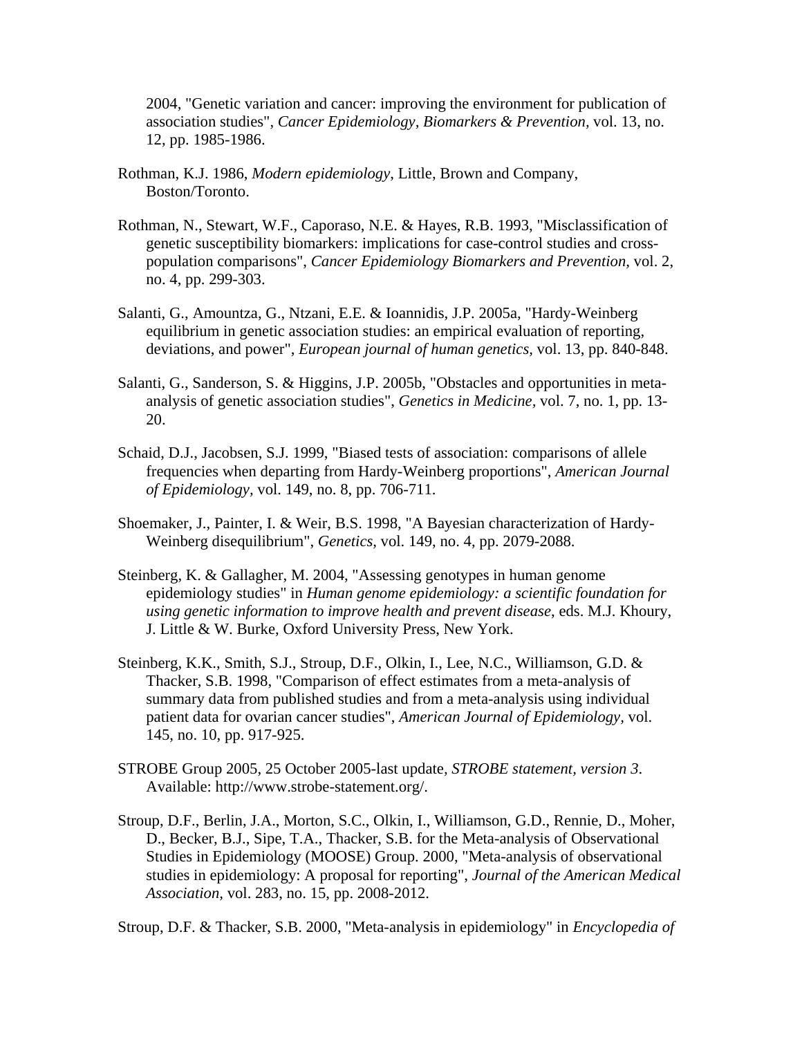2004, "Genetic variation and cancer: improving the environment for publication of association studies", *Cancer Epidemiology, Biomarkers & Prevention*, vol. 13, no. 12, pp. 1985-1986.

Rothman, K.J. 1986, *Modern epidemiology*, Little, Brown and Company, Boston/Toronto.

Rothman, N., Stewart, W.F., Caporaso, N.E. & Hayes, R.B. 1993, "Misclassification of genetic susceptibility biomarkers: implications for case-control studies and cross-population comparisons", *Cancer Epidemiology Biomarkers and Prevention*, vol. 2, no. 4, pp. 299-303.

Salanti, G., Amountza, G., Ntzani, E.E. & Ioannidis, J.P. 2005a, "Hardy-Weinberg equilibrium in genetic association studies: an empirical evaluation of reporting, deviations, and power", *European journal of human genetics*, vol. 13, pp. 840-848.

Salanti, G., Sanderson, S. & Higgins, J.P. 2005b, "Obstacles and opportunities in meta-analysis of genetic association studies", *Genetics in Medicine*, vol. 7, no. 1, pp. 13-20.

Schaid, D.J., Jacobsen, S.J. 1999, "Biased tests of association: comparisons of allele frequencies when departing from Hardy-Weinberg proportions", *American Journal of Epidemiology*, vol. 149, no. 8, pp. 706-711.

Shoemaker, J., Painter, I. & Weir, B.S. 1998, "A Bayesian characterization of Hardy-Weinberg disequilibrium", *Genetics*, vol. 149, no. 4, pp. 2079-2088.

Steinberg, K. & Gallagher, M. 2004, "Assessing genotypes in human genome epidemiology studies" in *Human genome epidemiology: a scientific foundation for using genetic information to improve health and prevent disease*, eds. M.J. Khoury, J. Little & W. Burke, Oxford University Press, New York.

Steinberg, K.K., Smith, S.J., Stroup, D.F., Olkin, I., Lee, N.C., Williamson, G.D. & Thacker, S.B. 1998, "Comparison of effect estimates from a meta-analysis of summary data from published studies and from a meta-analysis using individual patient data for ovarian cancer studies", *American Journal of Epidemiology*, vol. 145, no. 10, pp. 917-925.

STROBE Group 2005, 25 October 2005-last update, *STROBE statement, version 3*. Available: http://www.strobe-statement.org/.

Stroup, D.F., Berlin, J.A., Morton, S.C., Olkin, I., Williamson, G.D., Rennie, D., Moher, D., Becker, B.J., Sipe, T.A., Thacker, S.B. for the Meta-analysis of Observational Studies in Epidemiology (MOOSE) Group. 2000, "Meta-analysis of observational studies in epidemiology: A proposal for reporting", *Journal of the American Medical Association*, vol. 283, no. 15, pp. 2008-2012.

Stroup, D.F. & Thacker, S.B. 2000, "Meta-analysis in epidemiology" in *Encyclopedia of*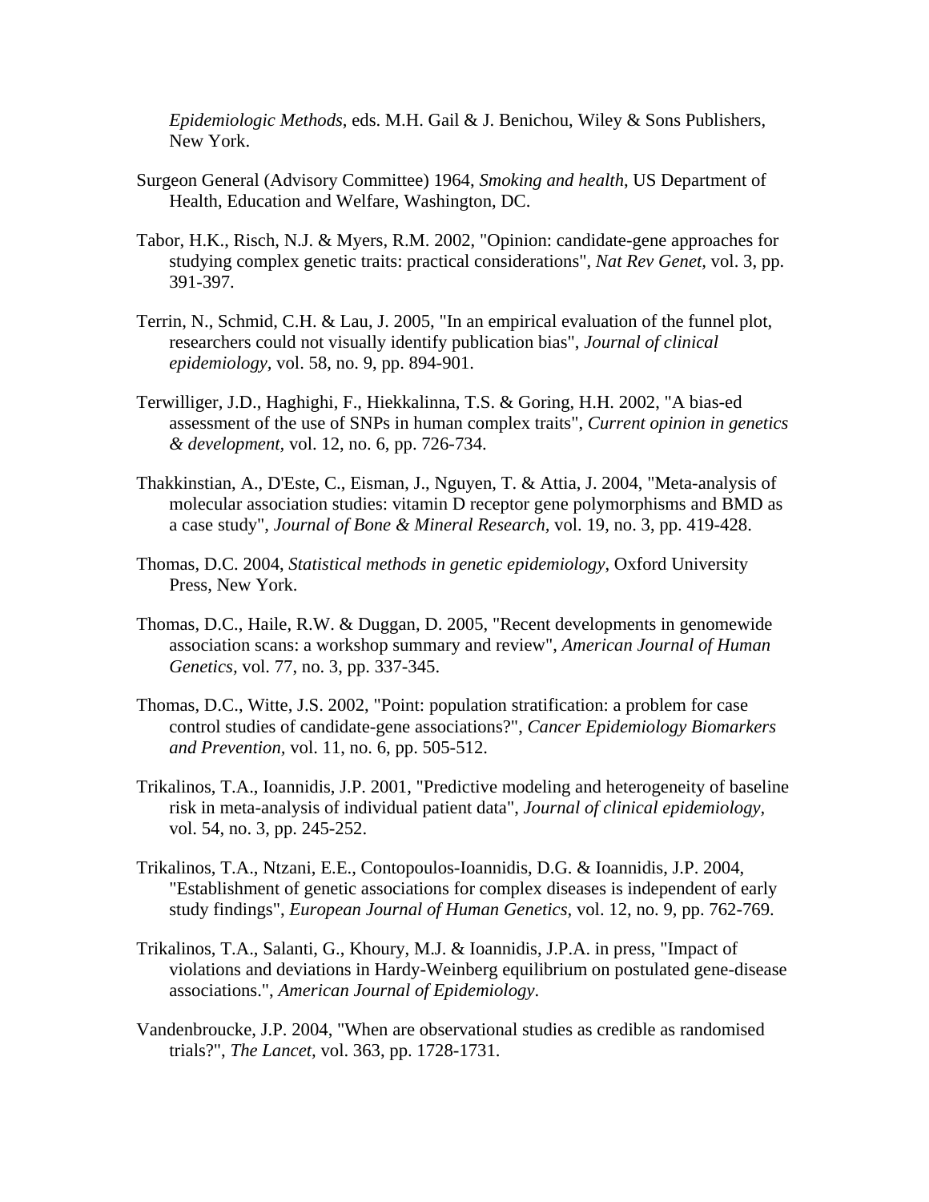*Epidemiologic Methods*, eds. M.H. Gail & J. Benichou, Wiley & Sons Publishers, New York.

Surgeon General (Advisory Committee) 1964, *Smoking and health*, US Department of Health, Education and Welfare, Washington, DC.

Tabor, H.K., Risch, N.J. & Myers, R.M. 2002, "Opinion: candidate-gene approaches for studying complex genetic traits: practical considerations", *Nat Rev Genet,* vol. 3, pp. 391-397.

Terrin, N., Schmid, C.H. & Lau, J. 2005, "In an empirical evaluation of the funnel plot, researchers could not visually identify publication bias", *Journal of clinical epidemiology,* vol. 58, no. 9, pp. 894-901.

Terwilliger, J.D., Haghighi, F., Hiekkalinna, T.S. & Goring, H.H. 2002, "A bias-ed assessment of the use of SNPs in human complex traits", *Current opinion in genetics & development,* vol. 12, no. 6, pp. 726-734.

Thakkinstian, A., D'Este, C., Eisman, J., Nguyen, T. & Attia, J. 2004, "Meta-analysis of molecular association studies: vitamin D receptor gene polymorphisms and BMD as a case study", *Journal of Bone & Mineral Research,* vol. 19, no. 3, pp. 419-428.

Thomas, D.C. 2004, *Statistical methods in genetic epidemiology*, Oxford University Press, New York.

Thomas, D.C., Haile, R.W. & Duggan, D. 2005, "Recent developments in genomewide association scans: a workshop summary and review", *American Journal of Human Genetics,* vol. 77, no. 3, pp. 337-345.

Thomas, D.C., Witte, J.S. 2002, "Point: population stratification: a problem for case control studies of candidate-gene associations?", *Cancer Epidemiology Biomarkers and Prevention,* vol. 11, no. 6, pp. 505-512.

Trikalinos, T.A., Ioannidis, J.P. 2001, "Predictive modeling and heterogeneity of baseline risk in meta-analysis of individual patient data", *Journal of clinical epidemiology,* vol. 54, no. 3, pp. 245-252.

Trikalinos, T.A., Ntzani, E.E., Contopoulos-Ioannidis, D.G. & Ioannidis, J.P. 2004, "Establishment of genetic associations for complex diseases is independent of early study findings", *European Journal of Human Genetics,* vol. 12, no. 9, pp. 762-769.

Trikalinos, T.A., Salanti, G., Khoury, M.J. & Ioannidis, J.P.A. in press, "Impact of violations and deviations in Hardy-Weinberg equilibrium on postulated gene-disease associations.", *American Journal of Epidemiology*.

Vandenbroucke, J.P. 2004, "When are observational studies as credible as randomised trials?", *The Lancet,* vol. 363, pp. 1728-1731.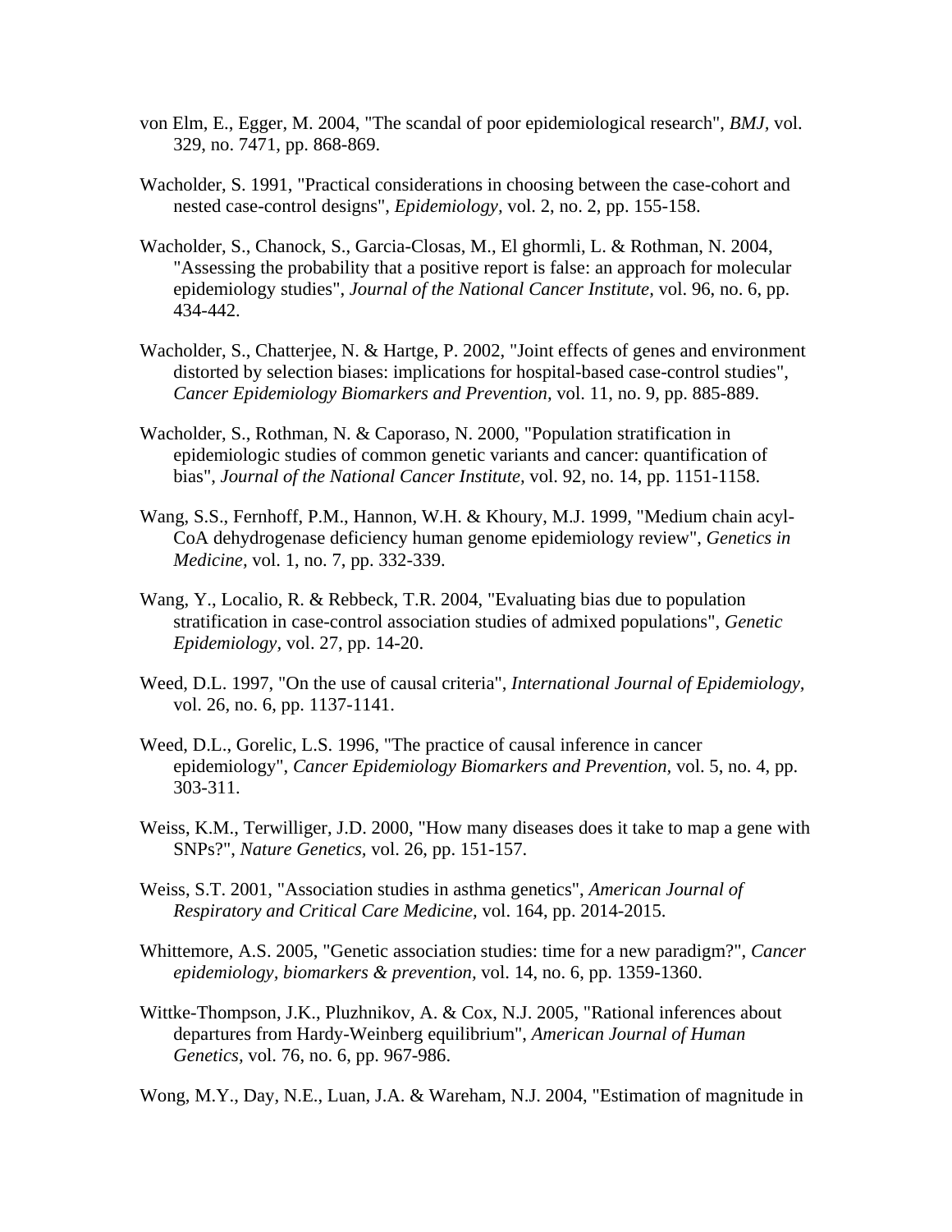von Elm, E., Egger, M. 2004, "The scandal of poor epidemiological research", *BMJ,* vol. 329, no. 7471, pp. 868-869.

Wacholder, S. 1991, "Practical considerations in choosing between the case-cohort and nested case-control designs", *Epidemiology,* vol. 2, no. 2, pp. 155-158.

Wacholder, S., Chanock, S., Garcia-Closas, M., El ghormli, L. & Rothman, N. 2004, "Assessing the probability that a positive report is false: an approach for molecular epidemiology studies", *Journal of the National Cancer Institute,* vol. 96, no. 6, pp. 434-442.

Wacholder, S., Chatterjee, N. & Hartge, P. 2002, "Joint effects of genes and environment distorted by selection biases: implications for hospital-based case-control studies", *Cancer Epidemiology Biomarkers and Prevention,* vol. 11, no. 9, pp. 885-889.

Wacholder, S., Rothman, N. & Caporaso, N. 2000, "Population stratification in epidemiologic studies of common genetic variants and cancer: quantification of bias", *Journal of the National Cancer Institute,* vol. 92, no. 14, pp. 1151-1158.

Wang, S.S., Fernhoff, P.M., Hannon, W.H. & Khoury, M.J. 1999, "Medium chain acyl-CoA dehydrogenase deficiency human genome epidemiology review", *Genetics in Medicine,* vol. 1, no. 7, pp. 332-339.

Wang, Y., Localio, R. & Rebbeck, T.R. 2004, "Evaluating bias due to population stratification in case-control association studies of admixed populations", *Genetic Epidemiology,* vol. 27, pp. 14-20.

Weed, D.L. 1997, "On the use of causal criteria", *International Journal of Epidemiology,* vol. 26, no. 6, pp. 1137-1141.

Weed, D.L., Gorelic, L.S. 1996, "The practice of causal inference in cancer epidemiology", *Cancer Epidemiology Biomarkers and Prevention,* vol. 5, no. 4, pp. 303-311.

Weiss, K.M., Terwilliger, J.D. 2000, "How many diseases does it take to map a gene with SNPs?", *Nature Genetics,* vol. 26, pp. 151-157.

Weiss, S.T. 2001, "Association studies in asthma genetics", *American Journal of Respiratory and Critical Care Medicine,* vol. 164, pp. 2014-2015.

Whittemore, A.S. 2005, "Genetic association studies: time for a new paradigm?", *Cancer epidemiology, biomarkers & prevention,* vol. 14, no. 6, pp. 1359-1360.

Wittke-Thompson, J.K., Pluzhnikov, A. & Cox, N.J. 2005, "Rational inferences about departures from Hardy-Weinberg equilibrium", *American Journal of Human Genetics,* vol. 76, no. 6, pp. 967-986.

Wong, M.Y., Day, N.E., Luan, J.A. & Wareham, N.J. 2004, "Estimation of magnitude in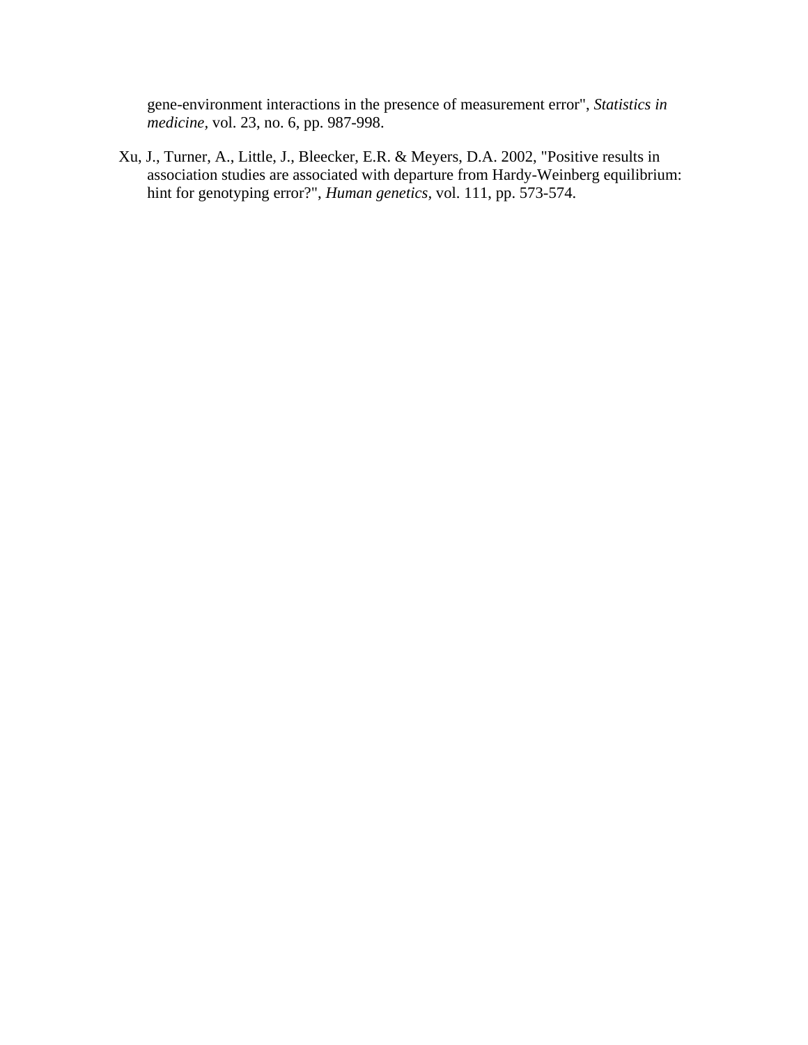gene-environment interactions in the presence of measurement error", *Statistics in medicine*, vol. 23, no. 6, pp. 987-998.

Xu, J., Turner, A., Little, J., Bleecker, E.R. & Meyers, D.A. 2002, "Positive results in association studies are associated with departure from Hardy-Weinberg equilibrium: hint for genotyping error?", *Human genetics*, vol. 111, pp. 573-574.